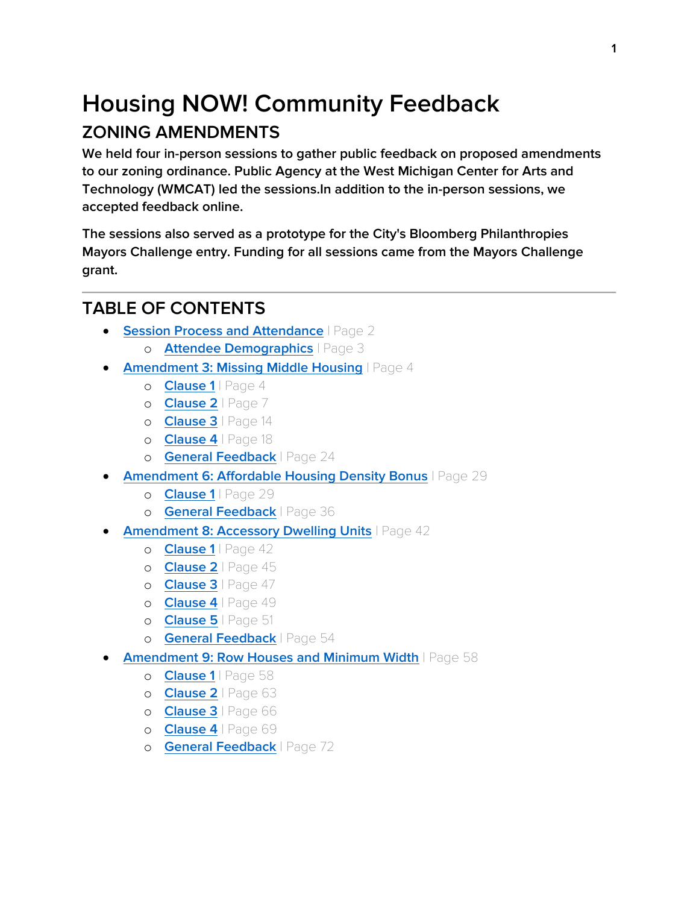# Housing NOW! Community Feedback

## ZONING AMENDMENTS

**We held four in-person sessions to gather public feedback on proposed amendments to our zoning ordinance. Public Agency at the West Michigan Center for Arts and Technology (WMCAT) led the sessions.In addition to the in-person sessions, we accepted feedback online.**

**The sessions also served as a prototype for the City's Bloomberg Philanthropies Mayors Challenge entry. Funding for all sessions came from the Mayors Challenge grant.**

---

## TABLE OF CONTENTS

- **Session Process and Attendance** | Page 2
  - **Attendee Demographics** | Page 3
- **Amendment 3: Missing Middle Housing** | Page 4
  - **Clause 1** | Page 4
  - **Clause 2** | Page 7
  - **Clause 3** | Page 14
  - **Clause 4** | Page 18
  - **General Feedback** | Page 24
- **Amendment 6: Affordable Housing Density Bonus** | Page 29
  - **Clause 1** | Page 29
  - **General Feedback** | Page 36
- **Amendment 8: Accessory Dwelling Units** | Page 42
  - **Clause 1** | Page 42
  - **Clause 2** | Page 45
  - **Clause 3** | Page 47
  - **Clause 4** | Page 49
  - **Clause 5** | Page 51
  - **General Feedback** | Page 54
- **Amendment 9: Row Houses and Minimum Width** | Page 58
  - **Clause 1** | Page 58
  - **Clause 2** | Page 63
  - **Clause 3** | Page 66
  - **Clause 4** | Page 69
  - **General Feedback** | Page 72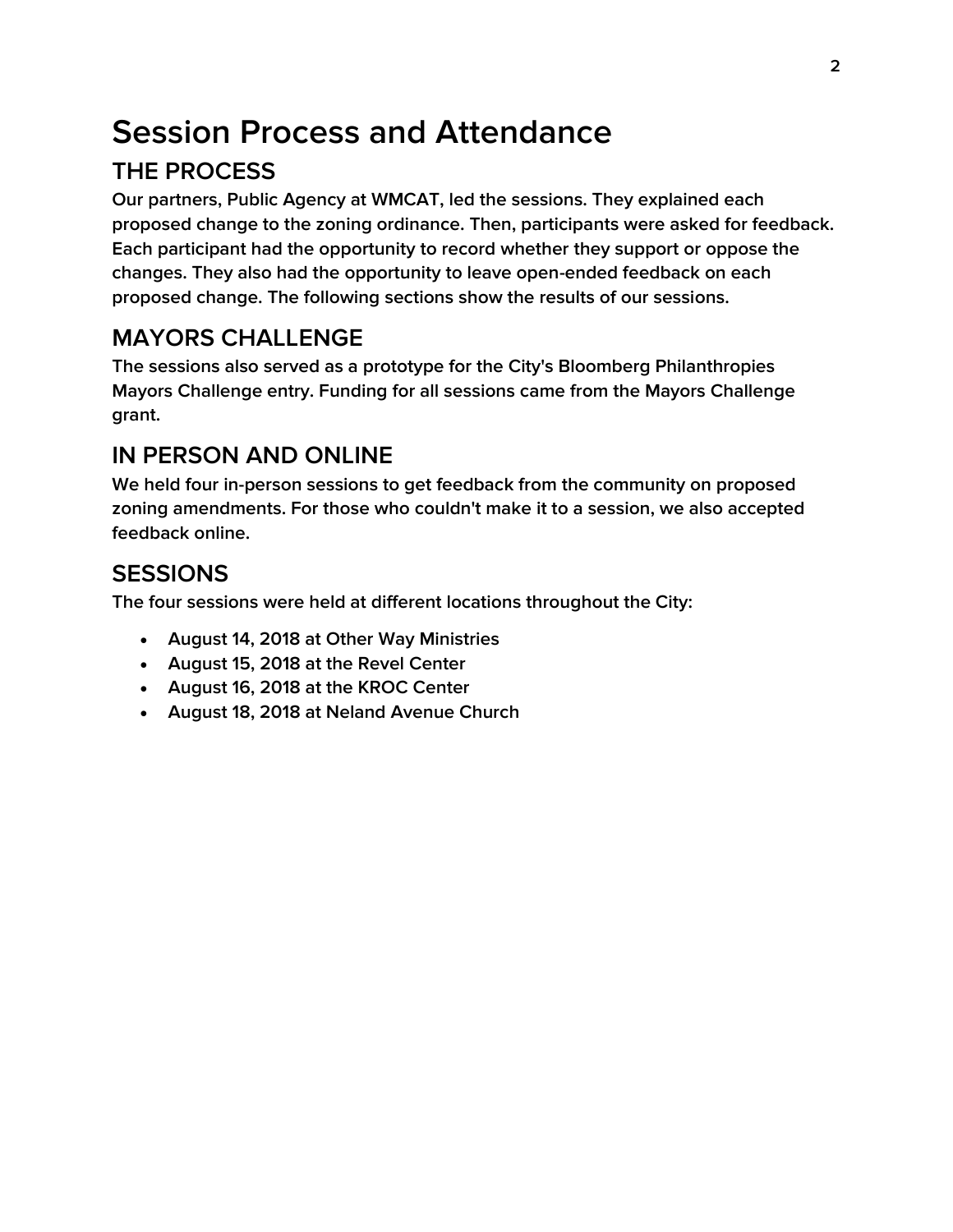# Session Process and Attendance

## THE PROCESS

Our partners, Public Agency at WMCAT, led the sessions. They explained each proposed change to the zoning ordinance. Then, participants were asked for feedback. Each participant had the opportunity to record whether they support or oppose the changes. They also had the opportunity to leave open-ended feedback on each proposed change. The following sections show the results of our sessions.

## MAYORS CHALLENGE

The sessions also served as a prototype for the City's Bloomberg Philanthropies Mayors Challenge entry. Funding for all sessions came from the Mayors Challenge grant.

## IN PERSON AND ONLINE

We held four in-person sessions to get feedback from the community on proposed zoning amendments. For those who couldn't make it to a session, we also accepted feedback online.

## SESSIONS

The four sessions were held at different locations throughout the City:

- August 14, 2018 at Other Way Ministries
- August 15, 2018 at the Revel Center
- August 16, 2018 at the KROC Center
- August 18, 2018 at Neland Avenue Church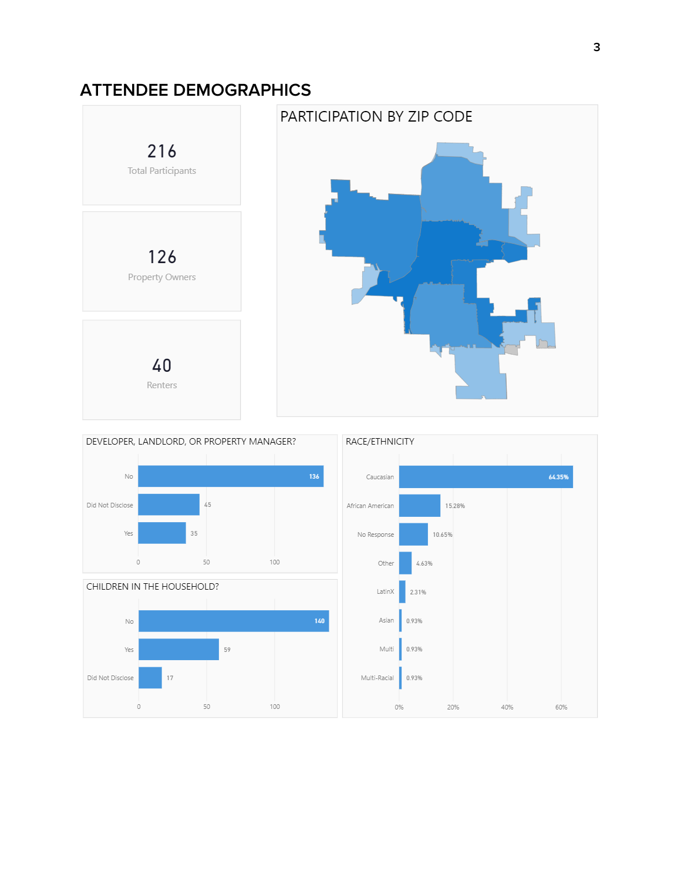# ATTENDEE DEMOGRAPHICS

**216**
Total Participants

**126**
Property Owners

**40**
Renters

## PARTICIPATION BY ZIP CODE

## DEVELOPER, LANDLORD, OR PROPERTY MANAGER?

| Response | Count |
|---|---|
| No | 136 |
| Did Not Disclose | 45 |
| Yes | 35 |

## CHILDREN IN THE HOUSEHOLD?

| Response | Count |
|---|---|
| No | 140 |
| Yes | 59 |
| Did Not Disclose | 17 |

## RACE/ETHNICITY

| Race/Ethnicity | Percent |
|---|---|
| Caucasian | 64.35% |
| African American | 15.28% |
| No Response | 10.65% |
| Other | 4.63% |
| LatinX | 2.31% |
| Asian | 0.93% |
| Multi | 0.93% |
| Multi-Racial | 0.93% |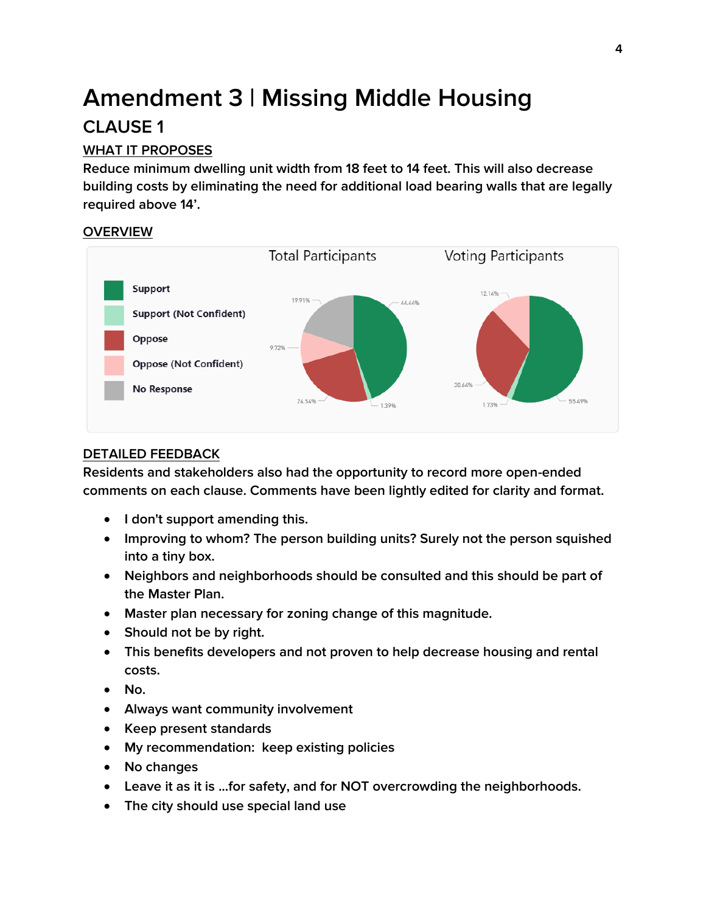# Amendment 3 | Missing Middle Housing

## CLAUSE 1

### WHAT IT PROPOSES

**Reduce minimum dwelling unit width from 18 feet to 14 feet. This will also decrease building costs by eliminating the need for additional load bearing walls that are legally required above 14'.**

### OVERVIEW

Total Participants

Voting Participants

Support

Support (Not Confident)

Oppose

Oppose (Not Confident)

No Response

| | Total Participants | Voting Participants |
|---|---|---|
| Support | 44.44% | 55.49% |
| Support (Not Confident) | 1.39% | 1.73% |
| Oppose | 24.54% | 30.64% |
| Oppose (Not Confident) | 9.72% | 12.14% |
| No Response | 19.91% | |

### DETAILED FEEDBACK

Residents and stakeholders also had the opportunity to record more open-ended comments on each clause. Comments have been lightly edited for clarity and format.

- I don't support amending this.
- Improving to whom? The person building units? Surely not the person squished into a tiny box.
- Neighbors and neighborhoods should be consulted and this should be part of the Master Plan.
- Master plan necessary for zoning change of this magnitude.
- Should not be by right.
- This benefits developers and not proven to help decrease housing and rental costs.
- No.
- Always want community involvement
- Keep present standards
- My recommendation: keep existing policies
- No changes
- Leave it as it is ...for safety, and for NOT overcrowding the neighborhoods.
- The city should use special land use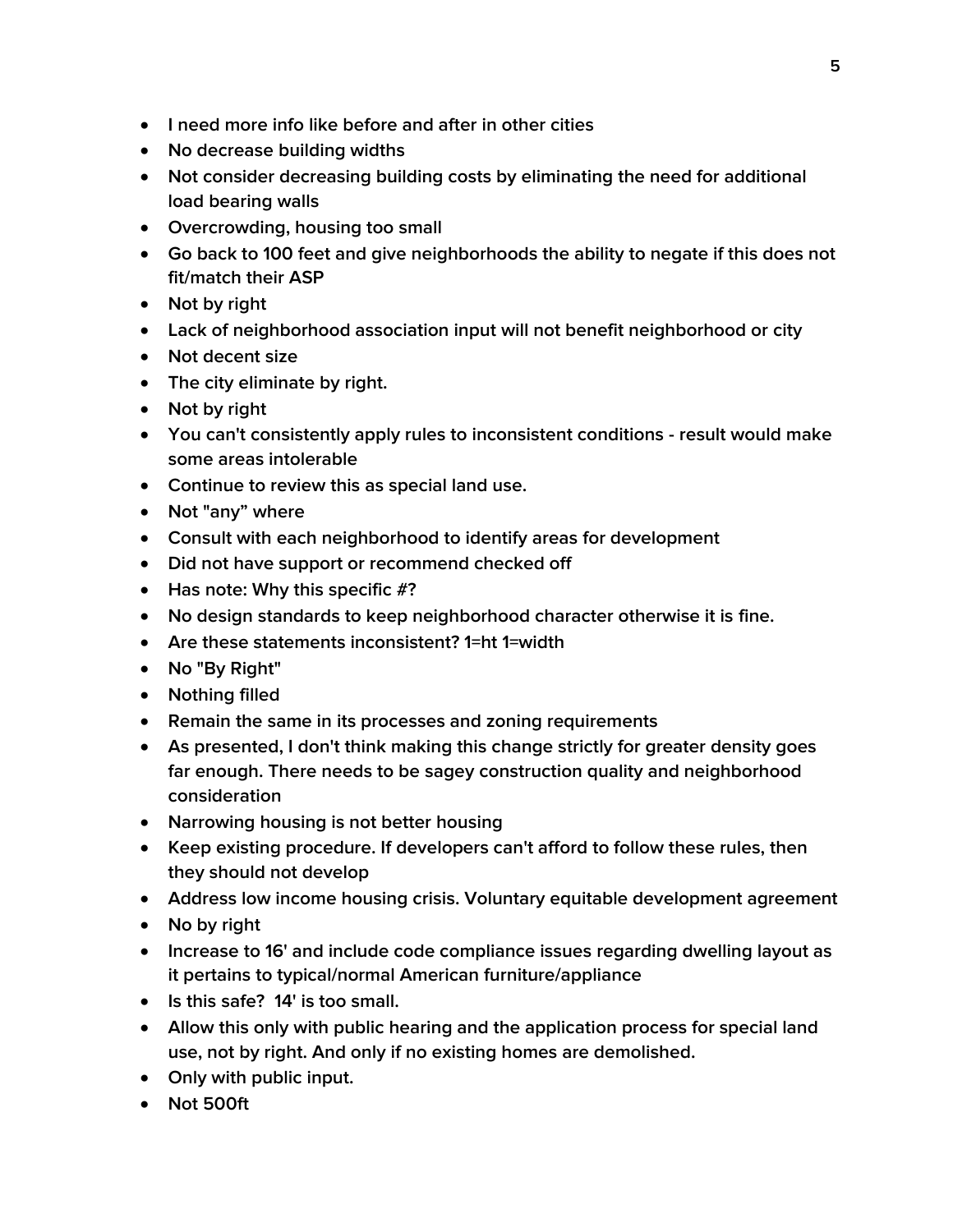- I need more info like before and after in other cities
- No decrease building widths
- Not consider decreasing building costs by eliminating the need for additional load bearing walls
- Overcrowding, housing too small
- Go back to 100 feet and give neighborhoods the ability to negate if this does not fit/match their ASP
- Not by right
- Lack of neighborhood association input will not benefit neighborhood or city
- Not decent size
- The city eliminate by right.
- Not by right
- You can't consistently apply rules to inconsistent conditions - result would make some areas intolerable
- Continue to review this as special land use.
- Not "any" where
- Consult with each neighborhood to identify areas for development
- Did not have support or recommend checked off
- Has note: Why this specific #?
- No design standards to keep neighborhood character otherwise it is fine.
- Are these statements inconsistent? 1=ht 1=width
- No "By Right"
- Nothing filled
- Remain the same in its processes and zoning requirements
- As presented, I don't think making this change strictly for greater density goes far enough. There needs to be sagey construction quality and neighborhood consideration
- Narrowing housing is not better housing
- Keep existing procedure. If developers can't afford to follow these rules, then they should not develop
- Address low income housing crisis. Voluntary equitable development agreement
- No by right
- Increase to 16' and include code compliance issues regarding dwelling layout as it pertains to typical/normal American furniture/appliance
- Is this safe? 14' is too small.
- Allow this only with public hearing and the application process for special land use, not by right. And only if no existing homes are demolished.
- Only with public input.
- Not 500ft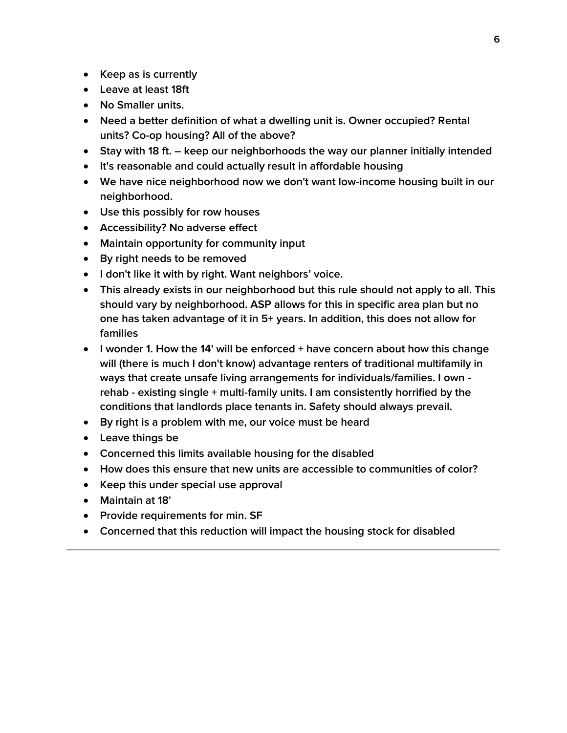- Keep as is currently
- Leave at least 18ft
- No Smaller units.
- Need a better definition of what a dwelling unit is. Owner occupied? Rental units? Co-op housing? All of the above?
- Stay with 18 ft. – keep our neighborhoods the way our planner initially intended
- It's reasonable and could actually result in affordable housing
- We have nice neighborhood now we don't want low-income housing built in our neighborhood.
- Use this possibly for row houses
- Accessibility? No adverse effect
- Maintain opportunity for community input
- By right needs to be removed
- I don't like it with by right. Want neighbors' voice.
- This already exists in our neighborhood but this rule should not apply to all. This should vary by neighborhood. ASP allows for this in specific area plan but no one has taken advantage of it in 5+ years. In addition, this does not allow for families
- I wonder 1. How the 14' will be enforced + have concern about how this change will (there is much I don't know) advantage renters of traditional multifamily in ways that create unsafe living arrangements for individuals/families. I own - rehab - existing single + multi-family units. I am consistently horrified by the conditions that landlords place tenants in. Safety should always prevail.
- By right is a problem with me, our voice must be heard
- Leave things be
- Concerned this limits available housing for the disabled
- How does this ensure that new units are accessible to communities of color?
- Keep this under special use approval
- Maintain at 18'
- Provide requirements for min. SF
- Concerned that this reduction will impact the housing stock for disabled

---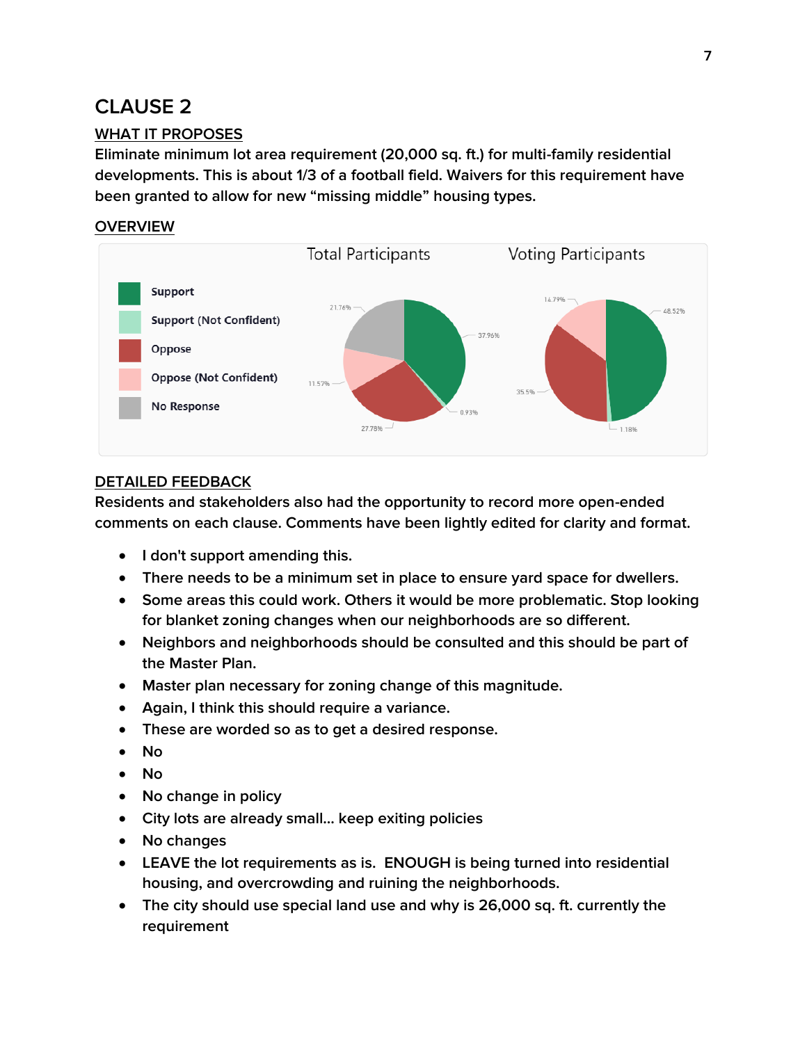## CLAUSE 2

### WHAT IT PROPOSES

Eliminate minimum lot area requirement (20,000 sq. ft.) for multi-family residential developments. This is about 1/3 of a football field. Waivers for this requirement have been granted to allow for new "missing middle" housing types.

### OVERVIEW

| | Total Participants | Voting Participants |
|---|---|---|
| Support | 37.96% | 48.52% |
| Support (Not Confident) | 0.93% | 1.18% |
| Oppose | 27.78% | 35.5% |
| Oppose (Not Confident) | 11.57% | 14.79% |
| No Response | 21.76% | |

### DETAILED FEEDBACK

Residents and stakeholders also had the opportunity to record more open-ended comments on each clause. Comments have been lightly edited for clarity and format.

- I don't support amending this.
- There needs to be a minimum set in place to ensure yard space for dwellers.
- Some areas this could work. Others it would be more problematic. Stop looking for blanket zoning changes when our neighborhoods are so different.
- Neighbors and neighborhoods should be consulted and this should be part of the Master Plan.
- Master plan necessary for zoning change of this magnitude.
- Again, I think this should require a variance.
- These are worded so as to get a desired response.
- No
- No
- No change in policy
- City lots are already small... keep exiting policies
- No changes
- LEAVE the lot requirements as is. ENOUGH is being turned into residential housing, and overcrowding and ruining the neighborhoods.
- The city should use special land use and why is 26,000 sq. ft. currently the requirement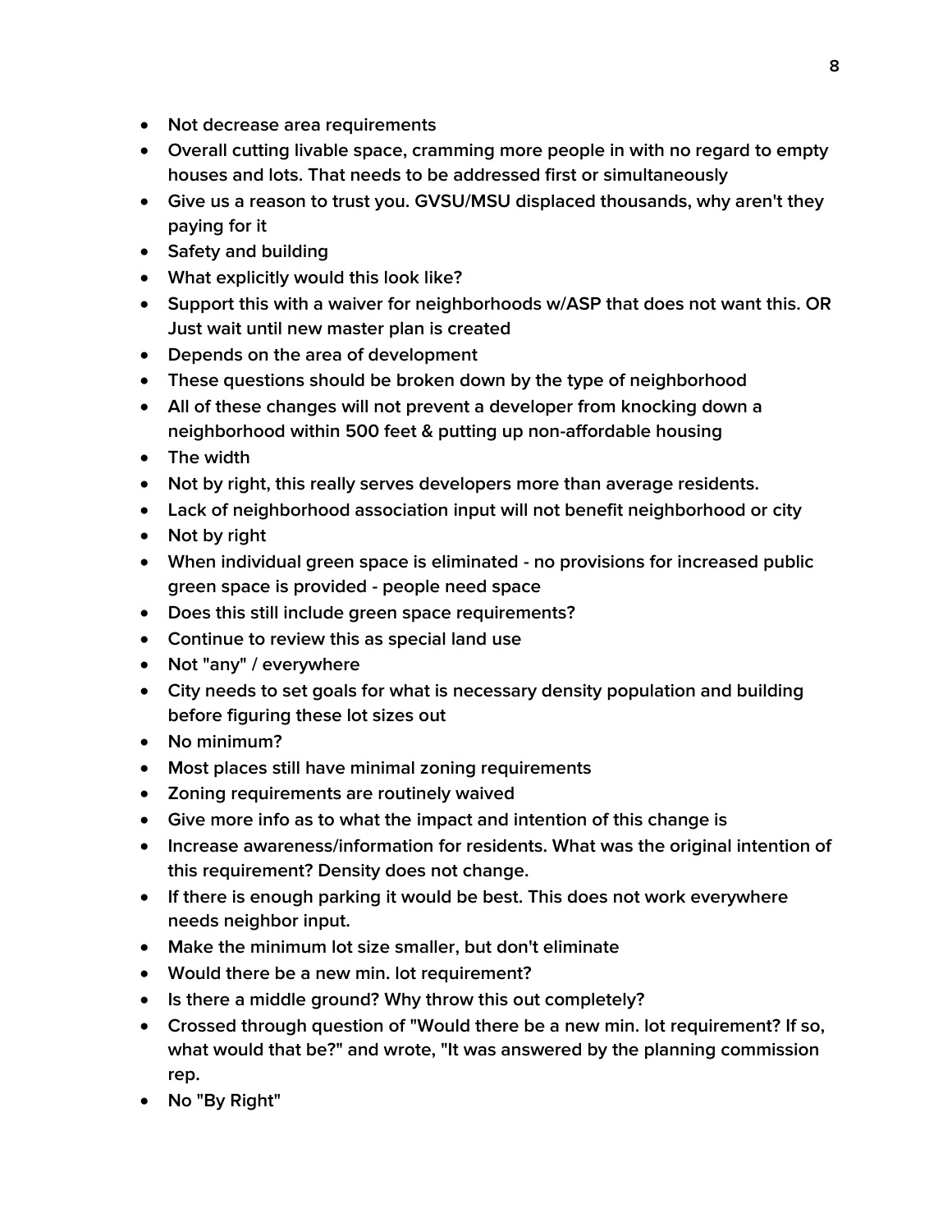- Not decrease area requirements
- Overall cutting livable space, cramming more people in with no regard to empty houses and lots. That needs to be addressed first or simultaneously
- Give us a reason to trust you. GVSU/MSU displaced thousands, why aren't they paying for it
- Safety and building
- What explicitly would this look like?
- Support this with a waiver for neighborhoods w/ASP that does not want this. OR Just wait until new master plan is created
- Depends on the area of development
- These questions should be broken down by the type of neighborhood
- All of these changes will not prevent a developer from knocking down a neighborhood within 500 feet & putting up non-affordable housing
- The width
- Not by right, this really serves developers more than average residents.
- Lack of neighborhood association input will not benefit neighborhood or city
- Not by right
- When individual green space is eliminated - no provisions for increased public green space is provided - people need space
- Does this still include green space requirements?
- Continue to review this as special land use
- Not "any" / everywhere
- City needs to set goals for what is necessary density population and building before figuring these lot sizes out
- No minimum?
- Most places still have minimal zoning requirements
- Zoning requirements are routinely waived
- Give more info as to what the impact and intention of this change is
- Increase awareness/information for residents. What was the original intention of this requirement? Density does not change.
- If there is enough parking it would be best. This does not work everywhere needs neighbor input.
- Make the minimum lot size smaller, but don't eliminate
- Would there be a new min. lot requirement?
- Is there a middle ground? Why throw this out completely?
- Crossed through question of "Would there be a new min. lot requirement? If so, what would that be?" and wrote, "It was answered by the planning commission rep.
- No "By Right"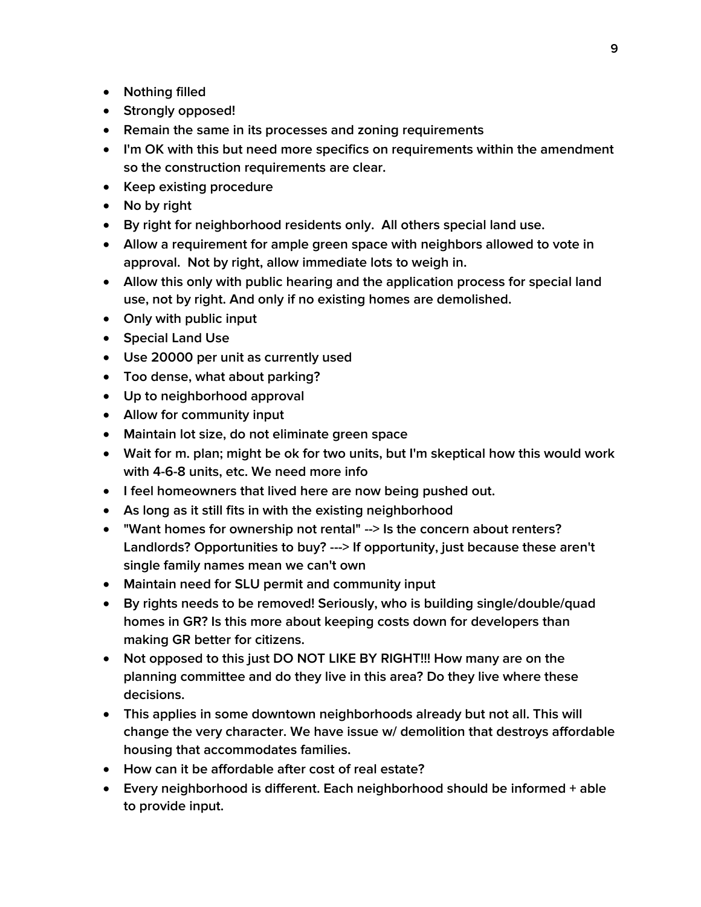- Nothing filled
- Strongly opposed!
- Remain the same in its processes and zoning requirements
- I'm OK with this but need more specifics on requirements within the amendment so the construction requirements are clear.
- Keep existing procedure
- No by right
- By right for neighborhood residents only.  All others special land use.
- Allow a requirement for ample green space with neighbors allowed to vote in approval.  Not by right, allow immediate lots to weigh in.
- Allow this only with public hearing and the application process for special land use, not by right. And only if no existing homes are demolished.
- Only with public input
- Special Land Use
- Use 20000 per unit as currently used
- Too dense, what about parking?
- Up to neighborhood approval
- Allow for community input
- Maintain lot size, do not eliminate green space
- Wait for m. plan; might be ok for two units, but I'm skeptical how this would work with 4-6-8 units, etc. We need more info
- I feel homeowners that lived here are now being pushed out.
- As long as it still fits in with the existing neighborhood
- "Want homes for ownership not rental" --> Is the concern about renters? Landlords? Opportunities to buy? ---> If opportunity, just because these aren't single family names mean we can't own
- Maintain need for SLU permit and community input
- By rights needs to be removed! Seriously, who is building single/double/quad homes in GR? Is this more about keeping costs down for developers than making GR better for citizens.
- Not opposed to this just DO NOT LIKE BY RIGHT!!! How many are on the planning committee and do they live in this area? Do they live where these decisions.
- This applies in some downtown neighborhoods already but not all. This will change the very character. We have issue w/ demolition that destroys affordable housing that accommodates families.
- How can it be affordable after cost of real estate?
- Every neighborhood is different. Each neighborhood should be informed + able to provide input.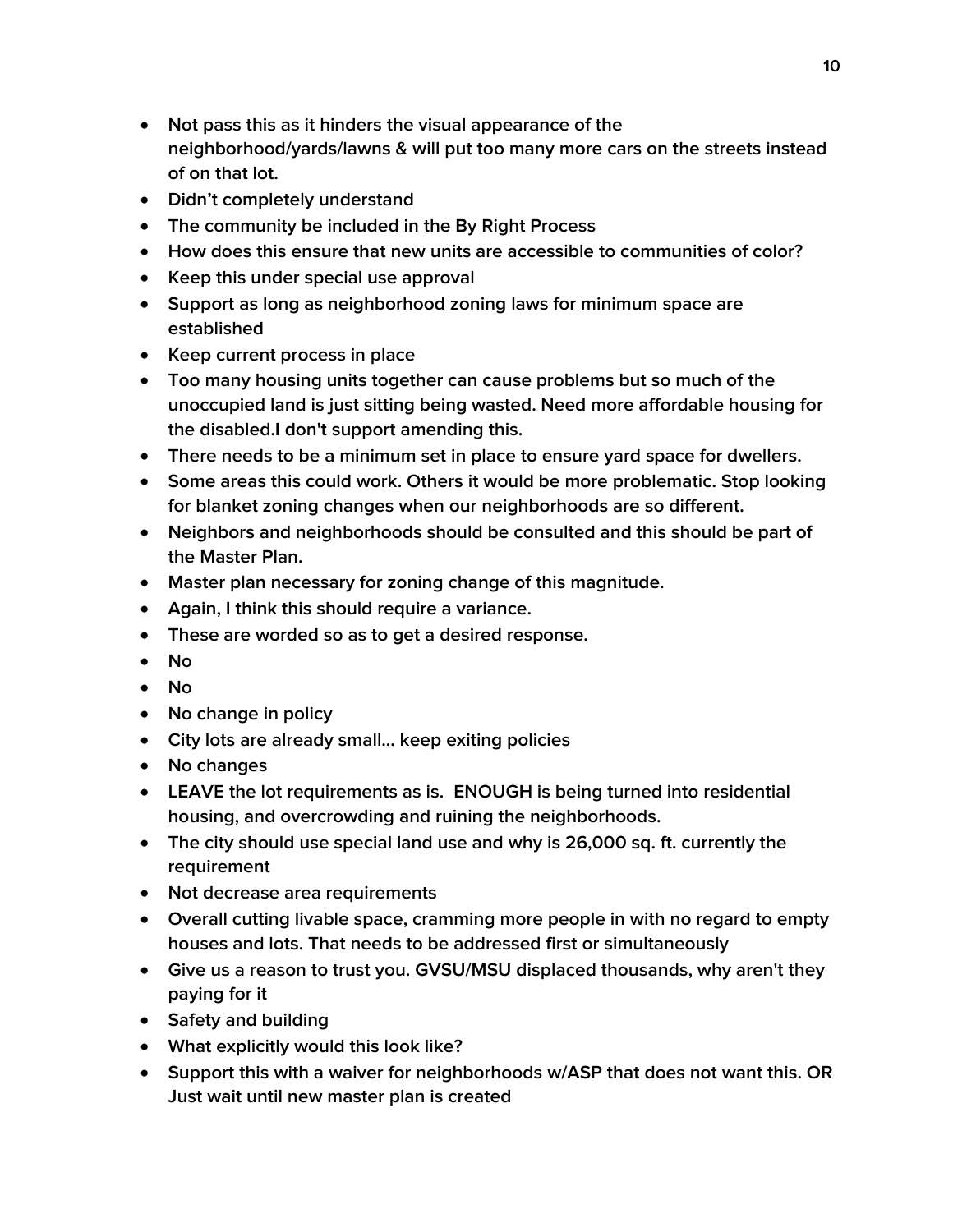- Not pass this as it hinders the visual appearance of the neighborhood/yards/lawns & will put too many more cars on the streets instead of on that lot.
- Didn't completely understand
- The community be included in the By Right Process
- How does this ensure that new units are accessible to communities of color?
- Keep this under special use approval
- Support as long as neighborhood zoning laws for minimum space are established
- Keep current process in place
- Too many housing units together can cause problems but so much of the unoccupied land is just sitting being wasted. Need more affordable housing for the disabled.I don't support amending this.
- There needs to be a minimum set in place to ensure yard space for dwellers.
- Some areas this could work. Others it would be more problematic. Stop looking for blanket zoning changes when our neighborhoods are so different.
- Neighbors and neighborhoods should be consulted and this should be part of the Master Plan.
- Master plan necessary for zoning change of this magnitude.
- Again, I think this should require a variance.
- These are worded so as to get a desired response.
- No
- No
- No change in policy
- City lots are already small... keep exiting policies
- No changes
- LEAVE the lot requirements as is.  ENOUGH is being turned into residential housing, and overcrowding and ruining the neighborhoods.
- The city should use special land use and why is 26,000 sq. ft. currently the requirement
- Not decrease area requirements
- Overall cutting livable space, cramming more people in with no regard to empty houses and lots. That needs to be addressed first or simultaneously
- Give us a reason to trust you. GVSU/MSU displaced thousands, why aren't they paying for it
- Safety and building
- What explicitly would this look like?
- Support this with a waiver for neighborhoods w/ASP that does not want this. OR Just wait until new master plan is created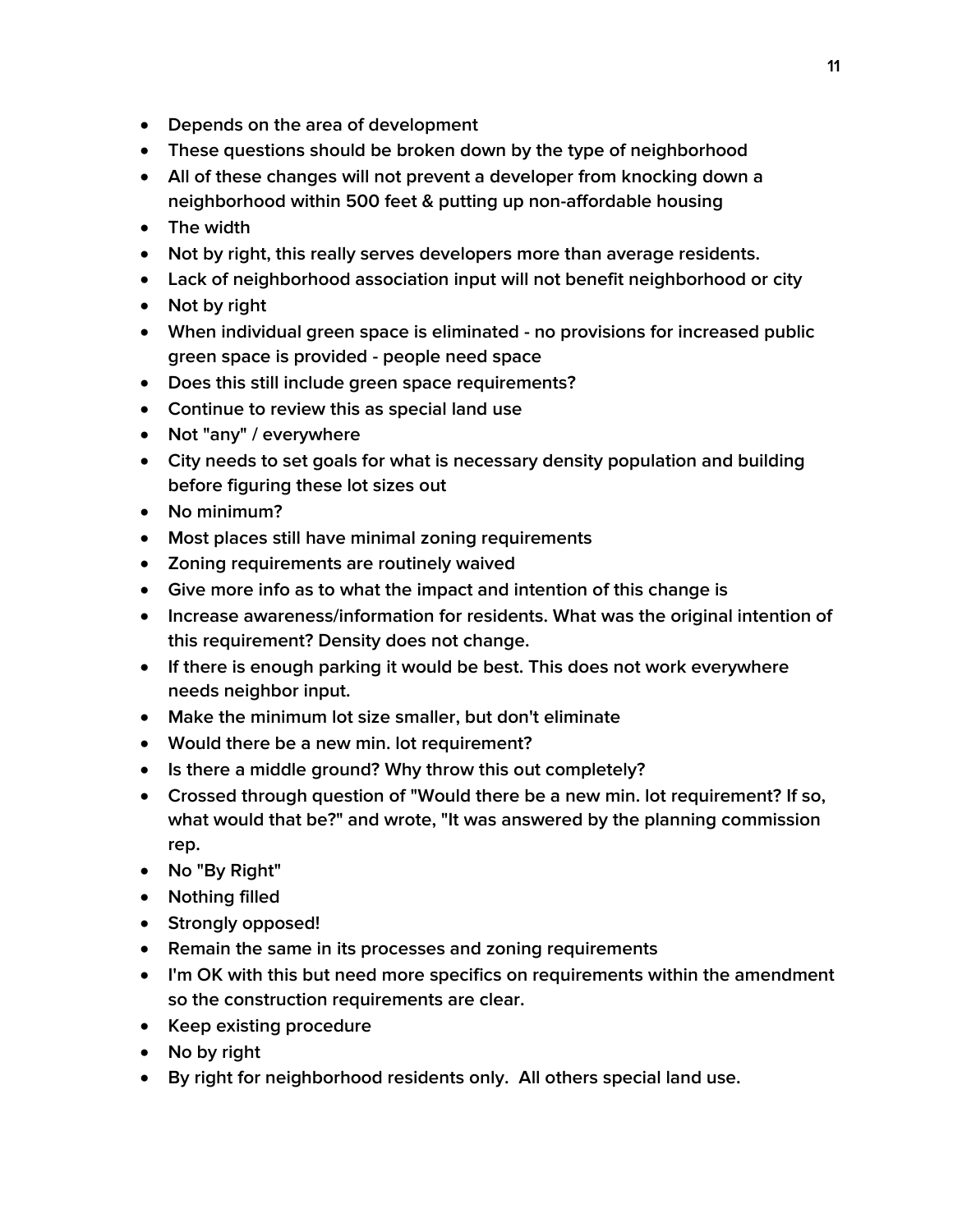- Depends on the area of development
- These questions should be broken down by the type of neighborhood
- All of these changes will not prevent a developer from knocking down a neighborhood within 500 feet & putting up non-affordable housing
- The width
- Not by right, this really serves developers more than average residents.
- Lack of neighborhood association input will not benefit neighborhood or city
- Not by right
- When individual green space is eliminated - no provisions for increased public green space is provided - people need space
- Does this still include green space requirements?
- Continue to review this as special land use
- Not "any" / everywhere
- City needs to set goals for what is necessary density population and building before figuring these lot sizes out
- No minimum?
- Most places still have minimal zoning requirements
- Zoning requirements are routinely waived
- Give more info as to what the impact and intention of this change is
- Increase awareness/information for residents. What was the original intention of this requirement? Density does not change.
- If there is enough parking it would be best. This does not work everywhere needs neighbor input.
- Make the minimum lot size smaller, but don't eliminate
- Would there be a new min. lot requirement?
- Is there a middle ground? Why throw this out completely?
- Crossed through question of "Would there be a new min. lot requirement? If so, what would that be?" and wrote, "It was answered by the planning commission rep.
- No "By Right"
- Nothing filled
- Strongly opposed!
- Remain the same in its processes and zoning requirements
- I'm OK with this but need more specifics on requirements within the amendment so the construction requirements are clear.
- Keep existing procedure
- No by right
- By right for neighborhood residents only. All others special land use.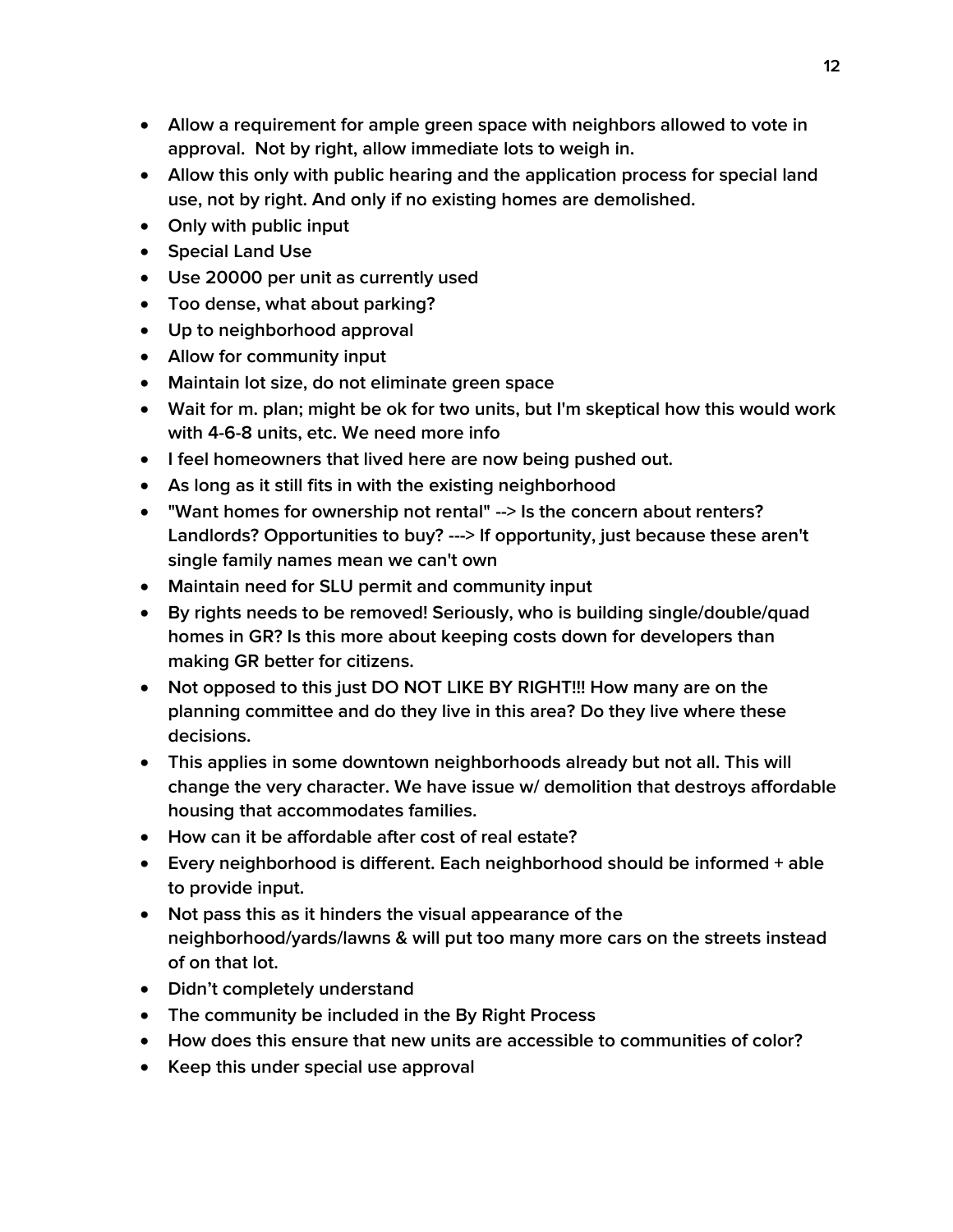- Allow a requirement for ample green space with neighbors allowed to vote in approval.  Not by right, allow immediate lots to weigh in.
- Allow this only with public hearing and the application process for special land use, not by right. And only if no existing homes are demolished.
- Only with public input
- Special Land Use
- Use 20000 per unit as currently used
- Too dense, what about parking?
- Up to neighborhood approval
- Allow for community input
- Maintain lot size, do not eliminate green space
- Wait for m. plan; might be ok for two units, but I'm skeptical how this would work with 4-6-8 units, etc. We need more info
- I feel homeowners that lived here are now being pushed out.
- As long as it still fits in with the existing neighborhood
- "Want homes for ownership not rental" --> Is the concern about renters? Landlords? Opportunities to buy? ---> If opportunity, just because these aren't single family names mean we can't own
- Maintain need for SLU permit and community input
- By rights needs to be removed! Seriously, who is building single/double/quad homes in GR? Is this more about keeping costs down for developers than making GR better for citizens.
- Not opposed to this just DO NOT LIKE BY RIGHT!!! How many are on the planning committee and do they live in this area? Do they live where these decisions.
- This applies in some downtown neighborhoods already but not all. This will change the very character. We have issue w/ demolition that destroys affordable housing that accommodates families.
- How can it be affordable after cost of real estate?
- Every neighborhood is different. Each neighborhood should be informed + able to provide input.
- Not pass this as it hinders the visual appearance of the neighborhood/yards/lawns & will put too many more cars on the streets instead of on that lot.
- Didn't completely understand
- The community be included in the By Right Process
- How does this ensure that new units are accessible to communities of color?
- Keep this under special use approval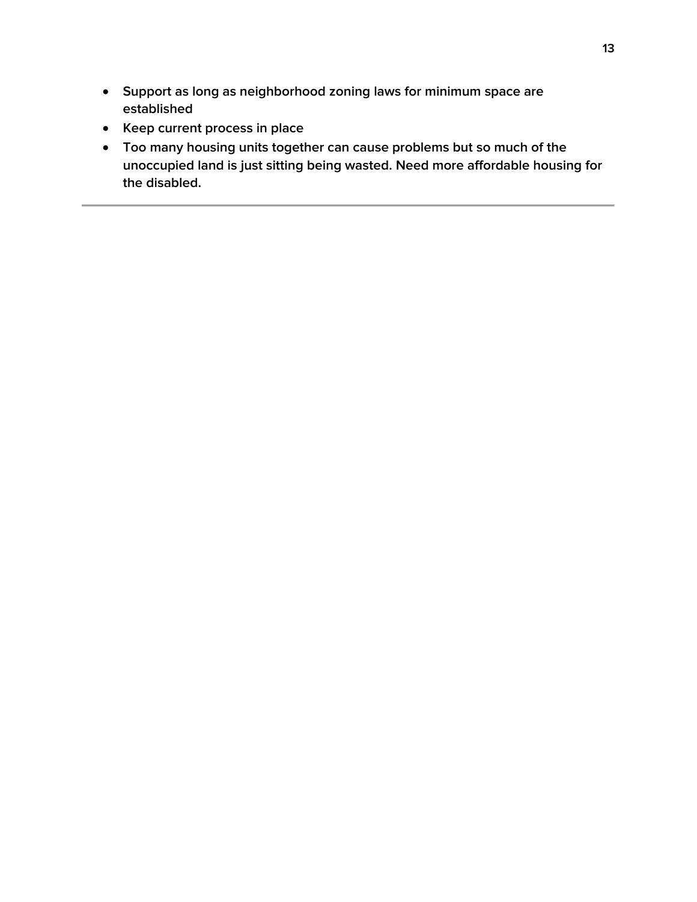- Support as long as neighborhood zoning laws for minimum space are established
- Keep current process in place
- Too many housing units together can cause problems but so much of the unoccupied land is just sitting being wasted. Need more affordable housing for the disabled.

---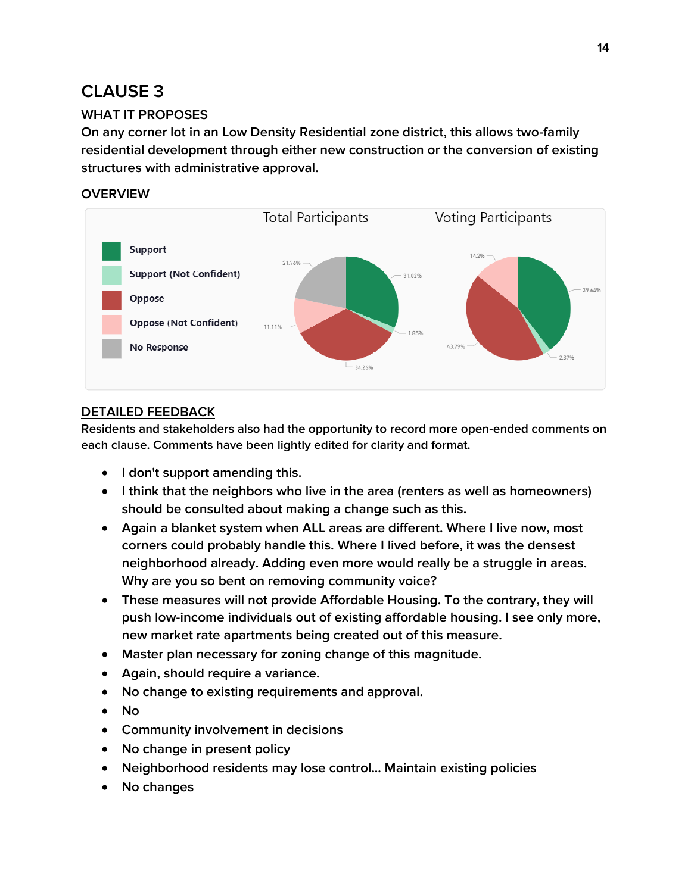## CLAUSE 3

### WHAT IT PROPOSES

**On any corner lot in an Low Density Residential zone district, this allows two-family residential development through either new construction or the conversion of existing structures with administrative approval.**

### OVERVIEW

Total Participants | Voting Participants

- Support
- Support (Not Confident)
- Oppose
- Oppose (Not Confident)
- No Response

Total Participants: 31.02%, 1.85%, 34.26%, 11.11%, 21.76%

Voting Participants: 39.64%, 2.37%, 43.79%, 14.2%

### DETAILED FEEDBACK

**Residents and stakeholders also had the opportunity to record more open-ended comments on each clause. Comments have been lightly edited for clarity and format.**

- I don't support amending this.
- I think that the neighbors who live in the area (renters as well as homeowners) should be consulted about making a change such as this.
- Again a blanket system when ALL areas are different. Where I live now, most corners could probably handle this. Where I lived before, it was the densest neighborhood already. Adding even more would really be a struggle in areas. Why are you so bent on removing community voice?
- These measures will not provide Affordable Housing. To the contrary, they will push low-income individuals out of existing affordable housing. I see only more, new market rate apartments being created out of this measure.
- Master plan necessary for zoning change of this magnitude.
- Again, should require a variance.
- No change to existing requirements and approval.
- No
- Community involvement in decisions
- No change in present policy
- Neighborhood residents may lose control... Maintain existing policies
- No changes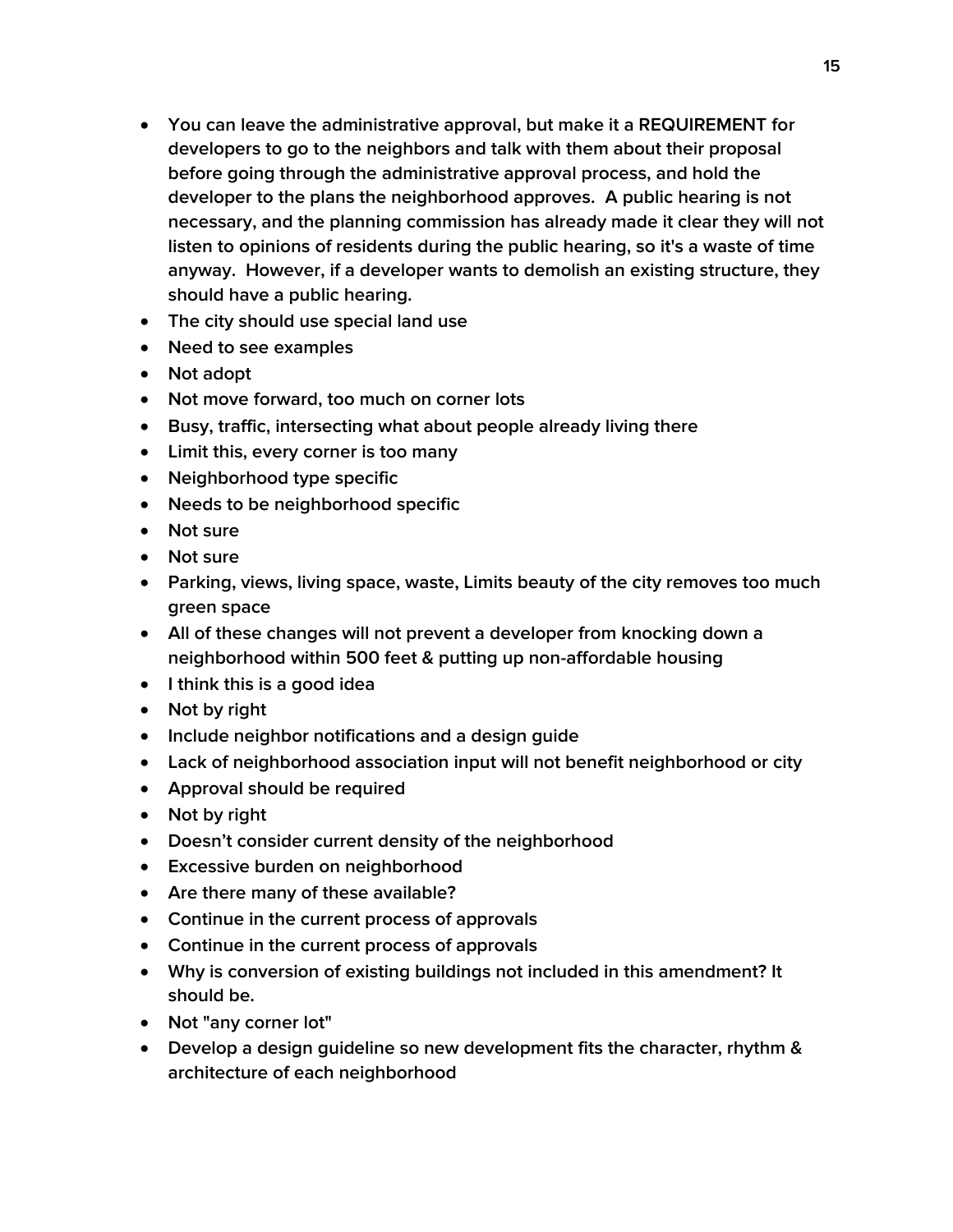- You can leave the administrative approval, but make it a **REQUIREMENT** for developers to go to the neighbors and talk with them about their proposal before going through the administrative approval process, and hold the developer to the plans the neighborhood approves. A public hearing is not necessary, and the planning commission has already made it clear they will not listen to opinions of residents during the public hearing, so it's a waste of time anyway. However, if a developer wants to demolish an existing structure, they should have a public hearing.
- The city should use special land use
- Need to see examples
- Not adopt
- Not move forward, too much on corner lots
- Busy, traffic, intersecting what about people already living there
- Limit this, every corner is too many
- Neighborhood type specific
- Needs to be neighborhood specific
- Not sure
- Not sure
- Parking, views, living space, waste, Limits beauty of the city removes too much green space
- All of these changes will not prevent a developer from knocking down a neighborhood within 500 feet & putting up non-affordable housing
- I think this is a good idea
- Not by right
- Include neighbor notifications and a design guide
- Lack of neighborhood association input will not benefit neighborhood or city
- Approval should be required
- Not by right
- Doesn't consider current density of the neighborhood
- Excessive burden on neighborhood
- Are there many of these available?
- Continue in the current process of approvals
- Continue in the current process of approvals
- Why is conversion of existing buildings not included in this amendment? It should be.
- Not "any corner lot"
- Develop a design guideline so new development fits the character, rhythm & architecture of each neighborhood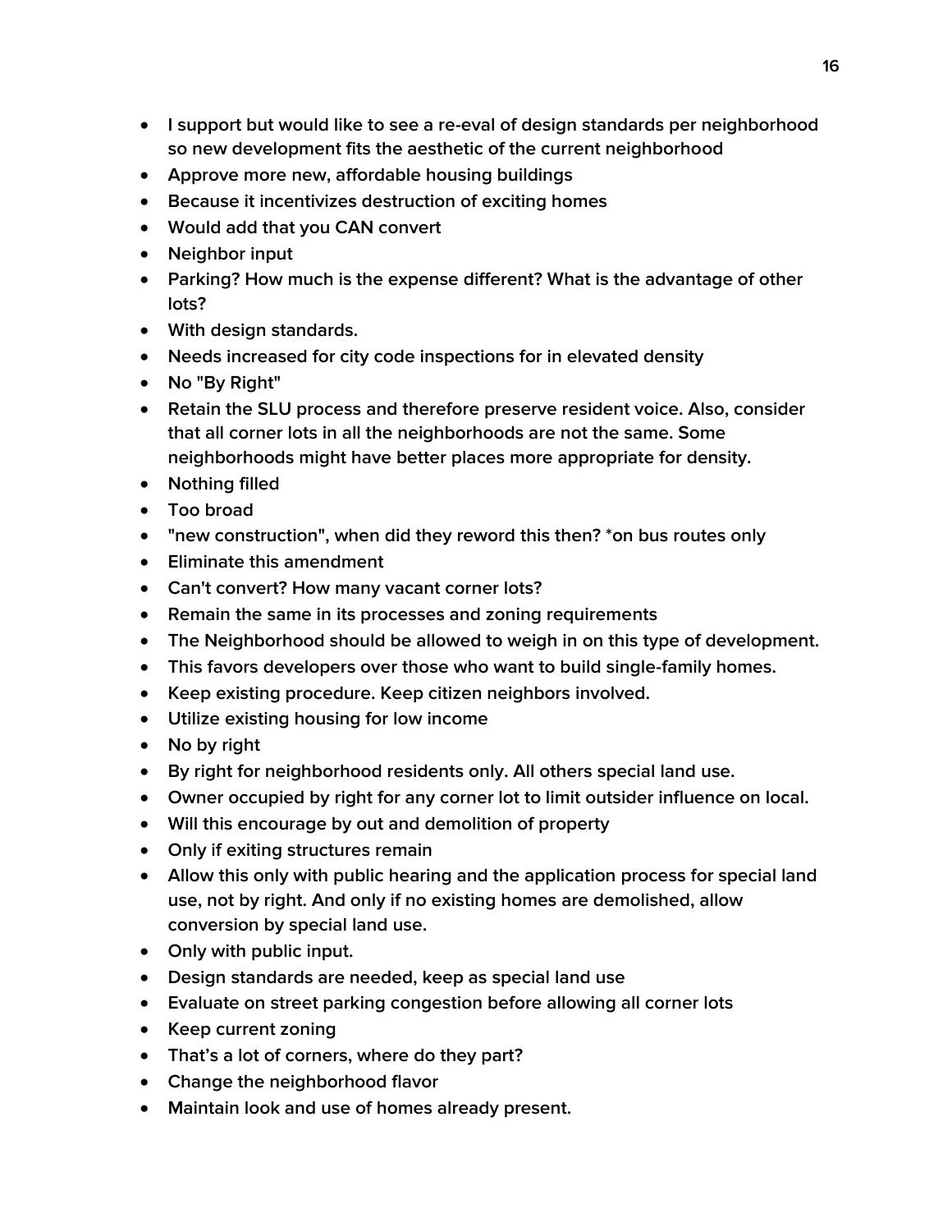- I support but would like to see a re-eval of design standards per neighborhood so new development fits the aesthetic of the current neighborhood
- Approve more new, affordable housing buildings
- Because it incentivizes destruction of exciting homes
- Would add that you CAN convert
- Neighbor input
- Parking? How much is the expense different? What is the advantage of other lots?
- With design standards.
- Needs increased for city code inspections for in elevated density
- No "By Right"
- Retain the SLU process and therefore preserve resident voice. Also, consider that all corner lots in all the neighborhoods are not the same. Some neighborhoods might have better places more appropriate for density.
- Nothing filled
- Too broad
- "new construction", when did they reword this then? *on bus routes only
- Eliminate this amendment
- Can't convert? How many vacant corner lots?
- Remain the same in its processes and zoning requirements
- The Neighborhood should be allowed to weigh in on this type of development.
- This favors developers over those who want to build single-family homes.
- Keep existing procedure. Keep citizen neighbors involved.
- Utilize existing housing for low income
- No by right
- By right for neighborhood residents only. All others special land use.
- Owner occupied by right for any corner lot to limit outsider influence on local.
- Will this encourage by out and demolition of property
- Only if exiting structures remain
- Allow this only with public hearing and the application process for special land use, not by right. And only if no existing homes are demolished, allow conversion by special land use.
- Only with public input.
- Design standards are needed, keep as special land use
- Evaluate on street parking congestion before allowing all corner lots
- Keep current zoning
- That's a lot of corners, where do they part?
- Change the neighborhood flavor
- Maintain look and use of homes already present.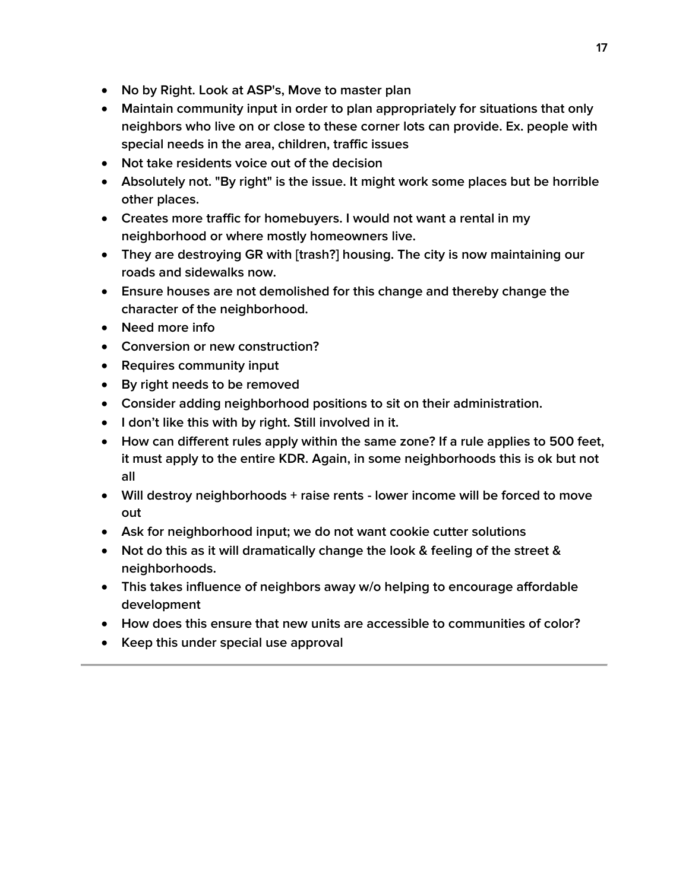- No by Right. Look at ASP's, Move to master plan
- Maintain community input in order to plan appropriately for situations that only neighbors who live on or close to these corner lots can provide. Ex. people with special needs in the area, children, traffic issues
- Not take residents voice out of the decision
- Absolutely not. "By right" is the issue. It might work some places but be horrible other places.
- Creates more traffic for homebuyers. I would not want a rental in my neighborhood or where mostly homeowners live.
- They are destroying GR with [trash?] housing. The city is now maintaining our roads and sidewalks now.
- Ensure houses are not demolished for this change and thereby change the character of the neighborhood.
- Need more info
- Conversion or new construction?
- Requires community input
- By right needs to be removed
- Consider adding neighborhood positions to sit on their administration.
- I don't like this with by right. Still involved in it.
- How can different rules apply within the same zone? If a rule applies to 500 feet, it must apply to the entire KDR. Again, in some neighborhoods this is ok but not all
- Will destroy neighborhoods + raise rents - lower income will be forced to move out
- Ask for neighborhood input; we do not want cookie cutter solutions
- Not do this as it will dramatically change the look & feeling of the street & neighborhoods.
- This takes influence of neighbors away w/o helping to encourage affordable development
- How does this ensure that new units are accessible to communities of color?
- Keep this under special use approval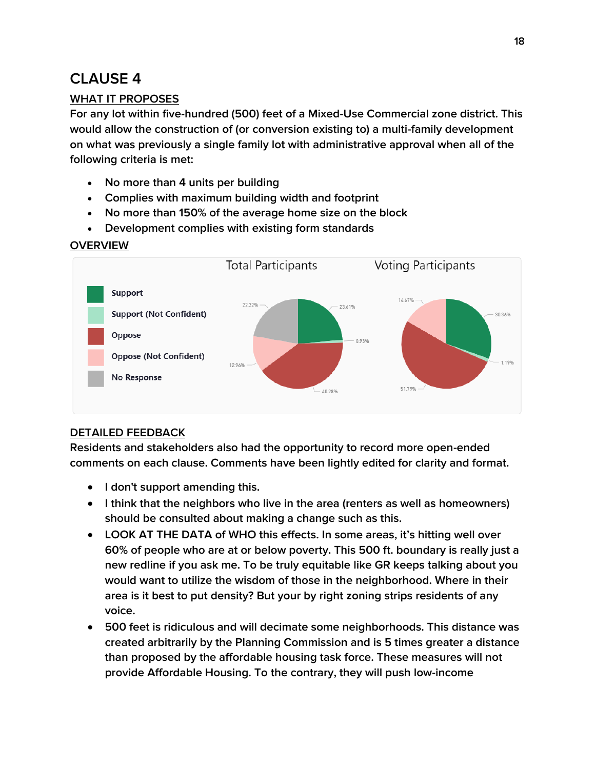# CLAUSE 4

## WHAT IT PROPOSES

For any lot within five-hundred (500) feet of a Mixed-Use Commercial zone district. This would allow the construction of (or conversion existing to) a multi-family development on what was previously a single family lot with administrative approval when all of the following criteria is met:

- No more than 4 units per building
- Complies with maximum building width and footprint
- No more than 150% of the average home size on the block
- Development complies with existing form standards

## OVERVIEW

Total Participants

- Support: 23.61%
- Support (Not Confident): 0.93%
- Oppose: 40.28%
- Oppose (Not Confident): 12.96%
- No Response: 22.22%

Voting Participants

- Support: 30.36%
- Support (Not Confident): 1.19%
- Oppose: 51.79%
- Oppose (Not Confident): 16.67%

## DETAILED FEEDBACK

Residents and stakeholders also had the opportunity to record more open-ended comments on each clause. Comments have been lightly edited for clarity and format.

- I don't support amending this.
- I think that the neighbors who live in the area (renters as well as homeowners) should be consulted about making a change such as this.
- LOOK AT THE DATA of WHO this effects. In some areas, it's hitting well over 60% of people who are at or below poverty. This 500 ft. boundary is really just a new redline if you ask me. To be truly equitable like GR keeps talking about you would want to utilize the wisdom of those in the neighborhood. Where in their area is it best to put density? But your by right zoning strips residents of any voice.
- 500 feet is ridiculous and will decimate some neighborhoods. This distance was created arbitrarily by the Planning Commission and is 5 times greater a distance than proposed by the affordable housing task force. These measures will not provide Affordable Housing. To the contrary, they will push low-income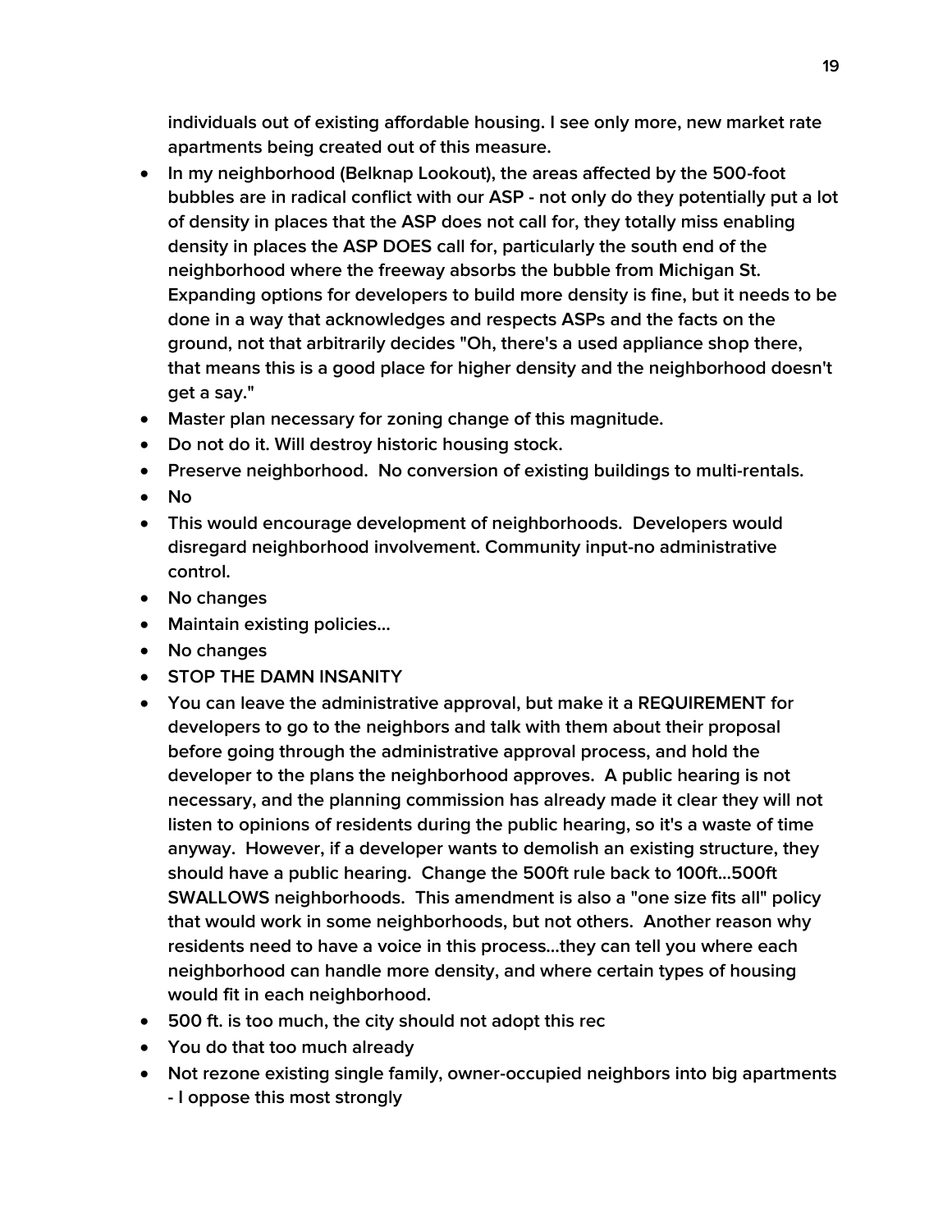individuals out of existing affordable housing. I see only more, new market rate apartments being created out of this measure.

- In my neighborhood (Belknap Lookout), the areas affected by the 500-foot bubbles are in radical conflict with our ASP - not only do they potentially put a lot of density in places that the ASP does not call for, they totally miss enabling density in places the ASP DOES call for, particularly the south end of the neighborhood where the freeway absorbs the bubble from Michigan St. Expanding options for developers to build more density is fine, but it needs to be done in a way that acknowledges and respects ASPs and the facts on the ground, not that arbitrarily decides "Oh, there's a used appliance shop there, that means this is a good place for higher density and the neighborhood doesn't get a say."
- Master plan necessary for zoning change of this magnitude.
- Do not do it. Will destroy historic housing stock.
- Preserve neighborhood. No conversion of existing buildings to multi-rentals.
- No
- This would encourage development of neighborhoods. Developers would disregard neighborhood involvement. Community input-no administrative control.
- No changes
- Maintain existing policies...
- No changes
- STOP THE DAMN INSANITY
- You can leave the administrative approval, but make it a REQUIREMENT for developers to go to the neighbors and talk with them about their proposal before going through the administrative approval process, and hold the developer to the plans the neighborhood approves. A public hearing is not necessary, and the planning commission has already made it clear they will not listen to opinions of residents during the public hearing, so it's a waste of time anyway. However, if a developer wants to demolish an existing structure, they should have a public hearing. Change the 500ft rule back to 100ft...500ft SWALLOWS neighborhoods. This amendment is also a "one size fits all" policy that would work in some neighborhoods, but not others. Another reason why residents need to have a voice in this process...they can tell you where each neighborhood can handle more density, and where certain types of housing would fit in each neighborhood.
- 500 ft. is too much, the city should not adopt this rec
- You do that too much already
- Not rezone existing single family, owner-occupied neighbors into big apartments - I oppose this most strongly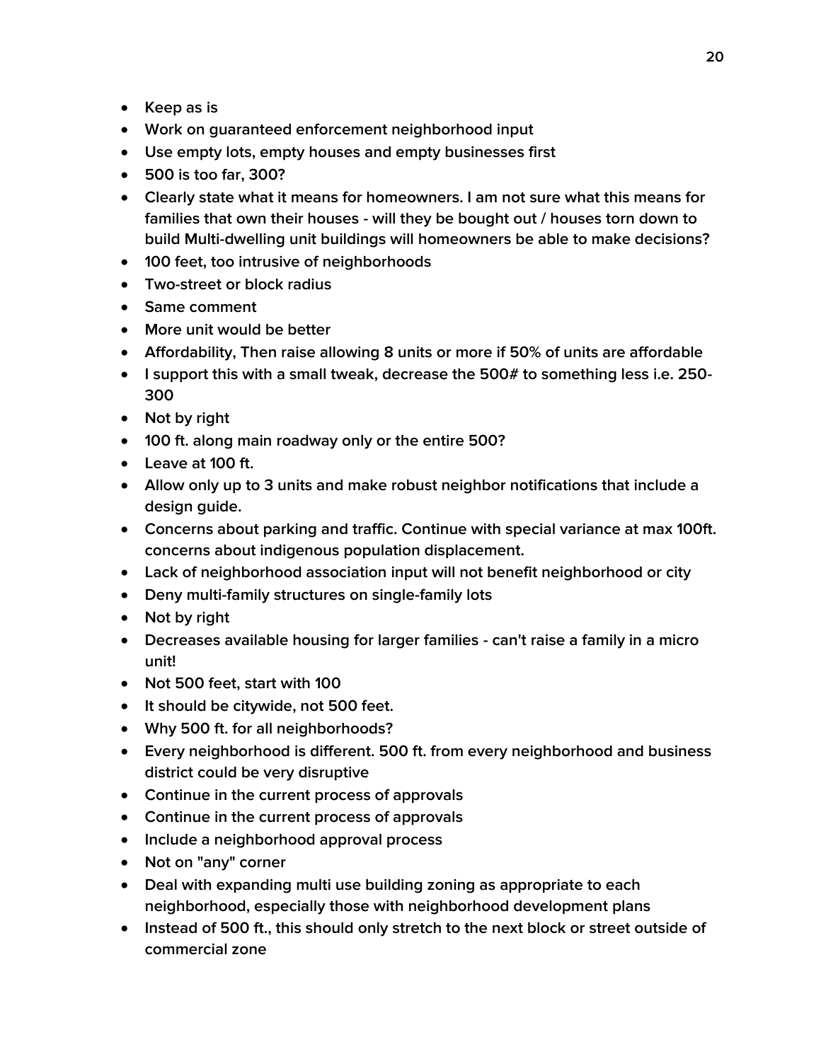- Keep as is
- Work on guaranteed enforcement neighborhood input
- Use empty lots, empty houses and empty businesses first
- 500 is too far, 300?
- Clearly state what it means for homeowners. I am not sure what this means for families that own their houses - will they be bought out / houses torn down to build Multi-dwelling unit buildings will homeowners be able to make decisions?
- 100 feet, too intrusive of neighborhoods
- Two-street or block radius
- Same comment
- More unit would be better
- Affordability, Then raise allowing 8 units or more if 50% of units are affordable
- I support this with a small tweak, decrease the 500# to something less i.e. 250-300
- Not by right
- 100 ft. along main roadway only or the entire 500?
- Leave at 100 ft.
- Allow only up to 3 units and make robust neighbor notifications that include a design guide.
- Concerns about parking and traffic. Continue with special variance at max 100ft. concerns about indigenous population displacement.
- Lack of neighborhood association input will not benefit neighborhood or city
- Deny multi-family structures on single-family lots
- Not by right
- Decreases available housing for larger families - can't raise a family in a micro unit!
- Not 500 feet, start with 100
- It should be citywide, not 500 feet.
- Why 500 ft. for all neighborhoods?
- Every neighborhood is different. 500 ft. from every neighborhood and business district could be very disruptive
- Continue in the current process of approvals
- Continue in the current process of approvals
- Include a neighborhood approval process
- Not on "any" corner
- Deal with expanding multi use building zoning as appropriate to each neighborhood, especially those with neighborhood development plans
- Instead of 500 ft., this should only stretch to the next block or street outside of commercial zone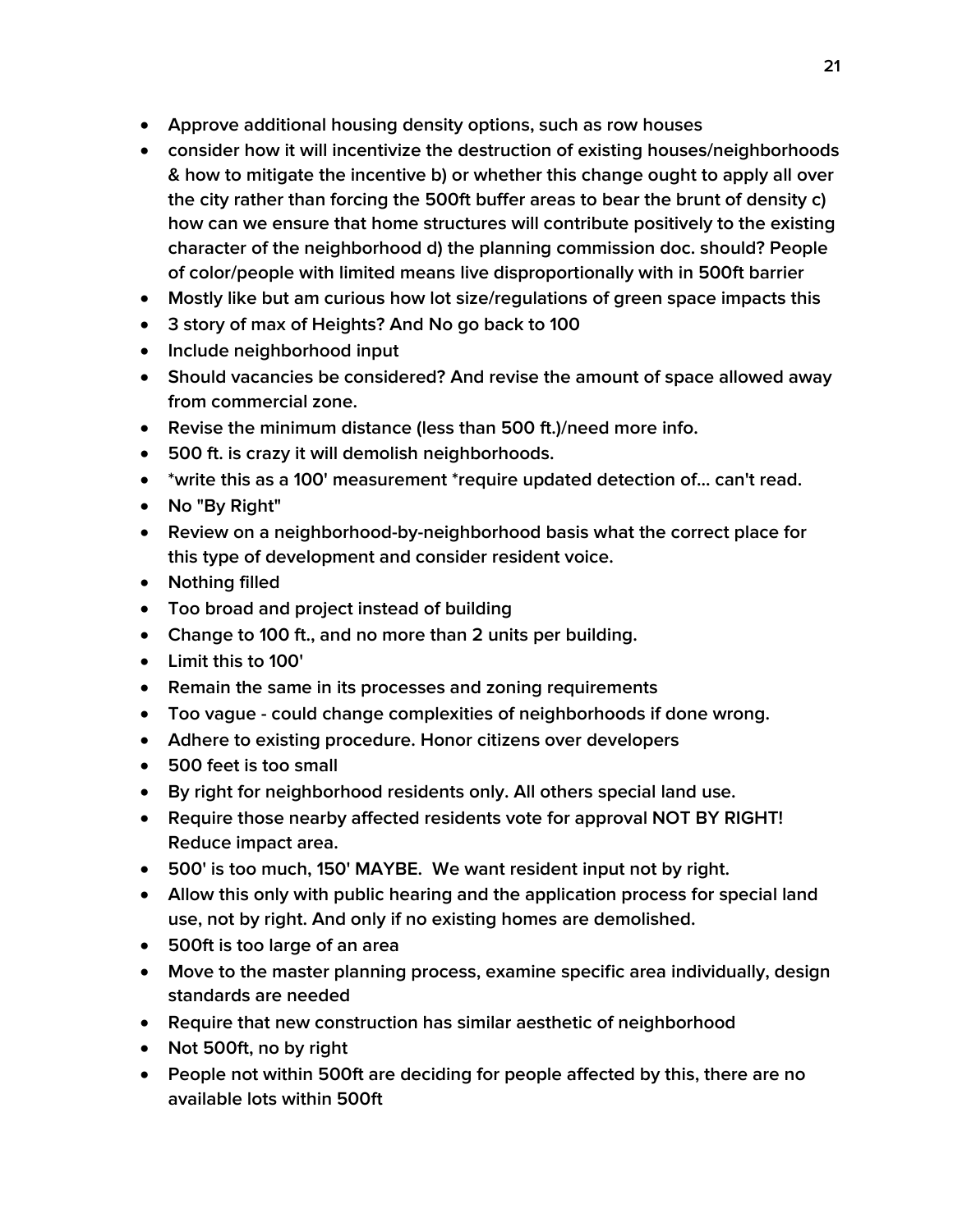- Approve additional housing density options, such as row houses
- consider how it will incentivize the destruction of existing houses/neighborhoods & how to mitigate the incentive b) or whether this change ought to apply all over the city rather than forcing the 500ft buffer areas to bear the brunt of density c) how can we ensure that home structures will contribute positively to the existing character of the neighborhood d) the planning commission doc. should? People of color/people with limited means live disproportionally with in 500ft barrier
- Mostly like but am curious how lot size/regulations of green space impacts this
- 3 story of max of Heights? And No go back to 100
- Include neighborhood input
- Should vacancies be considered? And revise the amount of space allowed away from commercial zone.
- Revise the minimum distance (less than 500 ft.)/need more info.
- 500 ft. is crazy it will demolish neighborhoods.
- *write this as a 100' measurement *require updated detection of... can't read.
- No "By Right"
- Review on a neighborhood-by-neighborhood basis what the correct place for this type of development and consider resident voice.
- Nothing filled
- Too broad and project instead of building
- Change to 100 ft., and no more than 2 units per building.
- Limit this to 100'
- Remain the same in its processes and zoning requirements
- Too vague - could change complexities of neighborhoods if done wrong.
- Adhere to existing procedure. Honor citizens over developers
- 500 feet is too small
- By right for neighborhood residents only. All others special land use.
- Require those nearby affected residents vote for approval NOT BY RIGHT! Reduce impact area.
- 500' is too much, 150' MAYBE. We want resident input not by right.
- Allow this only with public hearing and the application process for special land use, not by right. And only if no existing homes are demolished.
- 500ft is too large of an area
- Move to the master planning process, examine specific area individually, design standards are needed
- Require that new construction has similar aesthetic of neighborhood
- Not 500ft, no by right
- People not within 500ft are deciding for people affected by this, there are no available lots within 500ft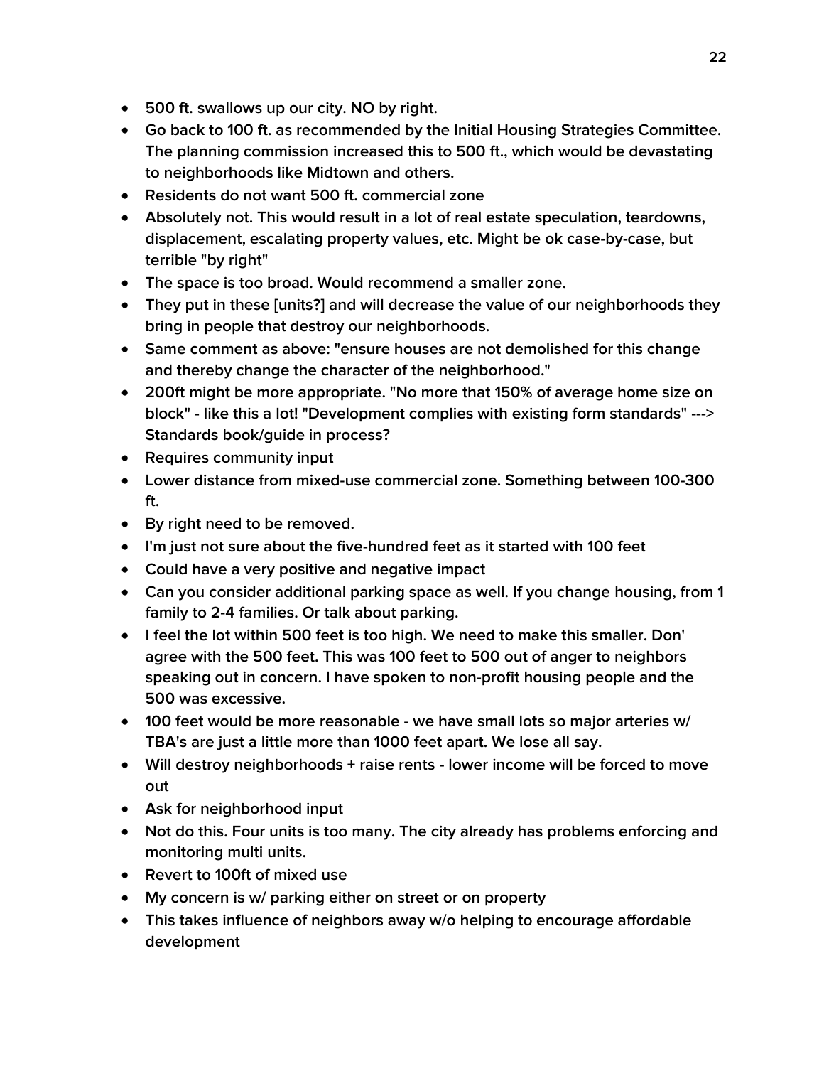- 500 ft. swallows up our city. NO by right.
- Go back to 100 ft. as recommended by the Initial Housing Strategies Committee. The planning commission increased this to 500 ft., which would be devastating to neighborhoods like Midtown and others.
- Residents do not want 500 ft. commercial zone
- Absolutely not. This would result in a lot of real estate speculation, teardowns, displacement, escalating property values, etc. Might be ok case-by-case, but terrible "by right"
- The space is too broad. Would recommend a smaller zone.
- They put in these [units?] and will decrease the value of our neighborhoods they bring in people that destroy our neighborhoods.
- Same comment as above: "ensure houses are not demolished for this change and thereby change the character of the neighborhood."
- 200ft might be more appropriate. "No more that 150% of average home size on block" - like this a lot! "Development complies with existing form standards" ---> Standards book/guide in process?
- Requires community input
- Lower distance from mixed-use commercial zone. Something between 100-300 ft.
- By right need to be removed.
- I'm just not sure about the five-hundred feet as it started with 100 feet
- Could have a very positive and negative impact
- Can you consider additional parking space as well. If you change housing, from 1 family to 2-4 families. Or talk about parking.
- I feel the lot within 500 feet is too high. We need to make this smaller. Don' agree with the 500 feet. This was 100 feet to 500 out of anger to neighbors speaking out in concern. I have spoken to non-profit housing people and the 500 was excessive.
- 100 feet would be more reasonable - we have small lots so major arteries w/ TBA's are just a little more than 1000 feet apart. We lose all say.
- Will destroy neighborhoods + raise rents - lower income will be forced to move out
- Ask for neighborhood input
- Not do this. Four units is too many. The city already has problems enforcing and monitoring multi units.
- Revert to 100ft of mixed use
- My concern is w/ parking either on street or on property
- This takes influence of neighbors away w/o helping to encourage affordable development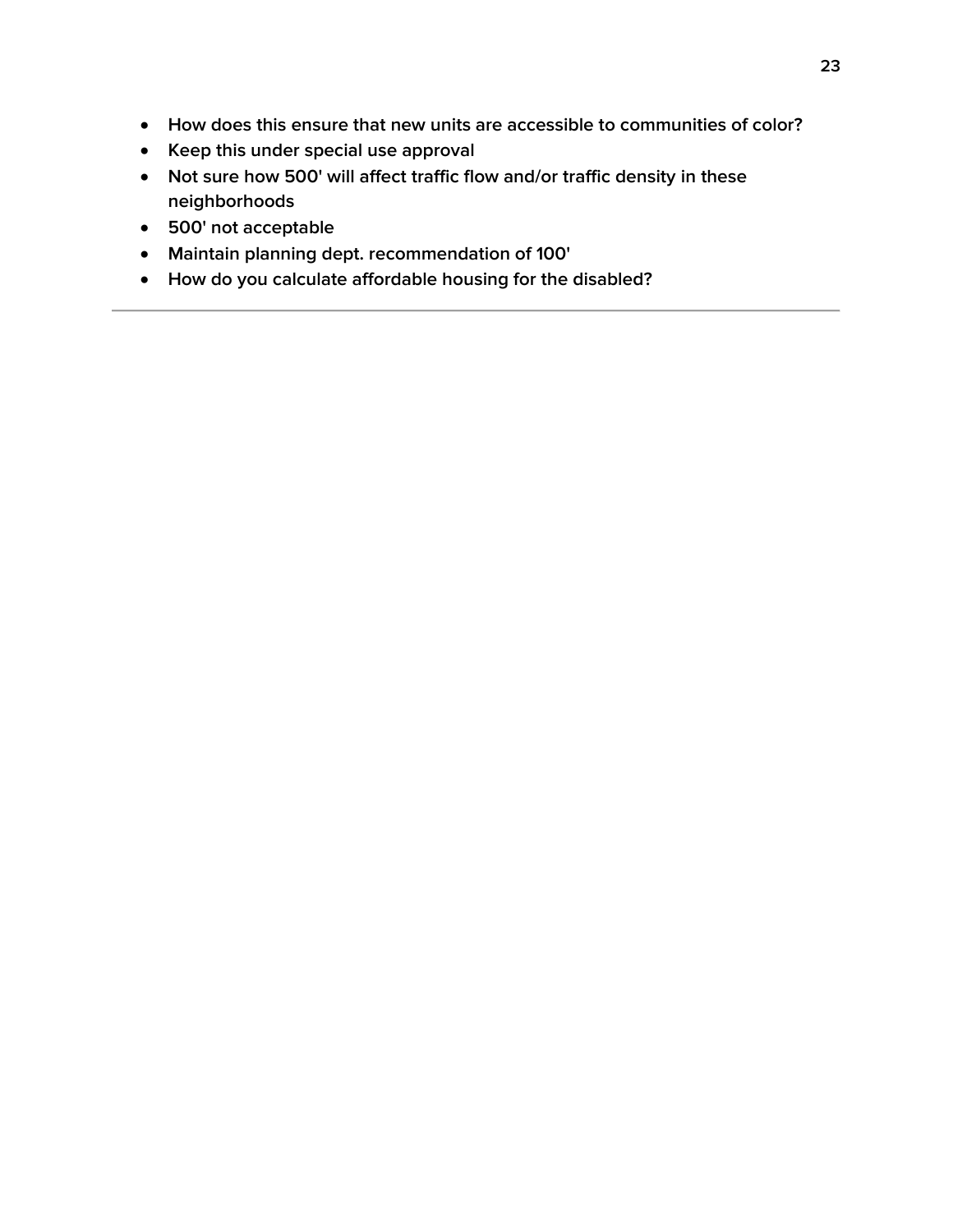- How does this ensure that new units are accessible to communities of color?
- Keep this under special use approval
- Not sure how 500' will affect traffic flow and/or traffic density in these neighborhoods
- 500' not acceptable
- Maintain planning dept. recommendation of 100'
- How do you calculate affordable housing for the disabled?

---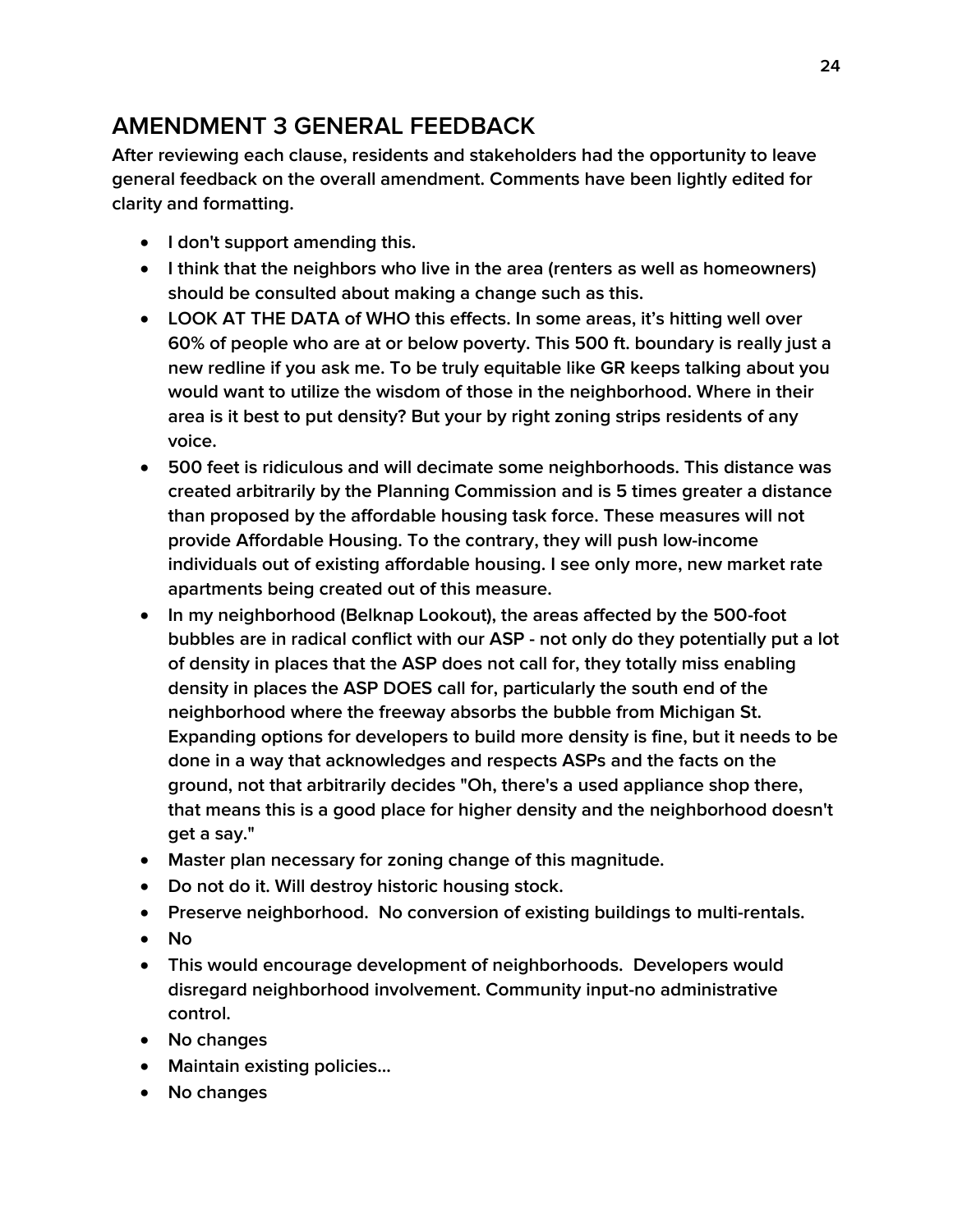## AMENDMENT 3 GENERAL FEEDBACK

**After reviewing each clause, residents and stakeholders had the opportunity to leave general feedback on the overall amendment. Comments have been lightly edited for clarity and formatting.**

- I don't support amending this.
- I think that the neighbors who live in the area (renters as well as homeowners) should be consulted about making a change such as this.
- LOOK AT THE DATA of WHO this effects. In some areas, it's hitting well over 60% of people who are at or below poverty. This 500 ft. boundary is really just a new redline if you ask me. To be truly equitable like GR keeps talking about you would want to utilize the wisdom of those in the neighborhood. Where in their area is it best to put density? But your by right zoning strips residents of any voice.
- 500 feet is ridiculous and will decimate some neighborhoods. This distance was created arbitrarily by the Planning Commission and is 5 times greater a distance than proposed by the affordable housing task force. These measures will not provide Affordable Housing. To the contrary, they will push low-income individuals out of existing affordable housing. I see only more, new market rate apartments being created out of this measure.
- In my neighborhood (Belknap Lookout), the areas affected by the 500-foot bubbles are in radical conflict with our ASP - not only do they potentially put a lot of density in places that the ASP does not call for, they totally miss enabling density in places the ASP DOES call for, particularly the south end of the neighborhood where the freeway absorbs the bubble from Michigan St. Expanding options for developers to build more density is fine, but it needs to be done in a way that acknowledges and respects ASPs and the facts on the ground, not that arbitrarily decides "Oh, there's a used appliance shop there, that means this is a good place for higher density and the neighborhood doesn't get a say."
- Master plan necessary for zoning change of this magnitude.
- Do not do it. Will destroy historic housing stock.
- Preserve neighborhood. No conversion of existing buildings to multi-rentals.
- No
- This would encourage development of neighborhoods. Developers would disregard neighborhood involvement. Community input-no administrative control.
- No changes
- Maintain existing policies...
- No changes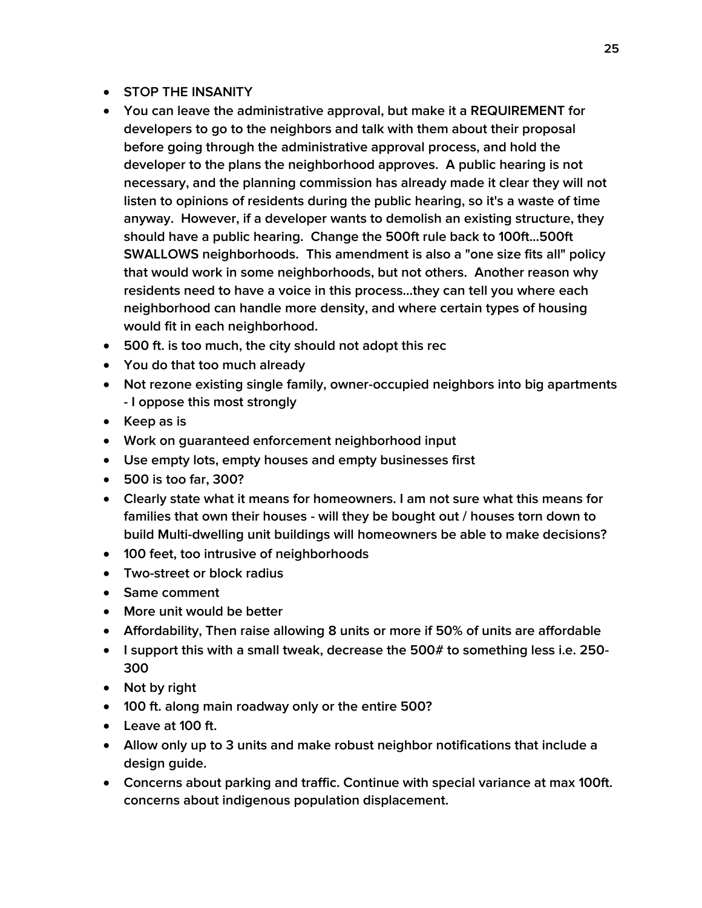- STOP THE INSANITY
- You can leave the administrative approval, but make it a REQUIREMENT for developers to go to the neighbors and talk with them about their proposal before going through the administrative approval process, and hold the developer to the plans the neighborhood approves. A public hearing is not necessary, and the planning commission has already made it clear they will not listen to opinions of residents during the public hearing, so it's a waste of time anyway. However, if a developer wants to demolish an existing structure, they should have a public hearing. Change the 500ft rule back to 100ft...500ft SWALLOWS neighborhoods. This amendment is also a "one size fits all" policy that would work in some neighborhoods, but not others. Another reason why residents need to have a voice in this process...they can tell you where each neighborhood can handle more density, and where certain types of housing would fit in each neighborhood.
- 500 ft. is too much, the city should not adopt this rec
- You do that too much already
- Not rezone existing single family, owner-occupied neighbors into big apartments - I oppose this most strongly
- Keep as is
- Work on guaranteed enforcement neighborhood input
- Use empty lots, empty houses and empty businesses first
- 500 is too far, 300?
- Clearly state what it means for homeowners. I am not sure what this means for families that own their houses - will they be bought out / houses torn down to build Multi-dwelling unit buildings will homeowners be able to make decisions?
- 100 feet, too intrusive of neighborhoods
- Two-street or block radius
- Same comment
- More unit would be better
- Affordability, Then raise allowing 8 units or more if 50% of units are affordable
- I support this with a small tweak, decrease the 500# to something less i.e. 250-300
- Not by right
- 100 ft. along main roadway only or the entire 500?
- Leave at 100 ft.
- Allow only up to 3 units and make robust neighbor notifications that include a design guide.
- Concerns about parking and traffic. Continue with special variance at max 100ft. concerns about indigenous population displacement.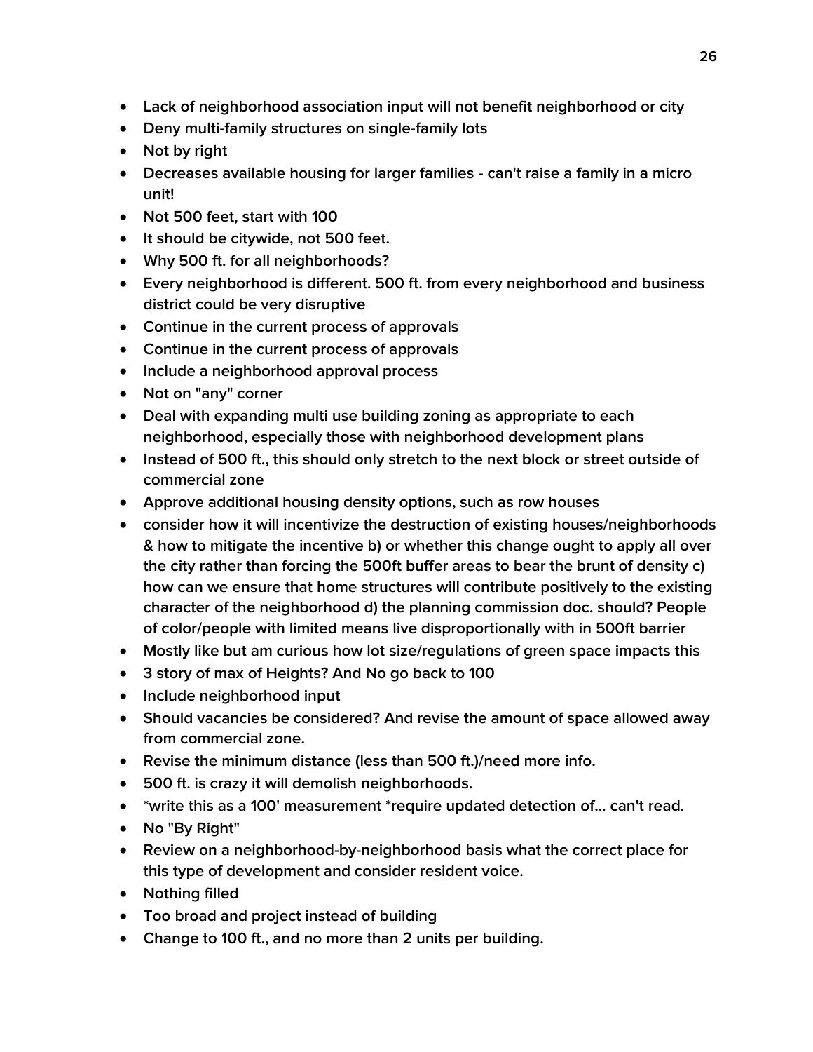- Lack of neighborhood association input will not benefit neighborhood or city
- Deny multi-family structures on single-family lots
- Not by right
- Decreases available housing for larger families - can't raise a family in a micro unit!
- Not 500 feet, start with 100
- It should be citywide, not 500 feet.
- Why 500 ft. for all neighborhoods?
- Every neighborhood is different. 500 ft. from every neighborhood and business district could be very disruptive
- Continue in the current process of approvals
- Continue in the current process of approvals
- Include a neighborhood approval process
- Not on "any" corner
- Deal with expanding multi use building zoning as appropriate to each neighborhood, especially those with neighborhood development plans
- Instead of 500 ft., this should only stretch to the next block or street outside of commercial zone
- Approve additional housing density options, such as row houses
- consider how it will incentivize the destruction of existing houses/neighborhoods & how to mitigate the incentive b) or whether this change ought to apply all over the city rather than forcing the 500ft buffer areas to bear the brunt of density c) how can we ensure that home structures will contribute positively to the existing character of the neighborhood d) the planning commission doc. should? People of color/people with limited means live disproportionally with in 500ft barrier
- Mostly like but am curious how lot size/regulations of green space impacts this
- 3 story of max of Heights? And No go back to 100
- Include neighborhood input
- Should vacancies be considered? And revise the amount of space allowed away from commercial zone.
- Revise the minimum distance (less than 500 ft.)/need more info.
- 500 ft. is crazy it will demolish neighborhoods.
- *write this as a 100' measurement *require updated detection of... can't read.
- No "By Right"
- Review on a neighborhood-by-neighborhood basis what the correct place for this type of development and consider resident voice.
- Nothing filled
- Too broad and project instead of building
- Change to 100 ft., and no more than 2 units per building.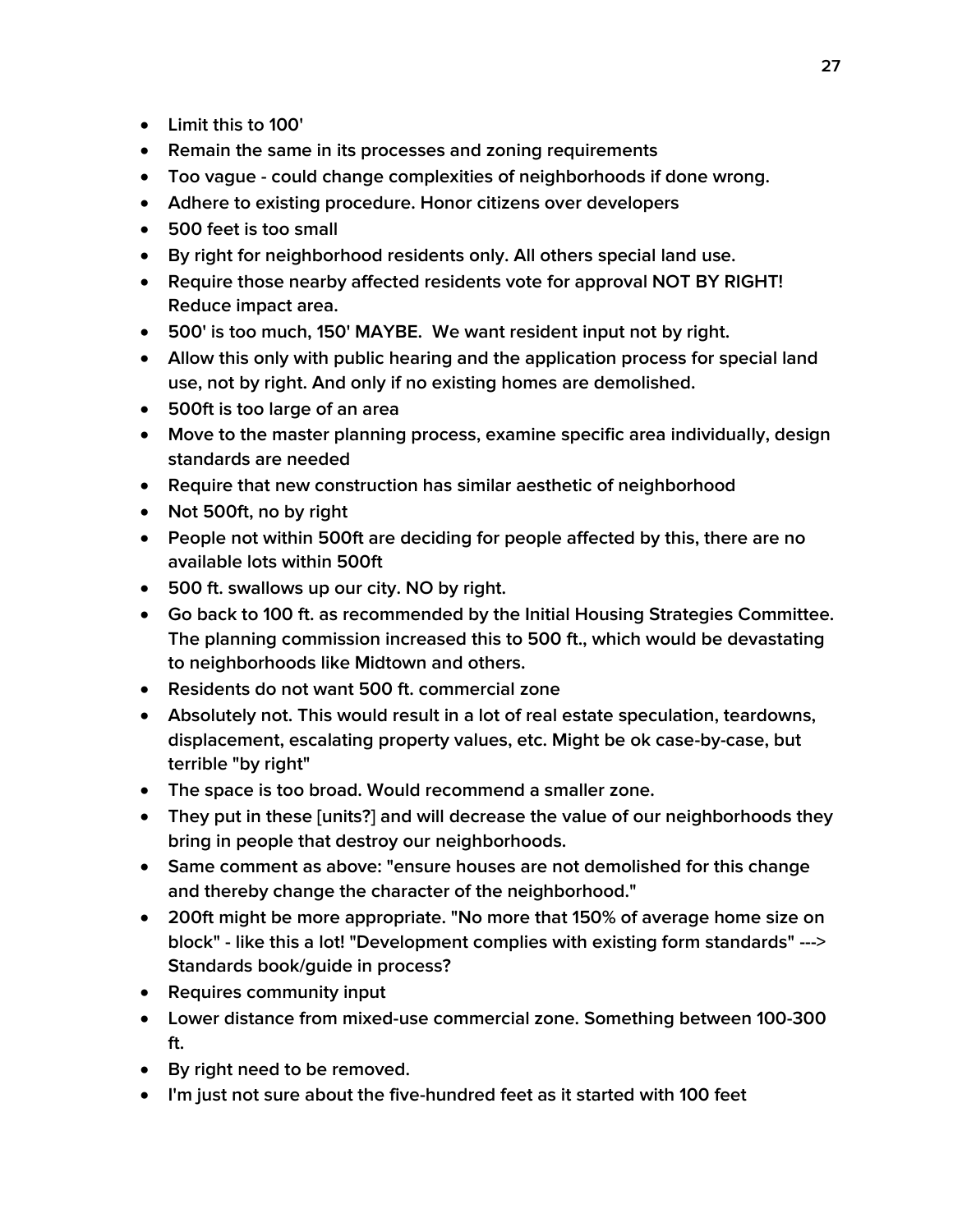- Limit this to 100'
- Remain the same in its processes and zoning requirements
- Too vague - could change complexities of neighborhoods if done wrong.
- Adhere to existing procedure. Honor citizens over developers
- 500 feet is too small
- By right for neighborhood residents only. All others special land use.
- Require those nearby affected residents vote for approval NOT BY RIGHT! Reduce impact area.
- 500' is too much, 150' MAYBE. We want resident input not by right.
- Allow this only with public hearing and the application process for special land use, not by right. And only if no existing homes are demolished.
- 500ft is too large of an area
- Move to the master planning process, examine specific area individually, design standards are needed
- Require that new construction has similar aesthetic of neighborhood
- Not 500ft, no by right
- People not within 500ft are deciding for people affected by this, there are no available lots within 500ft
- 500 ft. swallows up our city. NO by right.
- Go back to 100 ft. as recommended by the Initial Housing Strategies Committee. The planning commission increased this to 500 ft., which would be devastating to neighborhoods like Midtown and others.
- Residents do not want 500 ft. commercial zone
- Absolutely not. This would result in a lot of real estate speculation, teardowns, displacement, escalating property values, etc. Might be ok case-by-case, but terrible "by right"
- The space is too broad. Would recommend a smaller zone.
- They put in these [units?] and will decrease the value of our neighborhoods they bring in people that destroy our neighborhoods.
- Same comment as above: "ensure houses are not demolished for this change and thereby change the character of the neighborhood."
- 200ft might be more appropriate. "No more that 150% of average home size on block" - like this a lot! "Development complies with existing form standards" ---> Standards book/guide in process?
- Requires community input
- Lower distance from mixed-use commercial zone. Something between 100-300 ft.
- By right need to be removed.
- I'm just not sure about the five-hundred feet as it started with 100 feet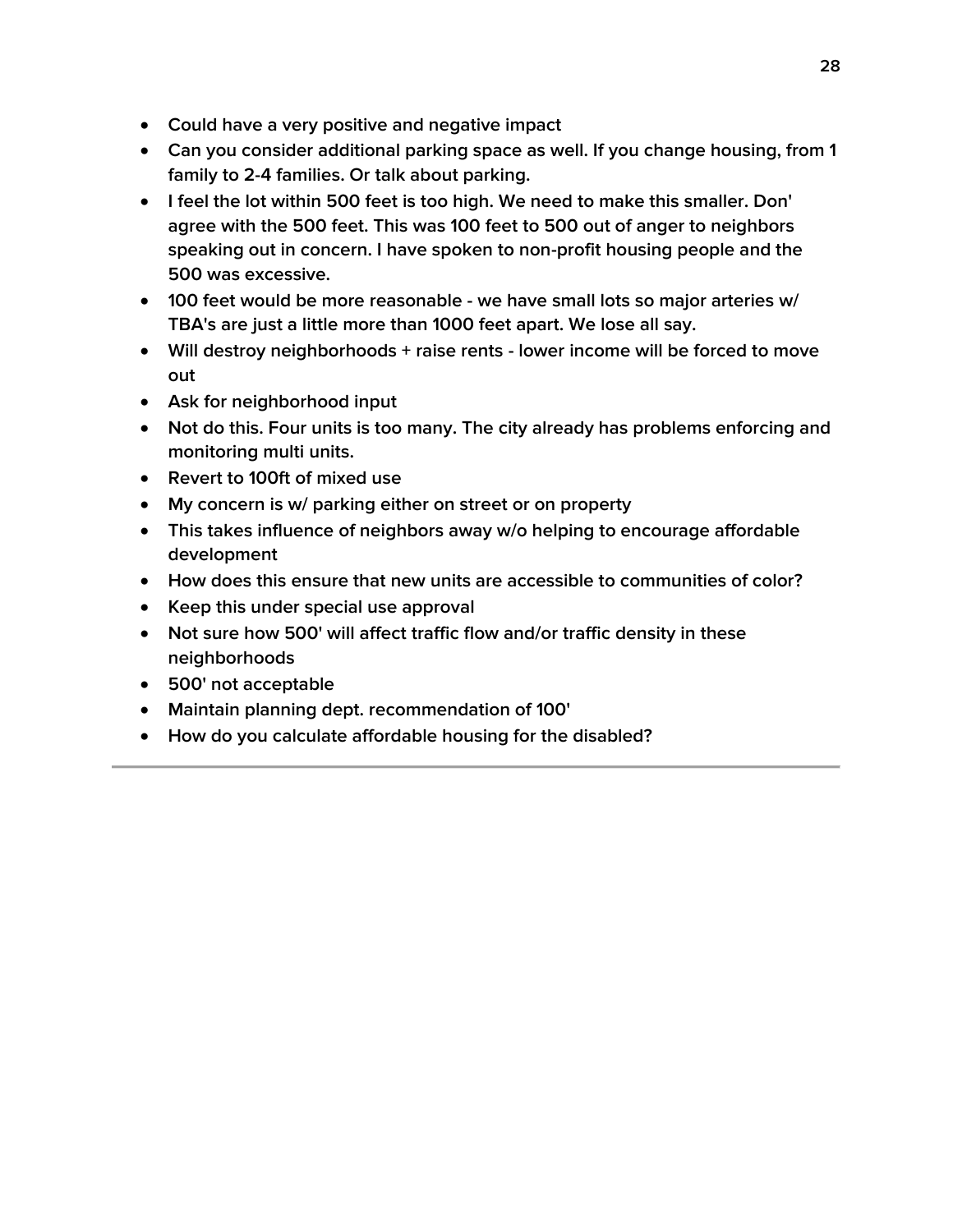- Could have a very positive and negative impact
- Can you consider additional parking space as well. If you change housing, from 1 family to 2-4 families. Or talk about parking.
- I feel the lot within 500 feet is too high. We need to make this smaller. Don' agree with the 500 feet. This was 100 feet to 500 out of anger to neighbors speaking out in concern. I have spoken to non-profit housing people and the 500 was excessive.
- 100 feet would be more reasonable - we have small lots so major arteries w/ TBA's are just a little more than 1000 feet apart. We lose all say.
- Will destroy neighborhoods + raise rents - lower income will be forced to move out
- Ask for neighborhood input
- Not do this. Four units is too many. The city already has problems enforcing and monitoring multi units.
- Revert to 100ft of mixed use
- My concern is w/ parking either on street or on property
- This takes influence of neighbors away w/o helping to encourage affordable development
- How does this ensure that new units are accessible to communities of color?
- Keep this under special use approval
- Not sure how 500' will affect traffic flow and/or traffic density in these neighborhoods
- 500' not acceptable
- Maintain planning dept. recommendation of 100'
- How do you calculate affordable housing for the disabled?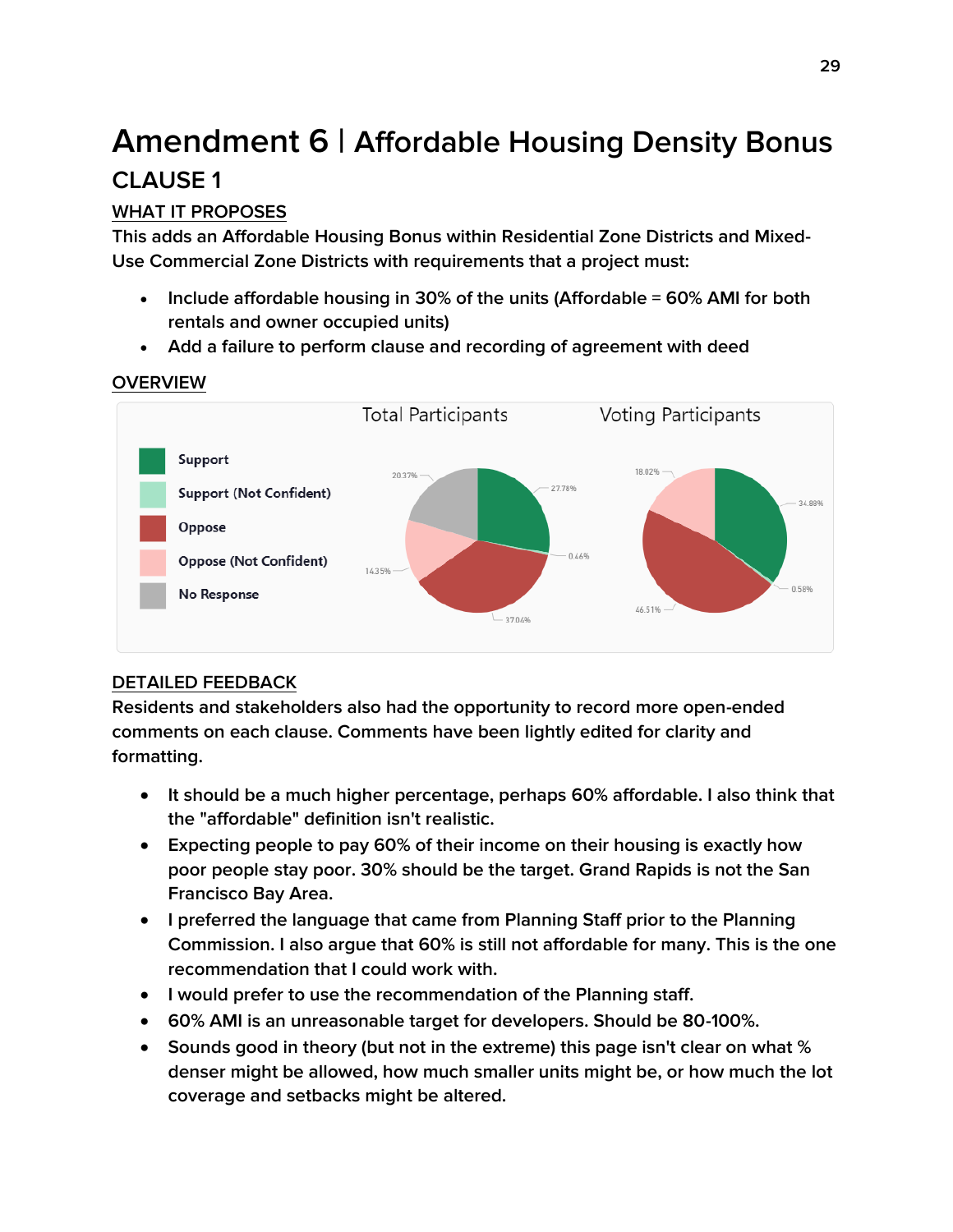# Amendment 6 | Affordable Housing Density Bonus

## CLAUSE 1

### WHAT IT PROPOSES

This adds an Affordable Housing Bonus within Residential Zone Districts and Mixed-Use Commercial Zone Districts with requirements that a project must:

- Include affordable housing in 30% of the units (Affordable = 60% AMI for both rentals and owner occupied units)
- Add a failure to perform clause and recording of agreement with deed

### OVERVIEW

| | Total Participants | Voting Participants |
|---|---|---|
| Support | 27.78% | 34.88% |
| Support (Not Confident) | 0.46% | 0.58% |
| Oppose | 37.04% | 46.51% |
| Oppose (Not Confident) | 14.35% | 18.02% |
| No Response | 20.37% | |

### DETAILED FEEDBACK

Residents and stakeholders also had the opportunity to record more open-ended comments on each clause. Comments have been lightly edited for clarity and formatting.

- It should be a much higher percentage, perhaps 60% affordable. I also think that the "affordable" definition isn't realistic.
- Expecting people to pay 60% of their income on their housing is exactly how poor people stay poor. 30% should be the target. Grand Rapids is not the San Francisco Bay Area.
- I preferred the language that came from Planning Staff prior to the Planning Commission. I also argue that 60% is still not affordable for many. This is the one recommendation that I could work with.
- I would prefer to use the recommendation of the Planning staff.
- 60% AMI is an unreasonable target for developers. Should be 80-100%.
- Sounds good in theory (but not in the extreme) this page isn't clear on what % denser might be allowed, how much smaller units might be, or how much the lot coverage and setbacks might be altered.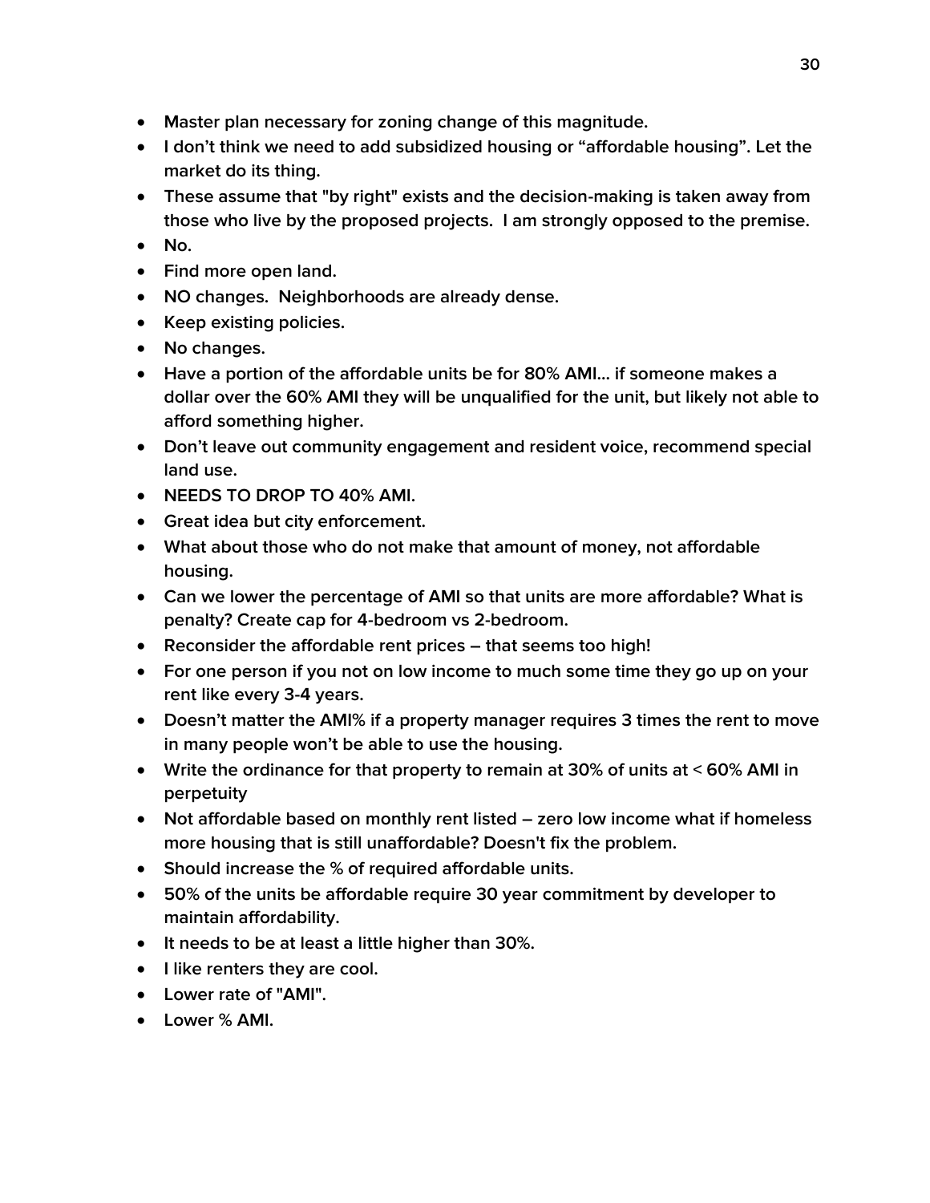- Master plan necessary for zoning change of this magnitude.
- I don't think we need to add subsidized housing or "affordable housing". Let the market do its thing.
- These assume that "by right" exists and the decision-making is taken away from those who live by the proposed projects.  I am strongly opposed to the premise.
- No.
- Find more open land.
- NO changes.  Neighborhoods are already dense.
- Keep existing policies.
- No changes.
- Have a portion of the affordable units be for 80% AMI… if someone makes a dollar over the 60% AMI they will be unqualified for the unit, but likely not able to afford something higher.
- Don't leave out community engagement and resident voice, recommend special land use.
- NEEDS TO DROP TO 40% AMI.
- Great idea but city enforcement.
- What about those who do not make that amount of money, not affordable housing.
- Can we lower the percentage of AMI so that units are more affordable? What is penalty? Create cap for 4-bedroom vs 2-bedroom.
- Reconsider the affordable rent prices – that seems too high!
- For one person if you not on low income to much some time they go up on your rent like every 3-4 years.
- Doesn't matter the AMI% if a property manager requires 3 times the rent to move in many people won't be able to use the housing.
- Write the ordinance for that property to remain at 30% of units at < 60% AMI in perpetuity
- Not affordable based on monthly rent listed – zero low income what if homeless more housing that is still unaffordable? Doesn't fix the problem.
- Should increase the % of required affordable units.
- 50% of the units be affordable require 30 year commitment by developer to maintain affordability.
- It needs to be at least a little higher than 30%.
- I like renters they are cool.
- Lower rate of "AMI".
- Lower % AMI.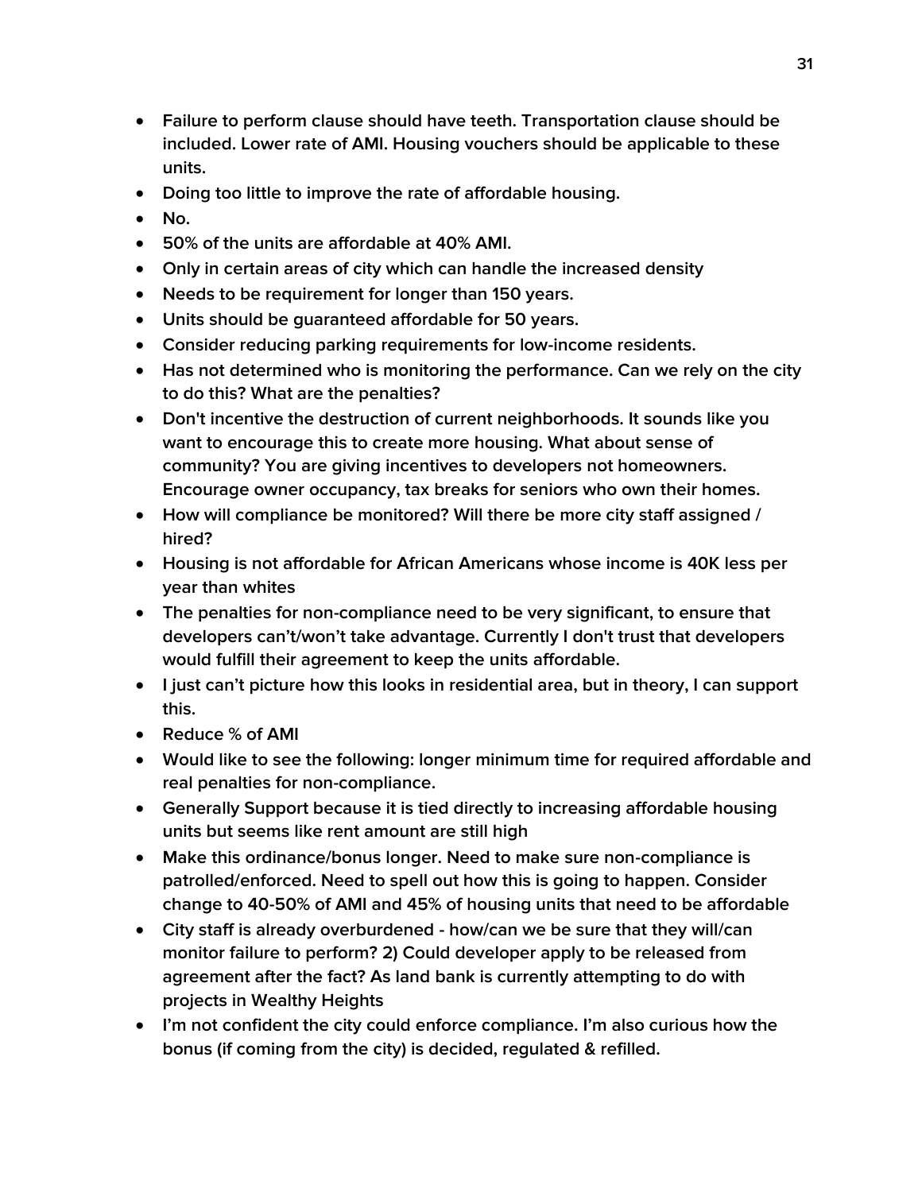- Failure to perform clause should have teeth. Transportation clause should be included. Lower rate of AMI. Housing vouchers should be applicable to these units.
- Doing too little to improve the rate of affordable housing.
- No.
- 50% of the units are affordable at 40% AMI.
- Only in certain areas of city which can handle the increased density
- Needs to be requirement for longer than 150 years.
- Units should be guaranteed affordable for 50 years.
- Consider reducing parking requirements for low-income residents.
- Has not determined who is monitoring the performance. Can we rely on the city to do this? What are the penalties?
- Don't incentive the destruction of current neighborhoods. It sounds like you want to encourage this to create more housing. What about sense of community? You are giving incentives to developers not homeowners. Encourage owner occupancy, tax breaks for seniors who own their homes.
- How will compliance be monitored? Will there be more city staff assigned / hired?
- Housing is not affordable for African Americans whose income is 40K less per year than whites
- The penalties for non-compliance need to be very significant, to ensure that developers can't/won't take advantage. Currently I don't trust that developers would fulfill their agreement to keep the units affordable.
- I just can't picture how this looks in residential area, but in theory, I can support this.
- Reduce % of AMI
- Would like to see the following: longer minimum time for required affordable and real penalties for non-compliance.
- Generally Support because it is tied directly to increasing affordable housing units but seems like rent amount are still high
- Make this ordinance/bonus longer. Need to make sure non-compliance is patrolled/enforced. Need to spell out how this is going to happen. Consider change to 40-50% of AMI and 45% of housing units that need to be affordable
- City staff is already overburdened - how/can we be sure that they will/can monitor failure to perform? 2) Could developer apply to be released from agreement after the fact? As land bank is currently attempting to do with projects in Wealthy Heights
- I'm not confident the city could enforce compliance. I'm also curious how the bonus (if coming from the city) is decided, regulated & refilled.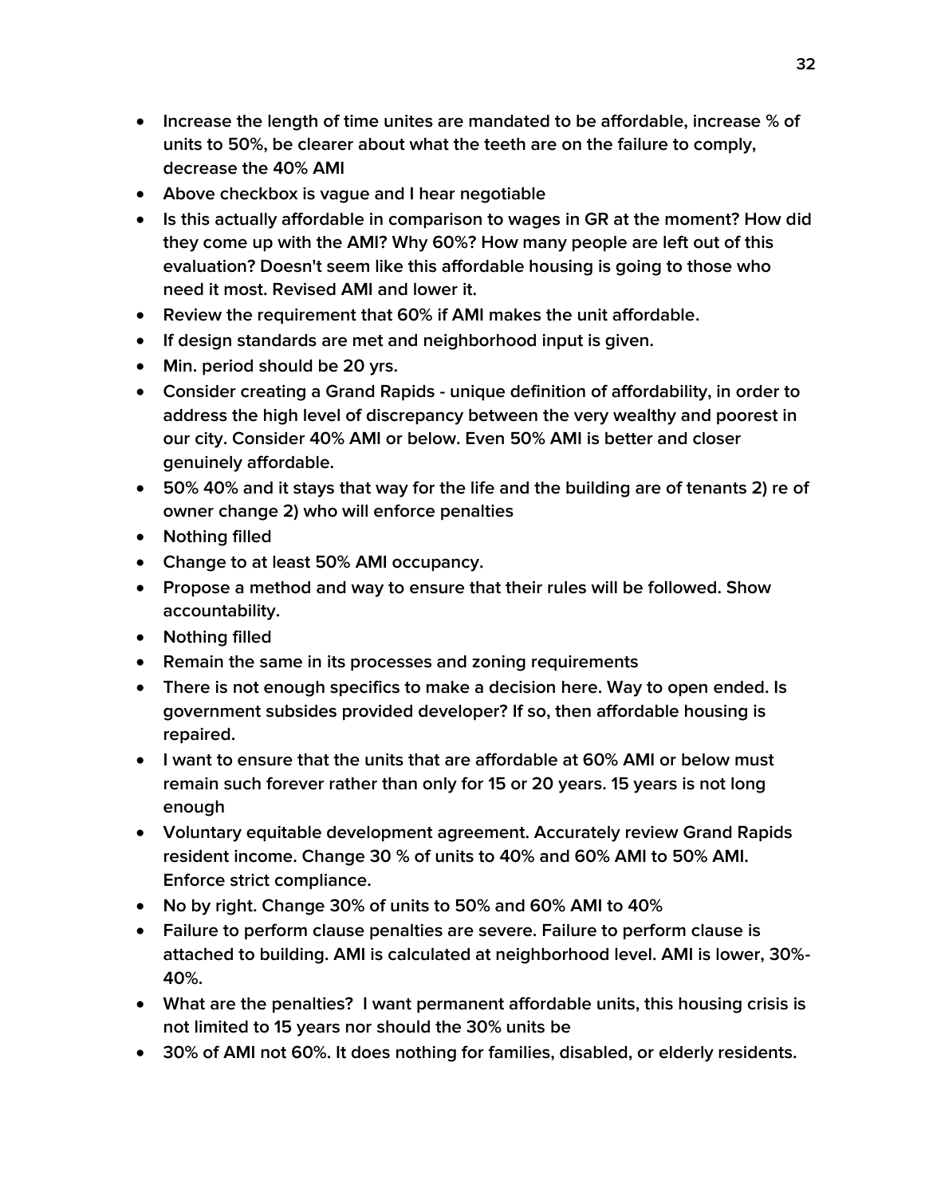- Increase the length of time unites are mandated to be affordable, increase % of units to 50%, be clearer about what the teeth are on the failure to comply, decrease the 40% AMI
- Above checkbox is vague and I hear negotiable
- Is this actually affordable in comparison to wages in GR at the moment? How did they come up with the AMI? Why 60%? How many people are left out of this evaluation? Doesn't seem like this affordable housing is going to those who need it most. Revised AMI and lower it.
- Review the requirement that 60% if AMI makes the unit affordable.
- If design standards are met and neighborhood input is given.
- Min. period should be 20 yrs.
- Consider creating a Grand Rapids - unique definition of affordability, in order to address the high level of discrepancy between the very wealthy and poorest in our city. Consider 40% AMI or below. Even 50% AMI is better and closer genuinely affordable.
- 50% 40% and it stays that way for the life and the building are of tenants 2) re of owner change 2) who will enforce penalties
- Nothing filled
- Change to at least 50% AMI occupancy.
- Propose a method and way to ensure that their rules will be followed. Show accountability.
- Nothing filled
- Remain the same in its processes and zoning requirements
- There is not enough specifics to make a decision here. Way to open ended. Is government subsides provided developer? If so, then affordable housing is repaired.
- I want to ensure that the units that are affordable at 60% AMI or below must remain such forever rather than only for 15 or 20 years. 15 years is not long enough
- Voluntary equitable development agreement. Accurately review Grand Rapids resident income. Change 30 % of units to 40% and 60% AMI to 50% AMI. Enforce strict compliance.
- No by right. Change 30% of units to 50% and 60% AMI to 40%
- Failure to perform clause penalties are severe. Failure to perform clause is attached to building. AMI is calculated at neighborhood level. AMI is lower, 30%-40%.
- What are the penalties? I want permanent affordable units, this housing crisis is not limited to 15 years nor should the 30% units be
- 30% of AMI not 60%. It does nothing for families, disabled, or elderly residents.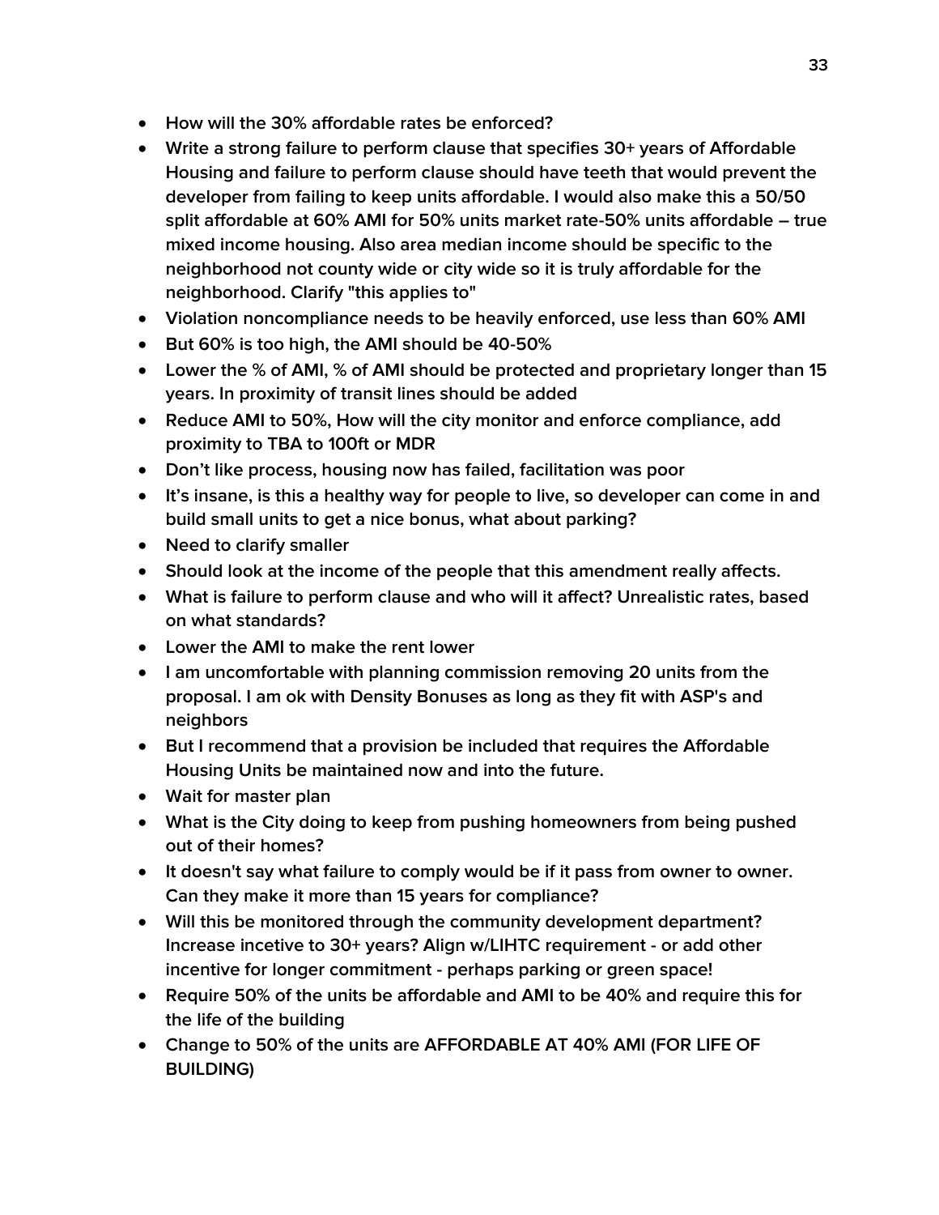- How will the 30% affordable rates be enforced?
- Write a strong failure to perform clause that specifies 30+ years of Affordable Housing and failure to perform clause should have teeth that would prevent the developer from failing to keep units affordable. I would also make this a 50/50 split affordable at 60% AMI for 50% units market rate-50% units affordable – true mixed income housing. Also area median income should be specific to the neighborhood not county wide or city wide so it is truly affordable for the neighborhood. Clarify "this applies to"
- Violation noncompliance needs to be heavily enforced, use less than 60% AMI
- But 60% is too high, the AMI should be 40-50%
- Lower the % of AMI, % of AMI should be protected and proprietary longer than 15 years. In proximity of transit lines should be added
- Reduce AMI to 50%, How will the city monitor and enforce compliance, add proximity to TBA to 100ft or MDR
- Don't like process, housing now has failed, facilitation was poor
- It's insane, is this a healthy way for people to live, so developer can come in and build small units to get a nice bonus, what about parking?
- Need to clarify smaller
- Should look at the income of the people that this amendment really affects.
- What is failure to perform clause and who will it affect? Unrealistic rates, based on what standards?
- Lower the AMI to make the rent lower
- I am uncomfortable with planning commission removing 20 units from the proposal. I am ok with Density Bonuses as long as they fit with ASP's and neighbors
- But I recommend that a provision be included that requires the Affordable Housing Units be maintained now and into the future.
- Wait for master plan
- What is the City doing to keep from pushing homeowners from being pushed out of their homes?
- It doesn't say what failure to comply would be if it pass from owner to owner. Can they make it more than 15 years for compliance?
- Will this be monitored through the community development department? Increase incetive to 30+ years? Align w/LIHTC requirement - or add other incentive for longer commitment - perhaps parking or green space!
- Require 50% of the units be affordable and AMI to be 40% and require this for the life of the building
- Change to 50% of the units are AFFORDABLE AT 40% AMI (FOR LIFE OF BUILDING)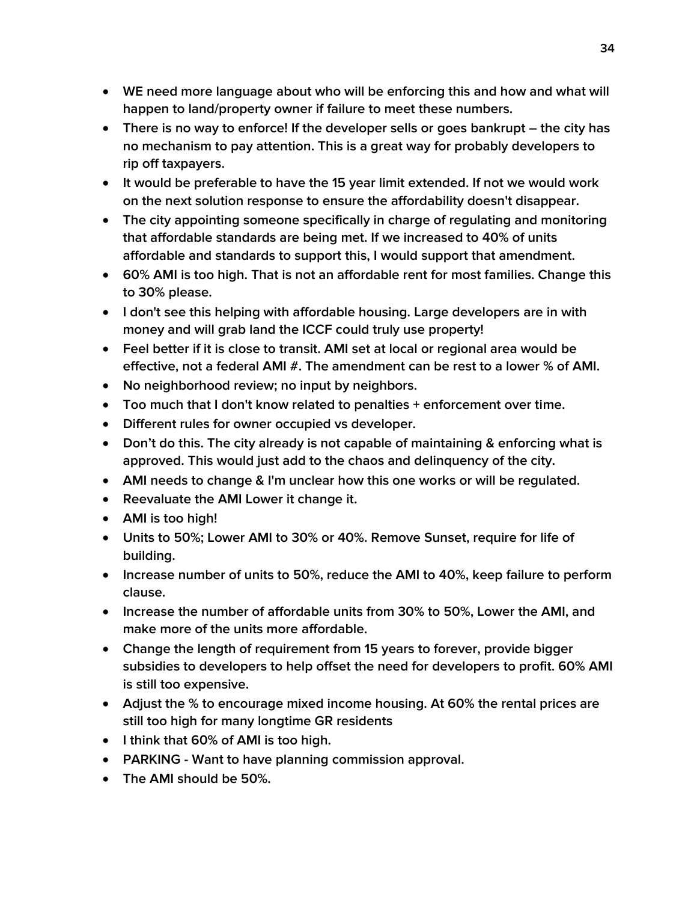- WE need more language about who will be enforcing this and how and what will happen to land/property owner if failure to meet these numbers.
- There is no way to enforce! If the developer sells or goes bankrupt – the city has no mechanism to pay attention. This is a great way for probably developers to rip off taxpayers.
- It would be preferable to have the 15 year limit extended. If not we would work on the next solution response to ensure the affordability doesn't disappear.
- The city appointing someone specifically in charge of regulating and monitoring that affordable standards are being met. If we increased to 40% of units affordable and standards to support this, I would support that amendment.
- 60% AMI is too high. That is not an affordable rent for most families. Change this to 30% please.
- I don't see this helping with affordable housing. Large developers are in with money and will grab land the ICCF could truly use property!
- Feel better if it is close to transit. AMI set at local or regional area would be effective, not a federal AMI #. The amendment can be rest to a lower % of AMI.
- No neighborhood review; no input by neighbors.
- Too much that I don't know related to penalties + enforcement over time.
- Different rules for owner occupied vs developer.
- Don't do this. The city already is not capable of maintaining & enforcing what is approved. This would just add to the chaos and delinquency of the city.
- AMI needs to change & I'm unclear how this one works or will be regulated.
- Reevaluate the AMI Lower it change it.
- AMI is too high!
- Units to 50%; Lower AMI to 30% or 40%. Remove Sunset, require for life of building.
- Increase number of units to 50%, reduce the AMI to 40%, keep failure to perform clause.
- Increase the number of affordable units from 30% to 50%, Lower the AMI, and make more of the units more affordable.
- Change the length of requirement from 15 years to forever, provide bigger subsidies to developers to help offset the need for developers to profit. 60% AMI is still too expensive.
- Adjust the % to encourage mixed income housing. At 60% the rental prices are still too high for many longtime GR residents
- I think that 60% of AMI is too high.
- PARKING - Want to have planning commission approval.
- The AMI should be 50%.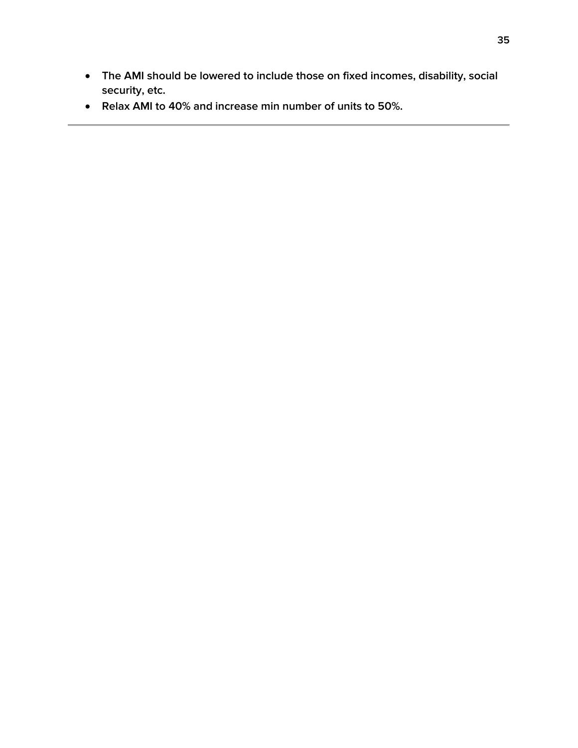- The AMI should be lowered to include those on fixed incomes, disability, social security, etc.
- Relax AMI to 40% and increase min number of units to 50%.

---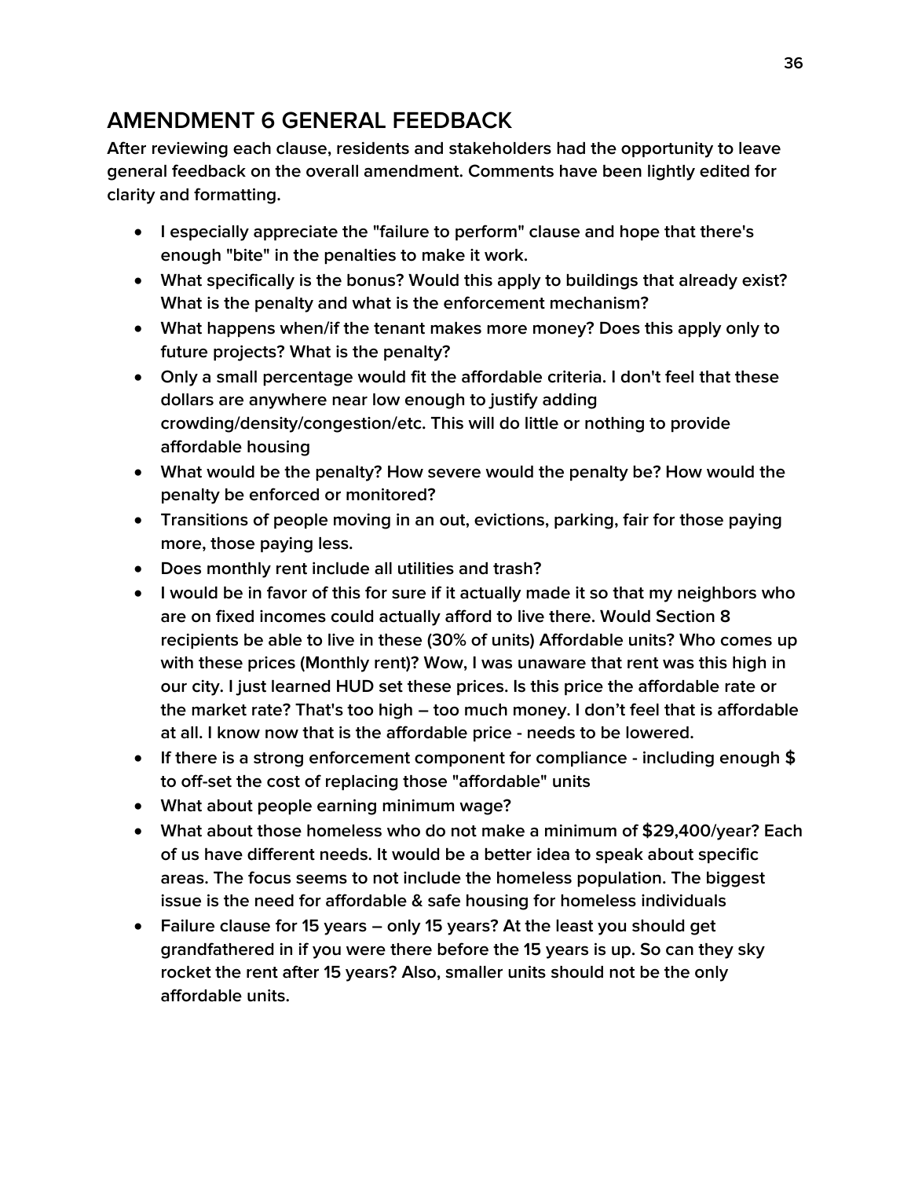## AMENDMENT 6 GENERAL FEEDBACK

After reviewing each clause, residents and stakeholders had the opportunity to leave general feedback on the overall amendment. Comments have been lightly edited for clarity and formatting.

- I especially appreciate the "failure to perform" clause and hope that there's enough "bite" in the penalties to make it work.
- What specifically is the bonus? Would this apply to buildings that already exist? What is the penalty and what is the enforcement mechanism?
- What happens when/if the tenant makes more money? Does this apply only to future projects? What is the penalty?
- Only a small percentage would fit the affordable criteria. I don't feel that these dollars are anywhere near low enough to justify adding crowding/density/congestion/etc. This will do little or nothing to provide affordable housing
- What would be the penalty? How severe would the penalty be? How would the penalty be enforced or monitored?
- Transitions of people moving in an out, evictions, parking, fair for those paying more, those paying less.
- Does monthly rent include all utilities and trash?
- I would be in favor of this for sure if it actually made it so that my neighbors who are on fixed incomes could actually afford to live there. Would Section 8 recipients be able to live in these (30% of units) Affordable units? Who comes up with these prices (Monthly rent)? Wow, I was unaware that rent was this high in our city. I just learned HUD set these prices. Is this price the affordable rate or the market rate? That's too high – too much money. I don't feel that is affordable at all. I know now that is the affordable price - needs to be lowered.
- If there is a strong enforcement component for compliance - including enough $ to off-set the cost of replacing those "affordable" units
- What about people earning minimum wage?
- What about those homeless who do not make a minimum of $29,400/year? Each of us have different needs. It would be a better idea to speak about specific areas. The focus seems to not include the homeless population. The biggest issue is the need for affordable & safe housing for homeless individuals
- Failure clause for 15 years – only 15 years? At the least you should get grandfathered in if you were there before the 15 years is up. So can they sky rocket the rent after 15 years? Also, smaller units should not be the only affordable units.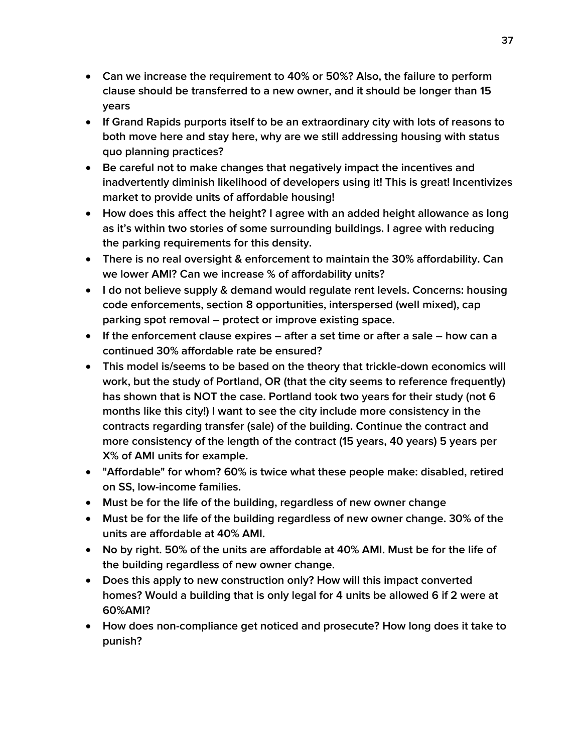- Can we increase the requirement to 40% or 50%? Also, the failure to perform clause should be transferred to a new owner, and it should be longer than 15 years
- If Grand Rapids purports itself to be an extraordinary city with lots of reasons to both move here and stay here, why are we still addressing housing with status quo planning practices?
- Be careful not to make changes that negatively impact the incentives and inadvertently diminish likelihood of developers using it! This is great! Incentivizes market to provide units of affordable housing!
- How does this affect the height? I agree with an added height allowance as long as it's within two stories of some surrounding buildings. I agree with reducing the parking requirements for this density.
- There is no real oversight & enforcement to maintain the 30% affordability. Can we lower AMI? Can we increase % of affordability units?
- I do not believe supply & demand would regulate rent levels. Concerns: housing code enforcements, section 8 opportunities, interspersed (well mixed), cap parking spot removal – protect or improve existing space.
- If the enforcement clause expires – after a set time or after a sale – how can a continued 30% affordable rate be ensured?
- This model is/seems to be based on the theory that trickle-down economics will work, but the study of Portland, OR (that the city seems to reference frequently) has shown that is NOT the case. Portland took two years for their study (not 6 months like this city!) I want to see the city include more consistency in the contracts regarding transfer (sale) of the building. Continue the contract and more consistency of the length of the contract (15 years, 40 years) 5 years per X% of AMI units for example.
- "Affordable" for whom? 60% is twice what these people make: disabled, retired on SS, low-income families.
- Must be for the life of the building, regardless of new owner change
- Must be for the life of the building regardless of new owner change. 30% of the units are affordable at 40% AMI.
- No by right. 50% of the units are affordable at 40% AMI. Must be for the life of the building regardless of new owner change.
- Does this apply to new construction only? How will this impact converted homes? Would a building that is only legal for 4 units be allowed 6 if 2 were at 60%AMI?
- How does non-compliance get noticed and prosecute? How long does it take to punish?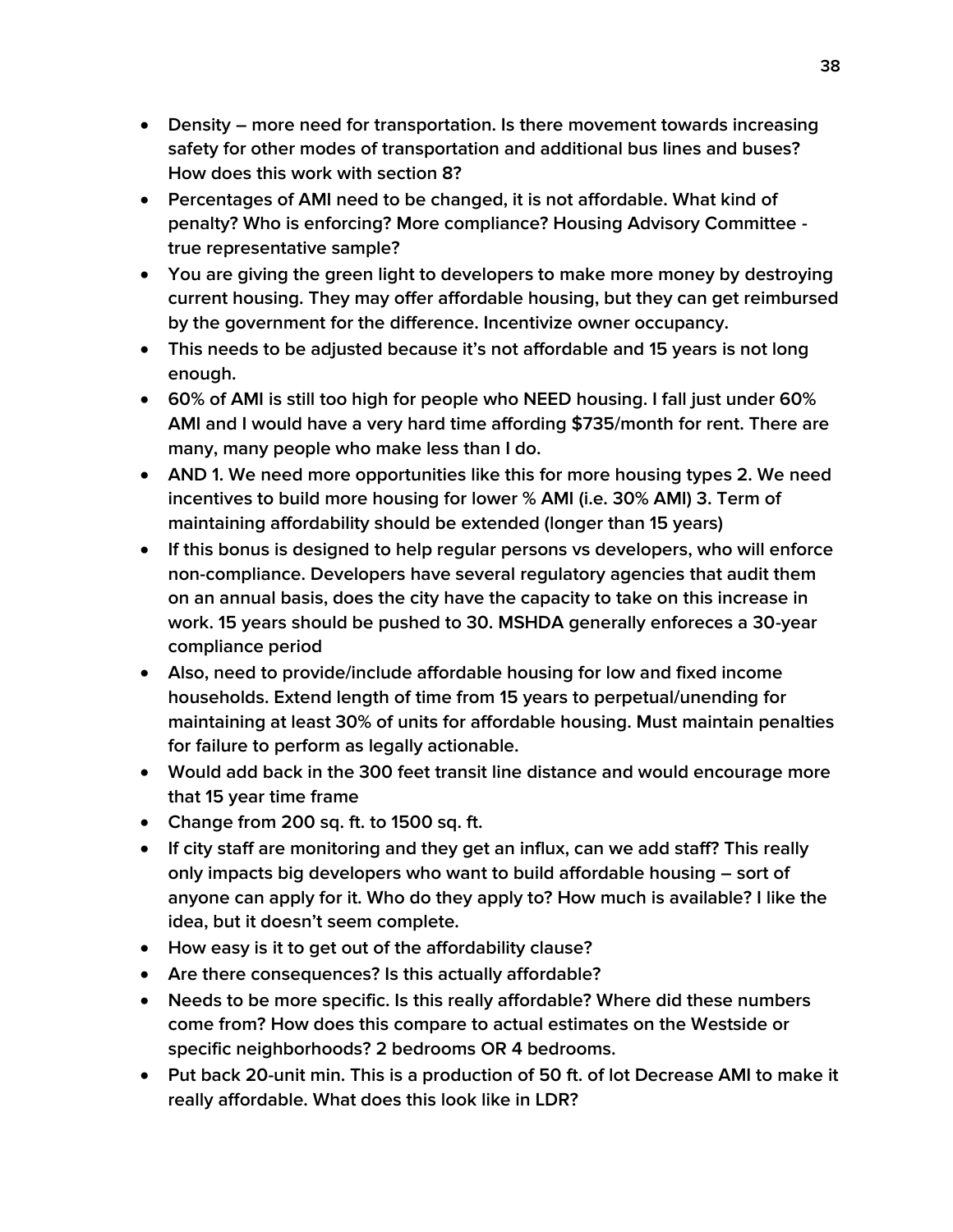- Density – more need for transportation. Is there movement towards increasing safety for other modes of transportation and additional bus lines and buses? How does this work with section 8?
- Percentages of AMI need to be changed, it is not affordable. What kind of penalty? Who is enforcing? More compliance? Housing Advisory Committee - true representative sample?
- You are giving the green light to developers to make more money by destroying current housing. They may offer affordable housing, but they can get reimbursed by the government for the difference. Incentivize owner occupancy.
- This needs to be adjusted because it's not affordable and 15 years is not long enough.
- 60% of AMI is still too high for people who NEED housing. I fall just under 60% AMI and I would have a very hard time affording $735/month for rent. There are many, many people who make less than I do.
- AND 1. We need more opportunities like this for more housing types 2. We need incentives to build more housing for lower % AMI (i.e. 30% AMI) 3. Term of maintaining affordability should be extended (longer than 15 years)
- If this bonus is designed to help regular persons vs developers, who will enforce non-compliance. Developers have several regulatory agencies that audit them on an annual basis, does the city have the capacity to take on this increase in work. 15 years should be pushed to 30. MSHDA generally enforeces a 30-year compliance period
- Also, need to provide/include affordable housing for low and fixed income households. Extend length of time from 15 years to perpetual/unending for maintaining at least 30% of units for affordable housing. Must maintain penalties for failure to perform as legally actionable.
- Would add back in the 300 feet transit line distance and would encourage more that 15 year time frame
- Change from 200 sq. ft. to 1500 sq. ft.
- If city staff are monitoring and they get an influx, can we add staff? This really only impacts big developers who want to build affordable housing – sort of anyone can apply for it. Who do they apply to? How much is available? I like the idea, but it doesn't seem complete.
- How easy is it to get out of the affordability clause?
- Are there consequences? Is this actually affordable?
- Needs to be more specific. Is this really affordable? Where did these numbers come from? How does this compare to actual estimates on the Westside or specific neighborhoods? 2 bedrooms OR 4 bedrooms.
- Put back 20-unit min. This is a production of 50 ft. of lot Decrease AMI to make it really affordable. What does this look like in LDR?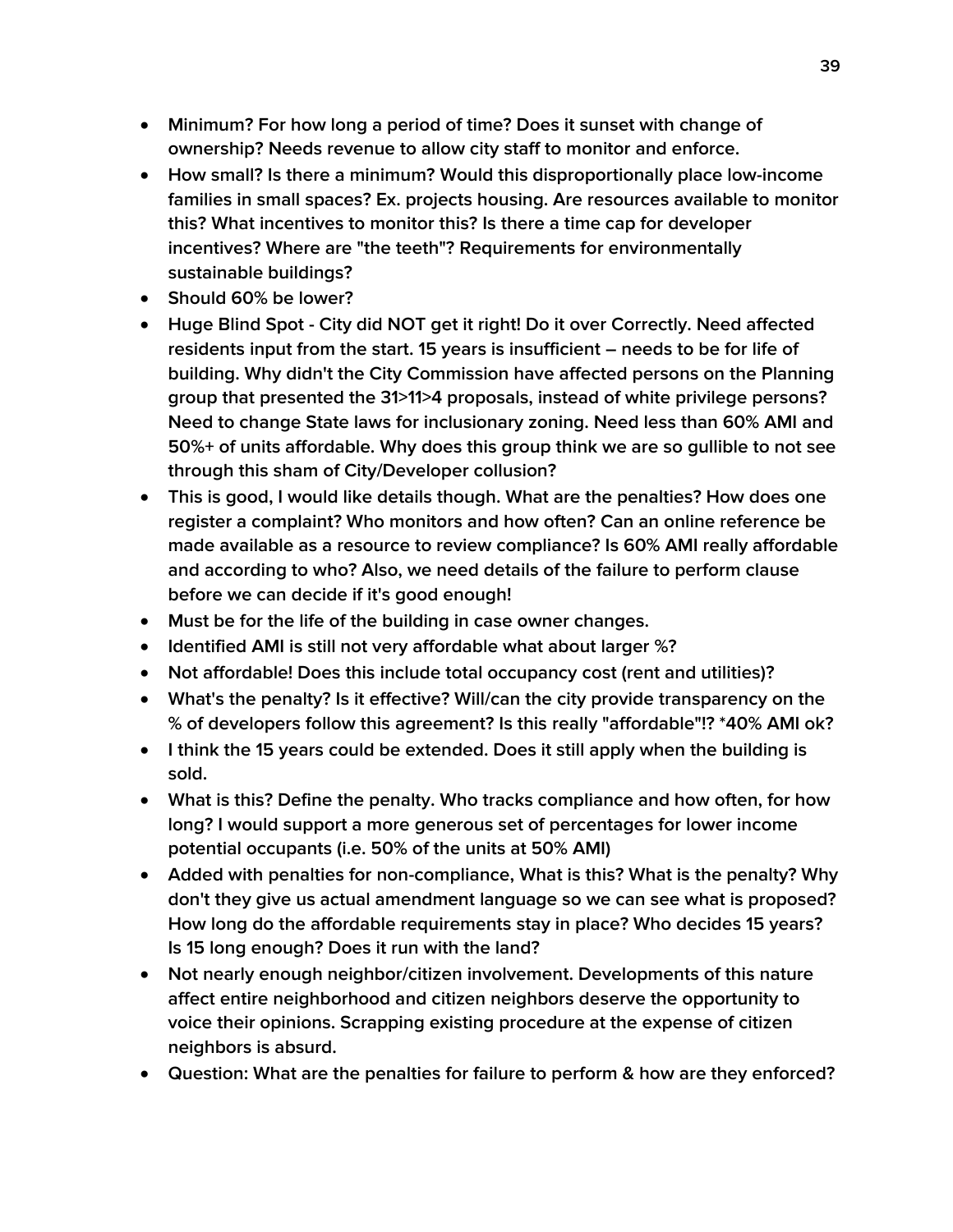- Minimum? For how long a period of time? Does it sunset with change of ownership? Needs revenue to allow city staff to monitor and enforce.
- How small? Is there a minimum? Would this disproportionally place low-income families in small spaces? Ex. projects housing. Are resources available to monitor this? What incentives to monitor this? Is there a time cap for developer incentives? Where are "the teeth"? Requirements for environmentally sustainable buildings?
- Should 60% be lower?
- Huge Blind Spot - City did NOT get it right! Do it over Correctly. Need affected residents input from the start. 15 years is insufficient – needs to be for life of building. Why didn't the City Commission have affected persons on the Planning group that presented the 31>11>4 proposals, instead of white privilege persons? Need to change State laws for inclusionary zoning. Need less than 60% AMI and 50%+ of units affordable. Why does this group think we are so gullible to not see through this sham of City/Developer collusion?
- This is good, I would like details though. What are the penalties? How does one register a complaint? Who monitors and how often? Can an online reference be made available as a resource to review compliance? Is 60% AMI really affordable and according to who? Also, we need details of the failure to perform clause before we can decide if it's good enough!
- Must be for the life of the building in case owner changes.
- Identified AMI is still not very affordable what about larger %?
- Not affordable! Does this include total occupancy cost (rent and utilities)?
- What's the penalty? Is it effective? Will/can the city provide transparency on the % of developers follow this agreement? Is this really "affordable"!? *40% AMI ok?
- I think the 15 years could be extended. Does it still apply when the building is sold.
- What is this? Define the penalty. Who tracks compliance and how often, for how long? I would support a more generous set of percentages for lower income potential occupants (i.e. 50% of the units at 50% AMI)
- Added with penalties for non-compliance, What is this? What is the penalty? Why don't they give us actual amendment language so we can see what is proposed? How long do the affordable requirements stay in place? Who decides 15 years? Is 15 long enough? Does it run with the land?
- Not nearly enough neighbor/citizen involvement. Developments of this nature affect entire neighborhood and citizen neighbors deserve the opportunity to voice their opinions. Scrapping existing procedure at the expense of citizen neighbors is absurd.
- Question: What are the penalties for failure to perform & how are they enforced?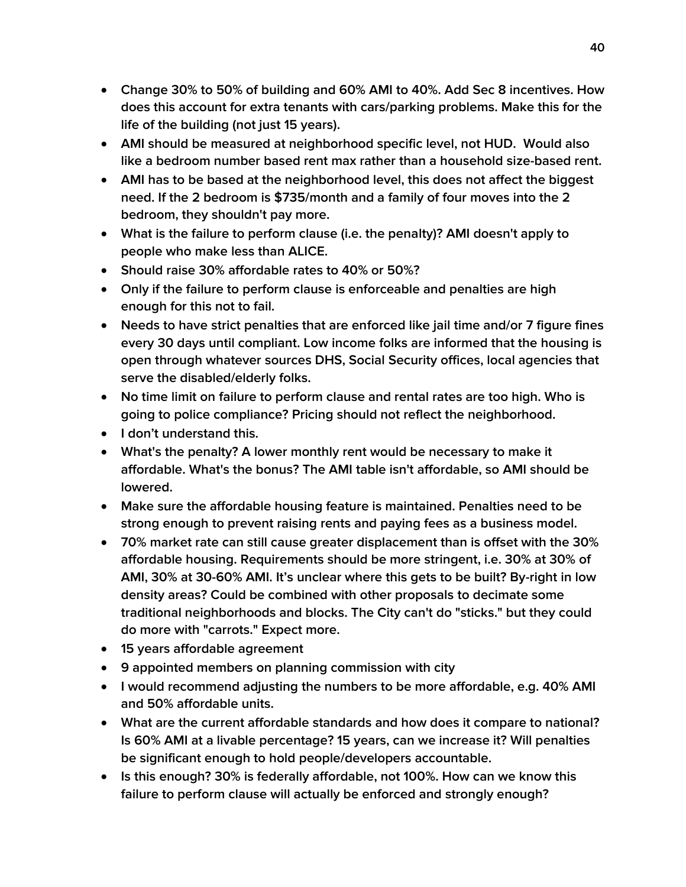- Change 30% to 50% of building and 60% AMI to 40%. Add Sec 8 incentives. How does this account for extra tenants with cars/parking problems. Make this for the life of the building (not just 15 years).
- AMI should be measured at neighborhood specific level, not HUD.  Would also like a bedroom number based rent max rather than a household size-based rent.
- AMI has to be based at the neighborhood level, this does not affect the biggest need. If the 2 bedroom is $735/month and a family of four moves into the 2 bedroom, they shouldn't pay more.
- What is the failure to perform clause (i.e. the penalty)? AMI doesn't apply to people who make less than ALICE.
- Should raise 30% affordable rates to 40% or 50%?
- Only if the failure to perform clause is enforceable and penalties are high enough for this not to fail.
- Needs to have strict penalties that are enforced like jail time and/or 7 figure fines every 30 days until compliant. Low income folks are informed that the housing is open through whatever sources DHS, Social Security offices, local agencies that serve the disabled/elderly folks.
- No time limit on failure to perform clause and rental rates are too high. Who is going to police compliance? Pricing should not reflect the neighborhood.
- I don't understand this.
- What's the penalty? A lower monthly rent would be necessary to make it affordable. What's the bonus? The AMI table isn't affordable, so AMI should be lowered.
- Make sure the affordable housing feature is maintained. Penalties need to be strong enough to prevent raising rents and paying fees as a business model.
- 70% market rate can still cause greater displacement than is offset with the 30% affordable housing. Requirements should be more stringent, i.e. 30% at 30% of AMI, 30% at 30-60% AMI. It's unclear where this gets to be built? By-right in low density areas? Could be combined with other proposals to decimate some traditional neighborhoods and blocks. The City can't do "sticks." but they could do more with "carrots." Expect more.
- 15 years affordable agreement
- 9 appointed members on planning commission with city
- I would recommend adjusting the numbers to be more affordable, e.g. 40% AMI and 50% affordable units.
- What are the current affordable standards and how does it compare to national? Is 60% AMI at a livable percentage? 15 years, can we increase it? Will penalties be significant enough to hold people/developers accountable.
- Is this enough? 30% is federally affordable, not 100%. How can we know this failure to perform clause will actually be enforced and strongly enough?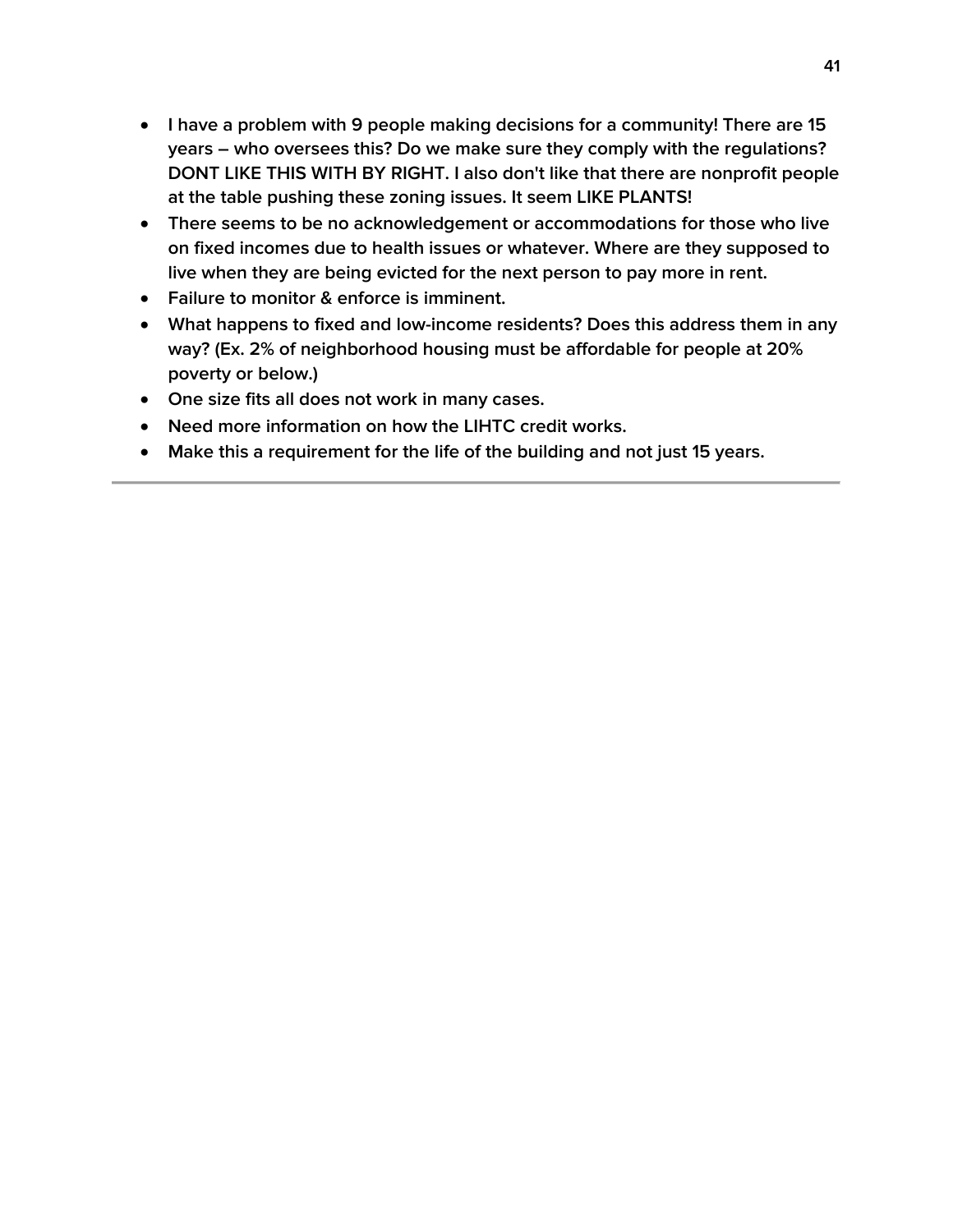- I have a problem with 9 people making decisions for a community! There are 15 years – who oversees this? Do we make sure they comply with the regulations? DONT LIKE THIS WITH BY RIGHT. I also don't like that there are nonprofit people at the table pushing these zoning issues. It seem LIKE PLANTS!
- There seems to be no acknowledgement or accommodations for those who live on fixed incomes due to health issues or whatever. Where are they supposed to live when they are being evicted for the next person to pay more in rent.
- Failure to monitor & enforce is imminent.
- What happens to fixed and low-income residents? Does this address them in any way? (Ex. 2% of neighborhood housing must be affordable for people at 20% poverty or below.)
- One size fits all does not work in many cases.
- Need more information on how the LIHTC credit works.
- Make this a requirement for the life of the building and not just 15 years.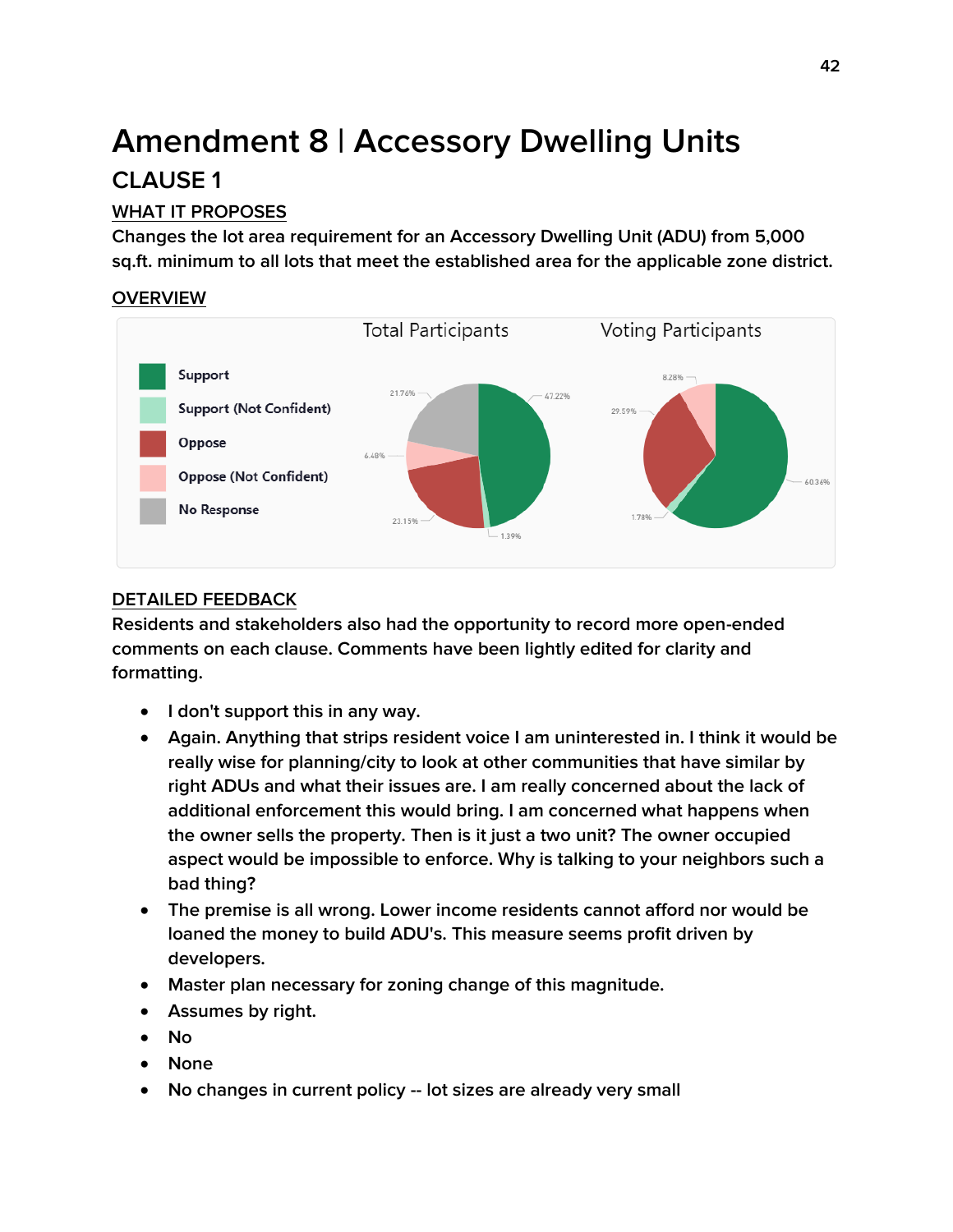# Amendment 8 | Accessory Dwelling Units

## CLAUSE 1

### WHAT IT PROPOSES

**Changes the lot area requirement for an Accessory Dwelling Unit (ADU) from 5,000 sq.ft. minimum to all lots that meet the established area for the applicable zone district.**

### OVERVIEW

| | Total Participants | Voting Participants |
|---|---|---|
| Support | 47.22% | 60.34% |
| Support (Not Confident) | 1.39% | 1.78% |
| Oppose | 23.15% | 29.59% |
| Oppose (Not Confident) | 6.48% | 8.28% |
| No Response | 21.76% | |

### DETAILED FEEDBACK

Residents and stakeholders also had the opportunity to record more open-ended comments on each clause. Comments have been lightly edited for clarity and formatting.

- I don't support this in any way.
- Again. Anything that strips resident voice I am uninterested in. I think it would be really wise for planning/city to look at other communities that have similar by right ADUs and what their issues are. I am really concerned about the lack of additional enforcement this would bring. I am concerned what happens when the owner sells the property. Then is it just a two unit? The owner occupied aspect would be impossible to enforce. Why is talking to your neighbors such a bad thing?
- The premise is all wrong. Lower income residents cannot afford nor would be loaned the money to build ADU's. This measure seems profit driven by developers.
- Master plan necessary for zoning change of this magnitude.
- Assumes by right.
- No
- None
- No changes in current policy -- lot sizes are already very small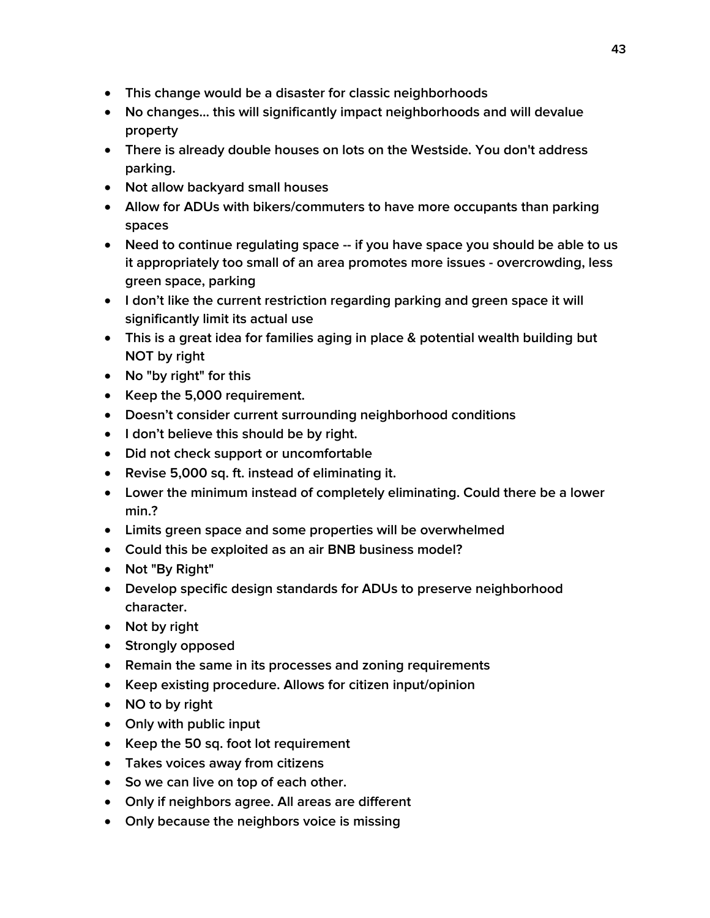- This change would be a disaster for classic neighborhoods
- No changes… this will significantly impact neighborhoods and will devalue property
- There is already double houses on lots on the Westside. You don't address parking.
- Not allow backyard small houses
- Allow for ADUs with bikers/commuters to have more occupants than parking spaces
- Need to continue regulating space -- if you have space you should be able to us it appropriately too small of an area promotes more issues - overcrowding, less green space, parking
- I don't like the current restriction regarding parking and green space it will significantly limit its actual use
- This is a great idea for families aging in place & potential wealth building but NOT by right
- No "by right" for this
- Keep the 5,000 requirement.
- Doesn't consider current surrounding neighborhood conditions
- I don't believe this should be by right.
- Did not check support or uncomfortable
- Revise 5,000 sq. ft. instead of eliminating it.
- Lower the minimum instead of completely eliminating. Could there be a lower min.?
- Limits green space and some properties will be overwhelmed
- Could this be exploited as an air BNB business model?
- Not "By Right"
- Develop specific design standards for ADUs to preserve neighborhood character.
- Not by right
- Strongly opposed
- Remain the same in its processes and zoning requirements
- Keep existing procedure. Allows for citizen input/opinion
- NO to by right
- Only with public input
- Keep the 50 sq. foot lot requirement
- Takes voices away from citizens
- So we can live on top of each other.
- Only if neighbors agree. All areas are different
- Only because the neighbors voice is missing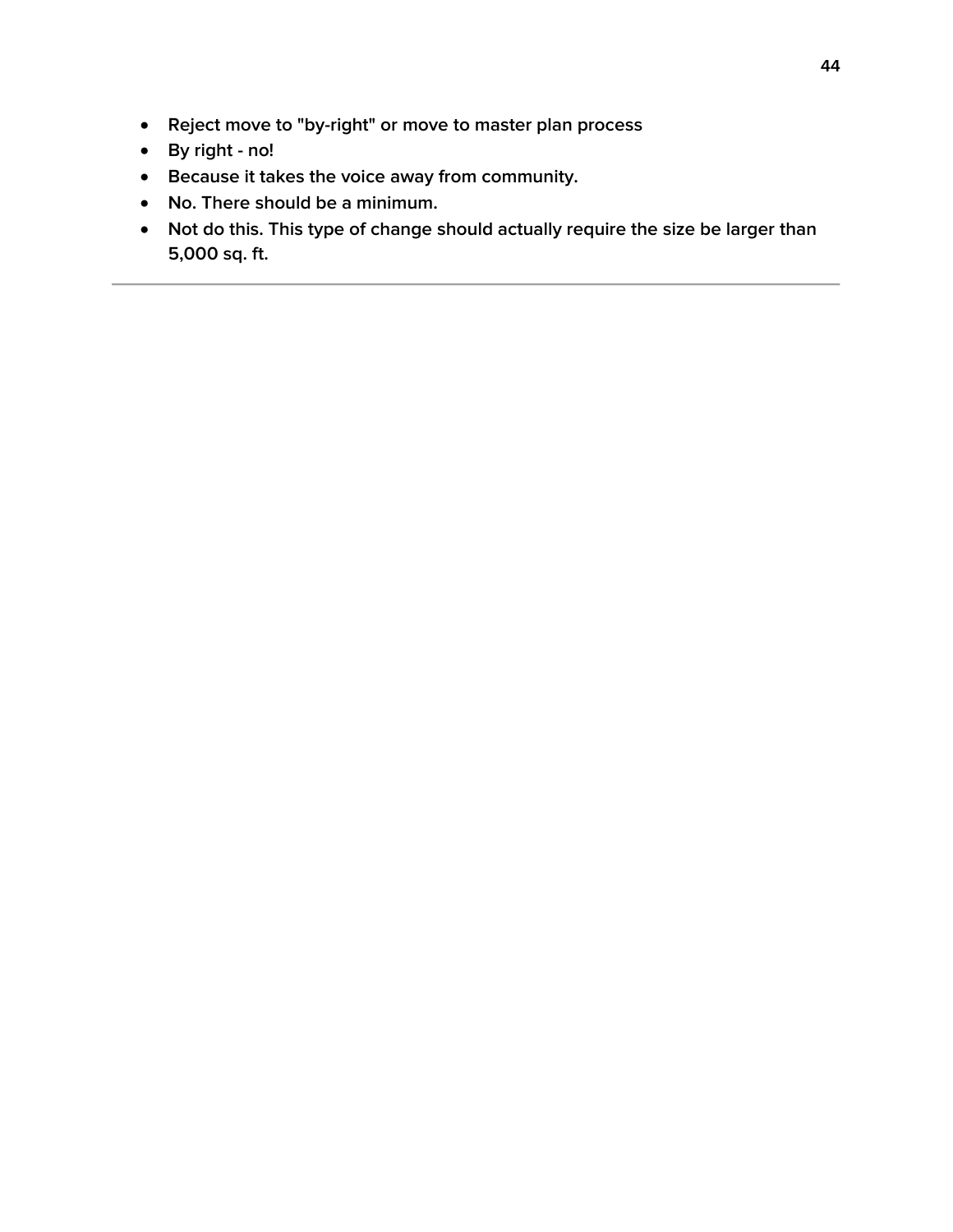- Reject move to "by-right" or move to master plan process
- By right - no!
- Because it takes the voice away from community.
- No. There should be a minimum.
- Not do this. This type of change should actually require the size be larger than 5,000 sq. ft.

---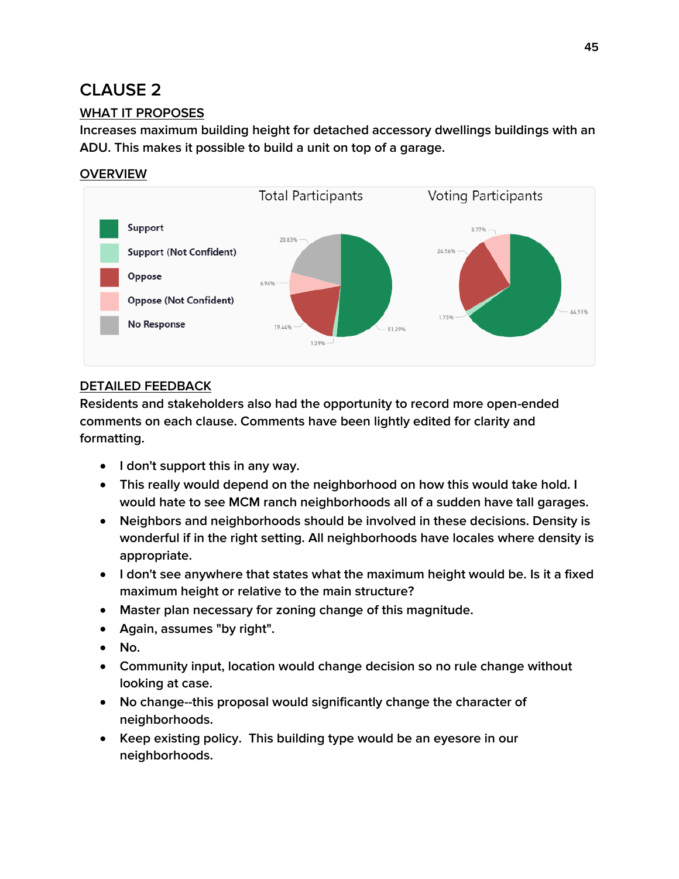## CLAUSE 2

### WHAT IT PROPOSES

Increases maximum building height for detached accessory dwellings buildings with an ADU. This makes it possible to build a unit on top of a garage.

### OVERVIEW

Total Participants | Voting Participants

| Response | Total Participants | Voting Participants |
|---|---|---|
| Support | 51.39% | 64.91% |
| Support (Not Confident) | 1.39% | 1.75% |
| Oppose | 19.44% | 24.56% |
| Oppose (Not Confident) | 6.94% | 8.77% |
| No Response | 20.83% | |

### DETAILED FEEDBACK

Residents and stakeholders also had the opportunity to record more open-ended comments on each clause. Comments have been lightly edited for clarity and formatting.

- I don't support this in any way.
- This really would depend on the neighborhood on how this would take hold. I would hate to see MCM ranch neighborhoods all of a sudden have tall garages.
- Neighbors and neighborhoods should be involved in these decisions. Density is wonderful if in the right setting. All neighborhoods have locales where density is appropriate.
- I don't see anywhere that states what the maximum height would be. Is it a fixed maximum height or relative to the main structure?
- Master plan necessary for zoning change of this magnitude.
- Again, assumes "by right".
- No.
- Community input, location would change decision so no rule change without looking at case.
- No change--this proposal would significantly change the character of neighborhoods.
- Keep existing policy. This building type would be an eyesore in our neighborhoods.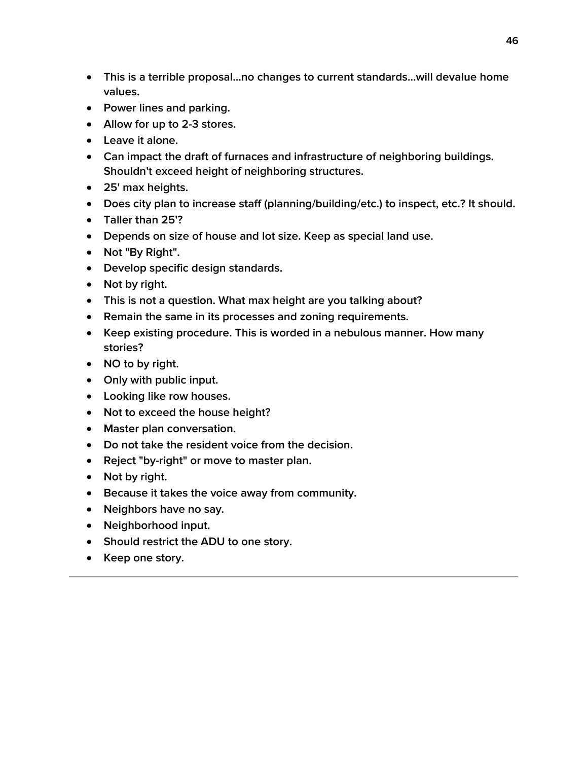- This is a terrible proposal...no changes to current standards...will devalue home values.
- Power lines and parking.
- Allow for up to 2-3 stores.
- Leave it alone.
- Can impact the draft of furnaces and infrastructure of neighboring buildings. Shouldn't exceed height of neighboring structures.
- 25' max heights.
- Does city plan to increase staff (planning/building/etc.) to inspect, etc.? It should.
- Taller than 25'?
- Depends on size of house and lot size. Keep as special land use.
- Not "By Right".
- Develop specific design standards.
- Not by right.
- This is not a question. What max height are you talking about?
- Remain the same in its processes and zoning requirements.
- Keep existing procedure. This is worded in a nebulous manner. How many stories?
- NO to by right.
- Only with public input.
- Looking like row houses.
- Not to exceed the house height?
- Master plan conversation.
- Do not take the resident voice from the decision.
- Reject "by-right" or move to master plan.
- Not by right.
- Because it takes the voice away from community.
- Neighbors have no say.
- Neighborhood input.
- Should restrict the ADU to one story.
- Keep one story.

---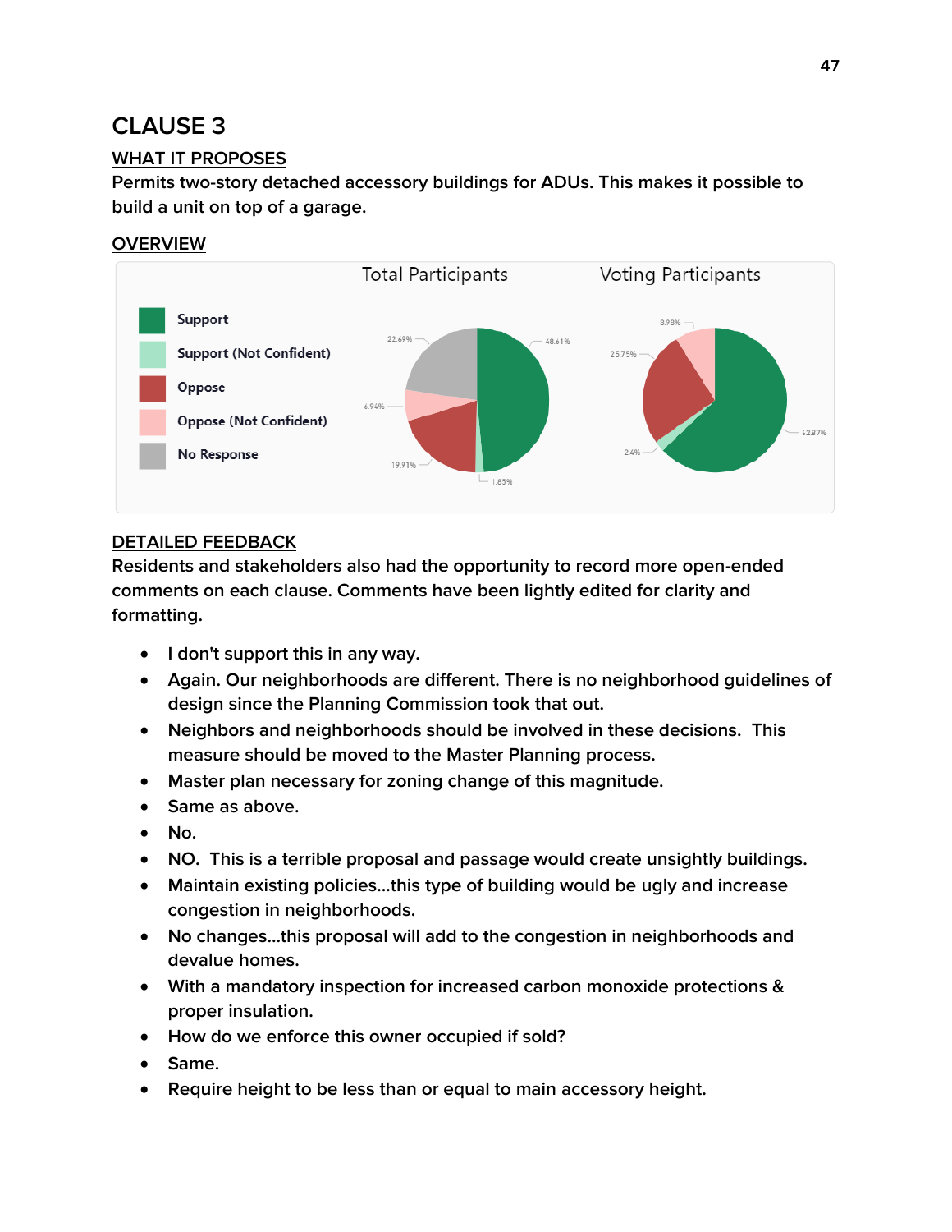# CLAUSE 3

## WHAT IT PROPOSES

Permits two-story detached accessory buildings for ADUs. This makes it possible to build a unit on top of a garage.

## OVERVIEW

Total Participants

Voting Participants

- Support
- Support (Not Confident)
- Oppose
- Oppose (Not Confident)
- No Response

Total Participants: 48.61% | 1.85% | 19.91% | 6.94% | 22.69%

Voting Participants: 62.87% | 2.4% | 25.75% | 8.98%

## DETAILED FEEDBACK

Residents and stakeholders also had the opportunity to record more open-ended comments on each clause. Comments have been lightly edited for clarity and formatting.

- I don't support this in any way.
- Again. Our neighborhoods are different. There is no neighborhood guidelines of design since the Planning Commission took that out.
- Neighbors and neighborhoods should be involved in these decisions. This measure should be moved to the Master Planning process.
- Master plan necessary for zoning change of this magnitude.
- Same as above.
- No.
- NO. This is a terrible proposal and passage would create unsightly buildings.
- Maintain existing policies...this type of building would be ugly and increase congestion in neighborhoods.
- No changes...this proposal will add to the congestion in neighborhoods and devalue homes.
- With a mandatory inspection for increased carbon monoxide protections & proper insulation.
- How do we enforce this owner occupied if sold?
- Same.
- Require height to be less than or equal to main accessory height.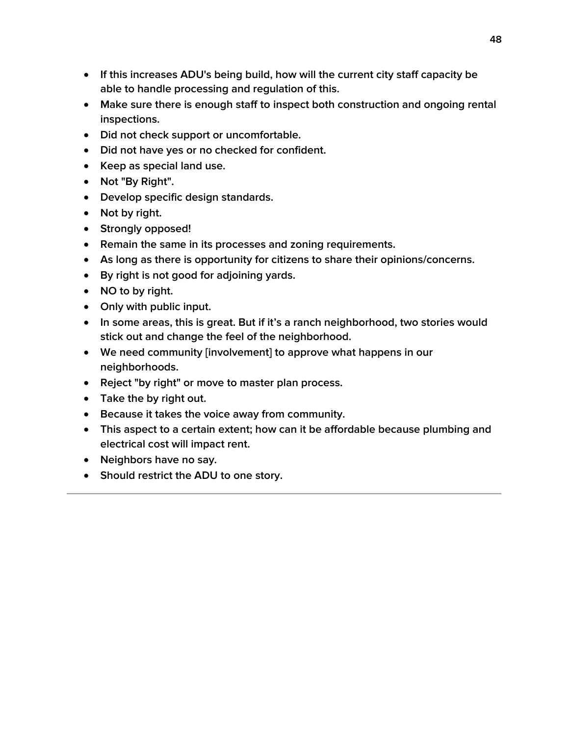- If this increases ADU's being build, how will the current city staff capacity be able to handle processing and regulation of this.
- Make sure there is enough staff to inspect both construction and ongoing rental inspections.
- Did not check support or uncomfortable.
- Did not have yes or no checked for confident.
- Keep as special land use.
- Not "By Right".
- Develop specific design standards.
- Not by right.
- Strongly opposed!
- Remain the same in its processes and zoning requirements.
- As long as there is opportunity for citizens to share their opinions/concerns.
- By right is not good for adjoining yards.
- NO to by right.
- Only with public input.
- In some areas, this is great. But if it's a ranch neighborhood, two stories would stick out and change the feel of the neighborhood.
- We need community [involvement] to approve what happens in our neighborhoods.
- Reject "by right" or move to master plan process.
- Take the by right out.
- Because it takes the voice away from community.
- This aspect to a certain extent; how can it be affordable because plumbing and electrical cost will impact rent.
- Neighbors have no say.
- Should restrict the ADU to one story.

---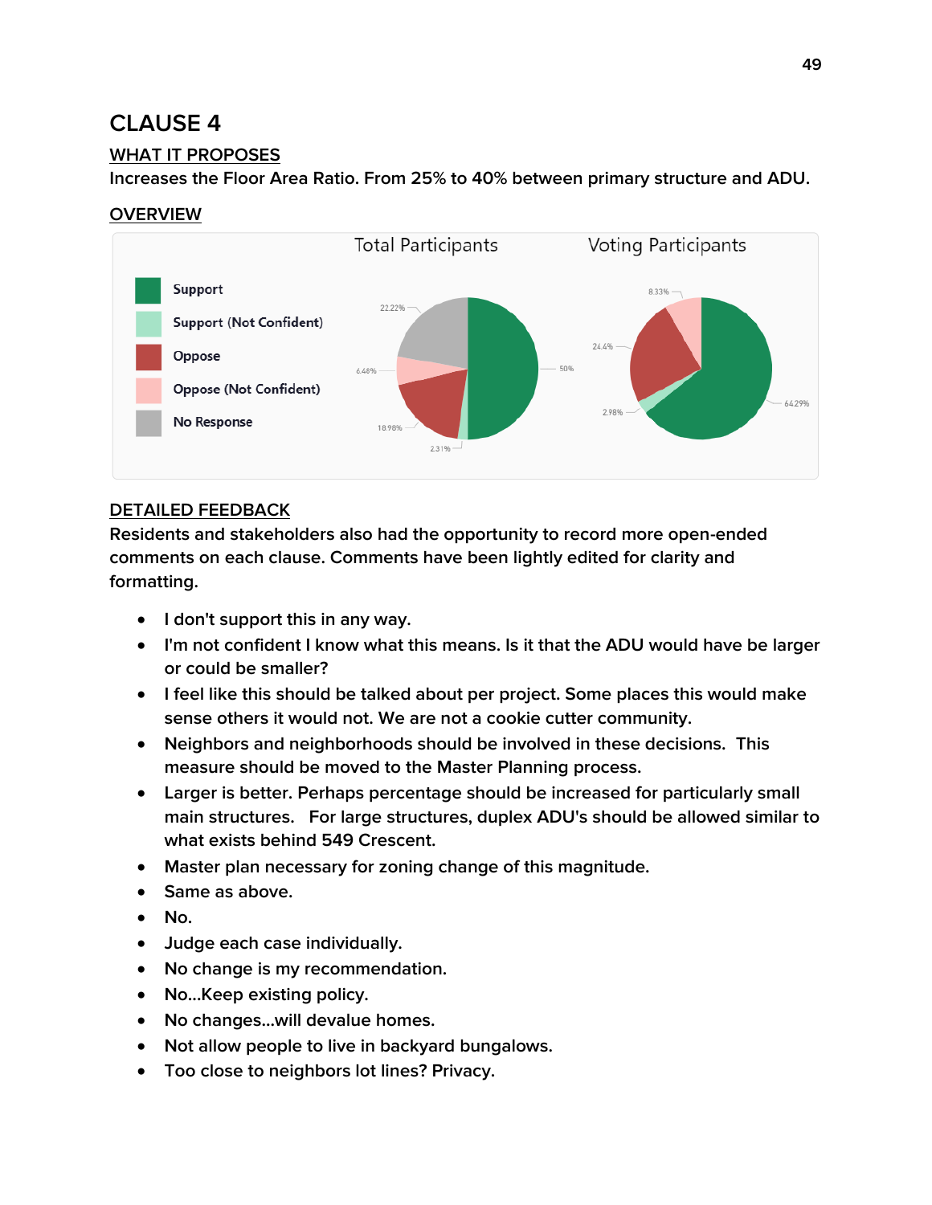## CLAUSE 4

### WHAT IT PROPOSES

Increases the Floor Area Ratio. From 25% to 40% between primary structure and ADU.

### OVERVIEW

| | Total Participants | Voting Participants |
|---|---|---|
| Support | 50% | 64.29% |
| Support (Not Confident) | 2.31% | 2.98% |
| Oppose | 18.98% | 24.4% |
| Oppose (Not Confident) | 6.48% | 8.33% |
| No Response | 22.22% | |

### DETAILED FEEDBACK

Residents and stakeholders also had the opportunity to record more open-ended comments on each clause. Comments have been lightly edited for clarity and formatting.

- I don't support this in any way.
- I'm not confident I know what this means. Is it that the ADU would have be larger or could be smaller?
- I feel like this should be talked about per project. Some places this would make sense others it would not. We are not a cookie cutter community.
- Neighbors and neighborhoods should be involved in these decisions. This measure should be moved to the Master Planning process.
- Larger is better. Perhaps percentage should be increased for particularly small main structures. For large structures, duplex ADU's should be allowed similar to what exists behind 549 Crescent.
- Master plan necessary for zoning change of this magnitude.
- Same as above.
- No.
- Judge each case individually.
- No change is my recommendation.
- No...Keep existing policy.
- No changes...will devalue homes.
- Not allow people to live in backyard bungalows.
- Too close to neighbors lot lines? Privacy.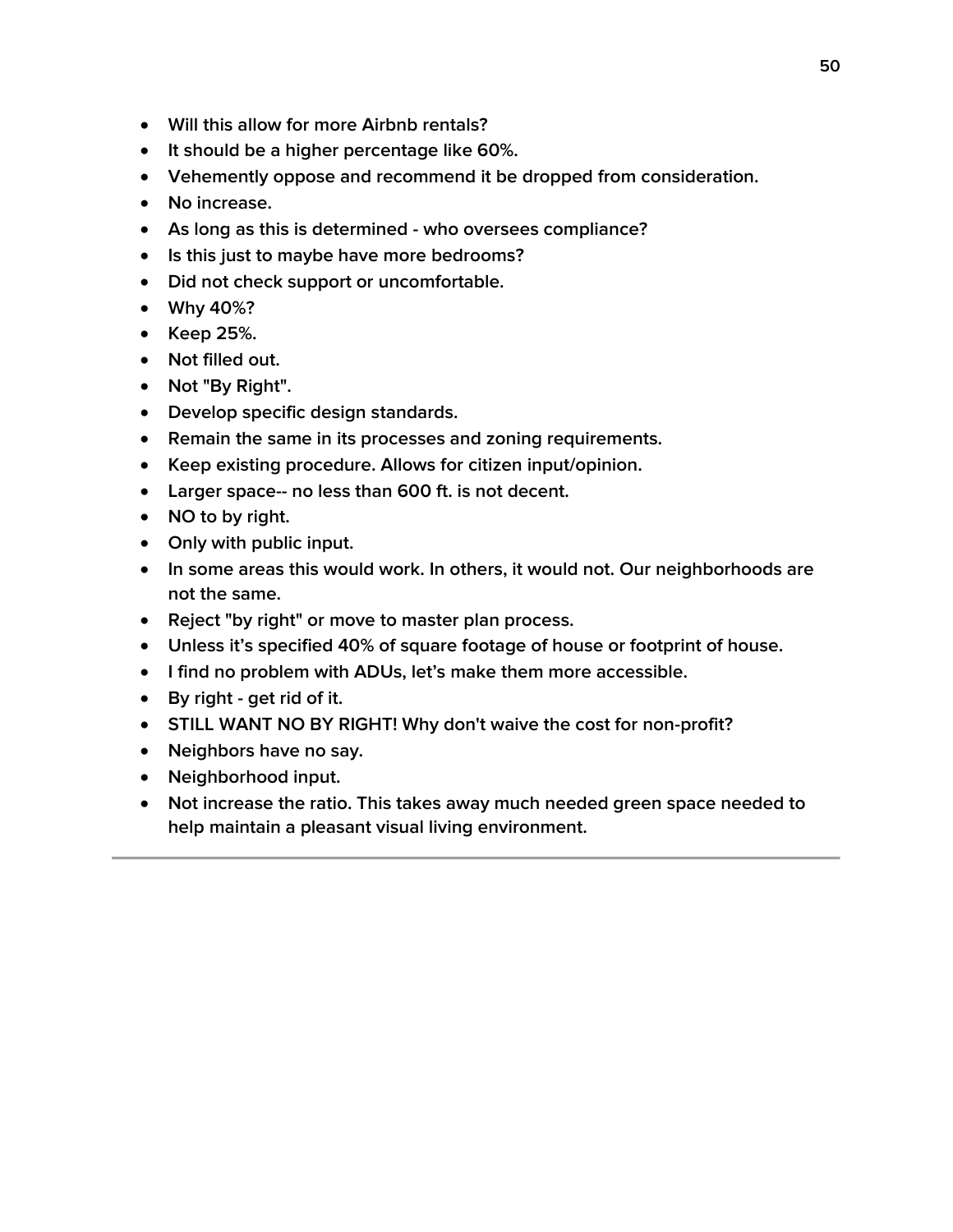- Will this allow for more Airbnb rentals?
- It should be a higher percentage like 60%.
- Vehemently oppose and recommend it be dropped from consideration.
- No increase.
- As long as this is determined - who oversees compliance?
- Is this just to maybe have more bedrooms?
- Did not check support or uncomfortable.
- Why 40%?
- Keep 25%.
- Not filled out.
- Not "By Right".
- Develop specific design standards.
- Remain the same in its processes and zoning requirements.
- Keep existing procedure. Allows for citizen input/opinion.
- Larger space-- no less than 600 ft. is not decent.
- NO to by right.
- Only with public input.
- In some areas this would work. In others, it would not. Our neighborhoods are not the same.
- Reject "by right" or move to master plan process.
- Unless it's specified 40% of square footage of house or footprint of house.
- I find no problem with ADUs, let's make them more accessible.
- By right - get rid of it.
- STILL WANT NO BY RIGHT! Why don't waive the cost for non-profit?
- Neighbors have no say.
- Neighborhood input.
- Not increase the ratio. This takes away much needed green space needed to help maintain a pleasant visual living environment.

---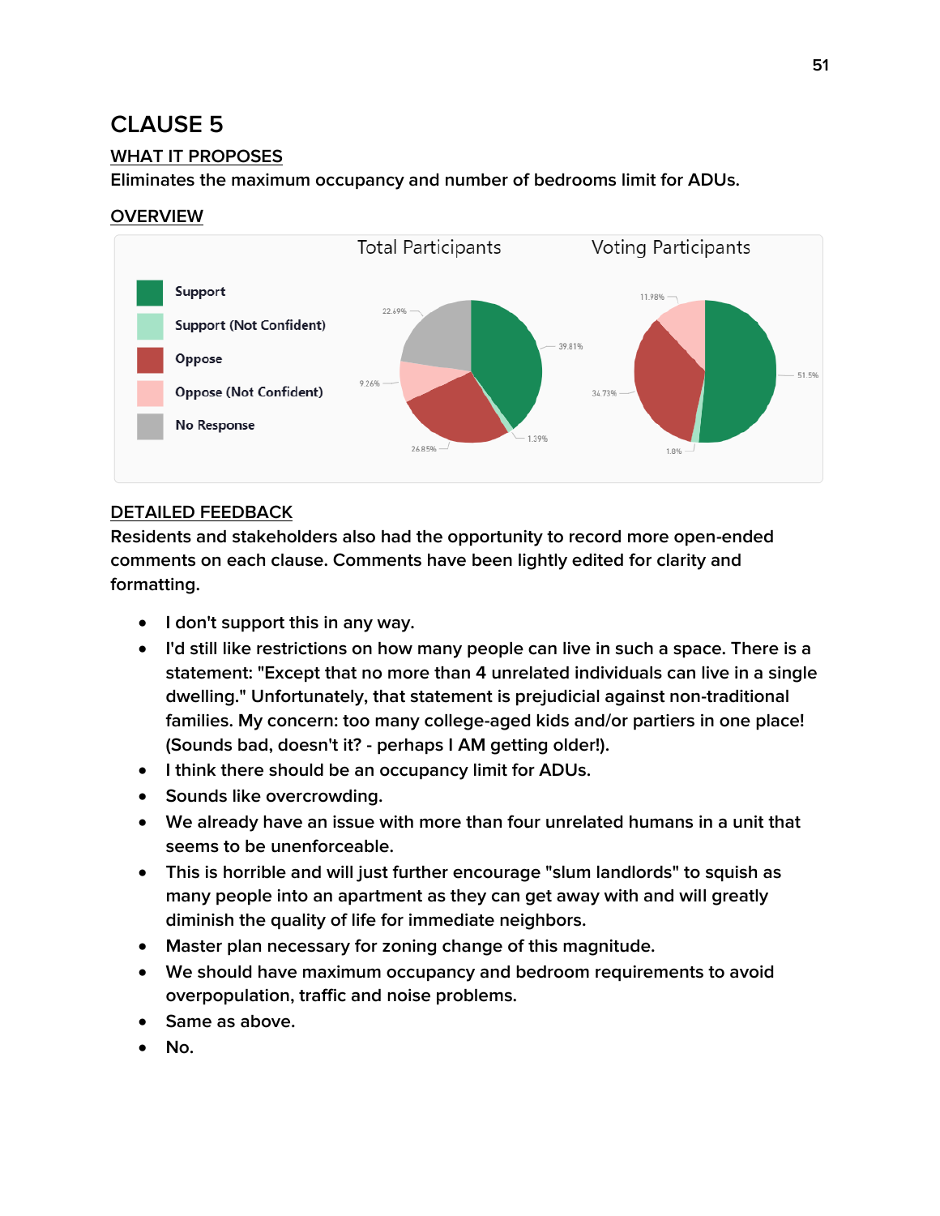# CLAUSE 5

## WHAT IT PROPOSES

Eliminates the maximum occupancy and number of bedrooms limit for ADUs.

## OVERVIEW

Total Participants | Voting Participants

- Support
- Support (Not Confident)
- Oppose
- Oppose (Not Confident)
- No Response

Total Participants: 39.81%, 1.39%, 26.85%, 9.26%, 22.69%

Voting Participants: 51.5%, 1.8%, 34.73%, 11.98%

## DETAILED FEEDBACK

Residents and stakeholders also had the opportunity to record more open-ended comments on each clause. Comments have been lightly edited for clarity and formatting.

- I don't support this in any way.
- I'd still like restrictions on how many people can live in such a space. There is a statement: "Except that no more than 4 unrelated individuals can live in a single dwelling." Unfortunately, that statement is prejudicial against non-traditional families. My concern: too many college-aged kids and/or partiers in one place! (Sounds bad, doesn't it? - perhaps I AM getting older!).
- I think there should be an occupancy limit for ADUs.
- Sounds like overcrowding.
- We already have an issue with more than four unrelated humans in a unit that seems to be unenforceable.
- This is horrible and will just further encourage "slum landlords" to squish as many people into an apartment as they can get away with and will greatly diminish the quality of life for immediate neighbors.
- Master plan necessary for zoning change of this magnitude.
- We should have maximum occupancy and bedroom requirements to avoid overpopulation, traffic and noise problems.
- Same as above.
- No.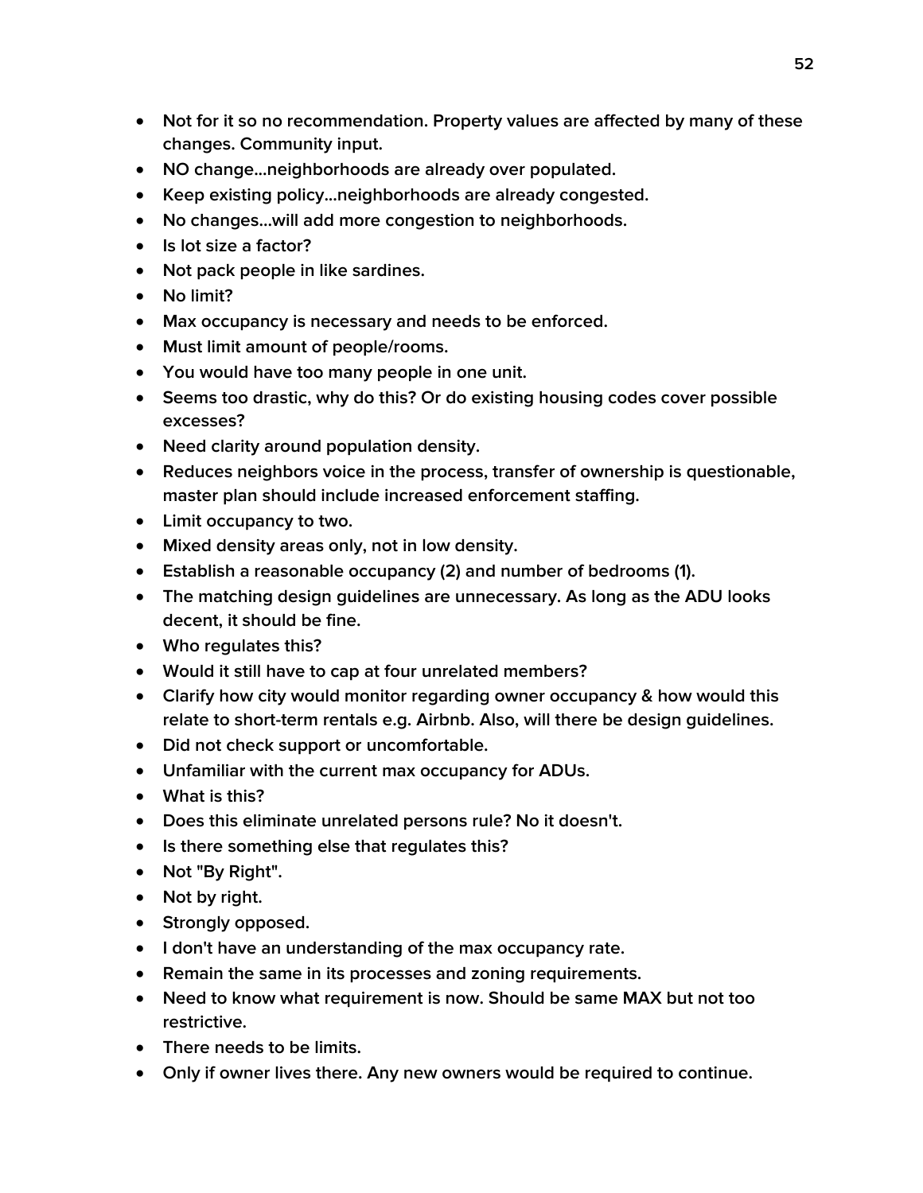- Not for it so no recommendation. Property values are affected by many of these changes. Community input.
- NO change...neighborhoods are already over populated.
- Keep existing policy...neighborhoods are already congested.
- No changes...will add more congestion to neighborhoods.
- Is lot size a factor?
- Not pack people in like sardines.
- No limit?
- Max occupancy is necessary and needs to be enforced.
- Must limit amount of people/rooms.
- You would have too many people in one unit.
- Seems too drastic, why do this? Or do existing housing codes cover possible excesses?
- Need clarity around population density.
- Reduces neighbors voice in the process, transfer of ownership is questionable, master plan should include increased enforcement staffing.
- Limit occupancy to two.
- Mixed density areas only, not in low density.
- Establish a reasonable occupancy (2) and number of bedrooms (1).
- The matching design guidelines are unnecessary. As long as the ADU looks decent, it should be fine.
- Who regulates this?
- Would it still have to cap at four unrelated members?
- Clarify how city would monitor regarding owner occupancy & how would this relate to short-term rentals e.g. Airbnb. Also, will there be design guidelines.
- Did not check support or uncomfortable.
- Unfamiliar with the current max occupancy for ADUs.
- What is this?
- Does this eliminate unrelated persons rule? No it doesn't.
- Is there something else that regulates this?
- Not "By Right".
- Not by right.
- Strongly opposed.
- I don't have an understanding of the max occupancy rate.
- Remain the same in its processes and zoning requirements.
- Need to know what requirement is now. Should be same MAX but not too restrictive.
- There needs to be limits.
- Only if owner lives there. Any new owners would be required to continue.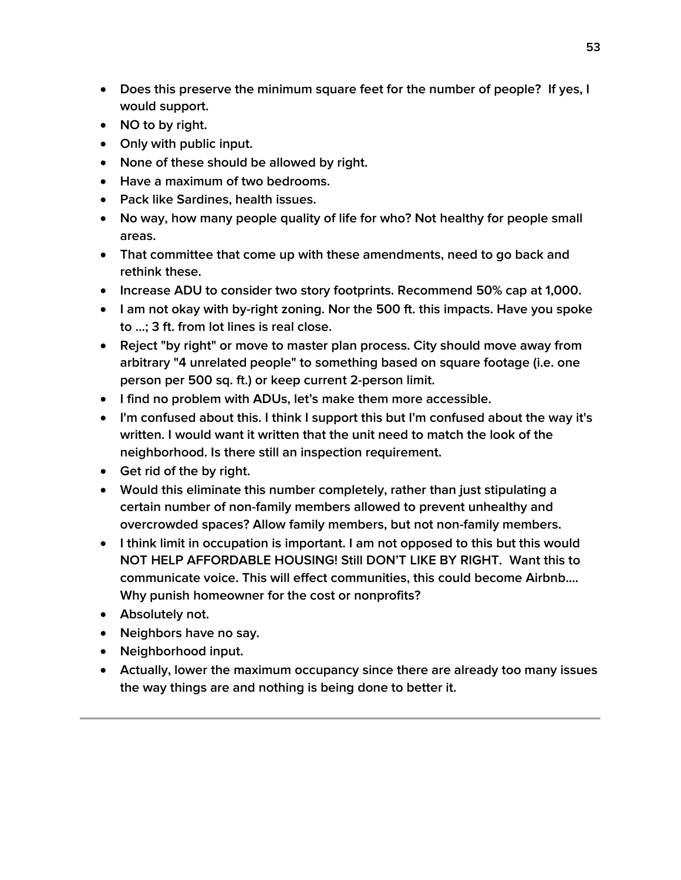- Does this preserve the minimum square feet for the number of people? If yes, I would support.
- NO to by right.
- Only with public input.
- None of these should be allowed by right.
- Have a maximum of two bedrooms.
- Pack like Sardines, health issues.
- No way, how many people quality of life for who? Not healthy for people small areas.
- That committee that come up with these amendments, need to go back and rethink these.
- Increase ADU to consider two story footprints. Recommend 50% cap at 1,000.
- I am not okay with by-right zoning. Nor the 500 ft. this impacts. Have you spoke to ...; 3 ft. from lot lines is real close.
- Reject "by right" or move to master plan process. City should move away from arbitrary "4 unrelated people" to something based on square footage (i.e. one person per 500 sq. ft.) or keep current 2-person limit.
- I find no problem with ADUs, let's make them more accessible.
- I'm confused about this. I think I support this but I'm confused about the way it's written. I would want it written that the unit need to match the look of the neighborhood. Is there still an inspection requirement.
- Get rid of the by right.
- Would this eliminate this number completely, rather than just stipulating a certain number of non-family members allowed to prevent unhealthy and overcrowded spaces? Allow family members, but not non-family members.
- I think limit in occupation is important. I am not opposed to this but this would NOT HELP AFFORDABLE HOUSING! Still DON'T LIKE BY RIGHT. Want this to communicate voice. This will effect communities, this could become Airbnb.... Why punish homeowner for the cost or nonprofits?
- Absolutely not.
- Neighbors have no say.
- Neighborhood input.
- Actually, lower the maximum occupancy since there are already too many issues the way things are and nothing is being done to better it.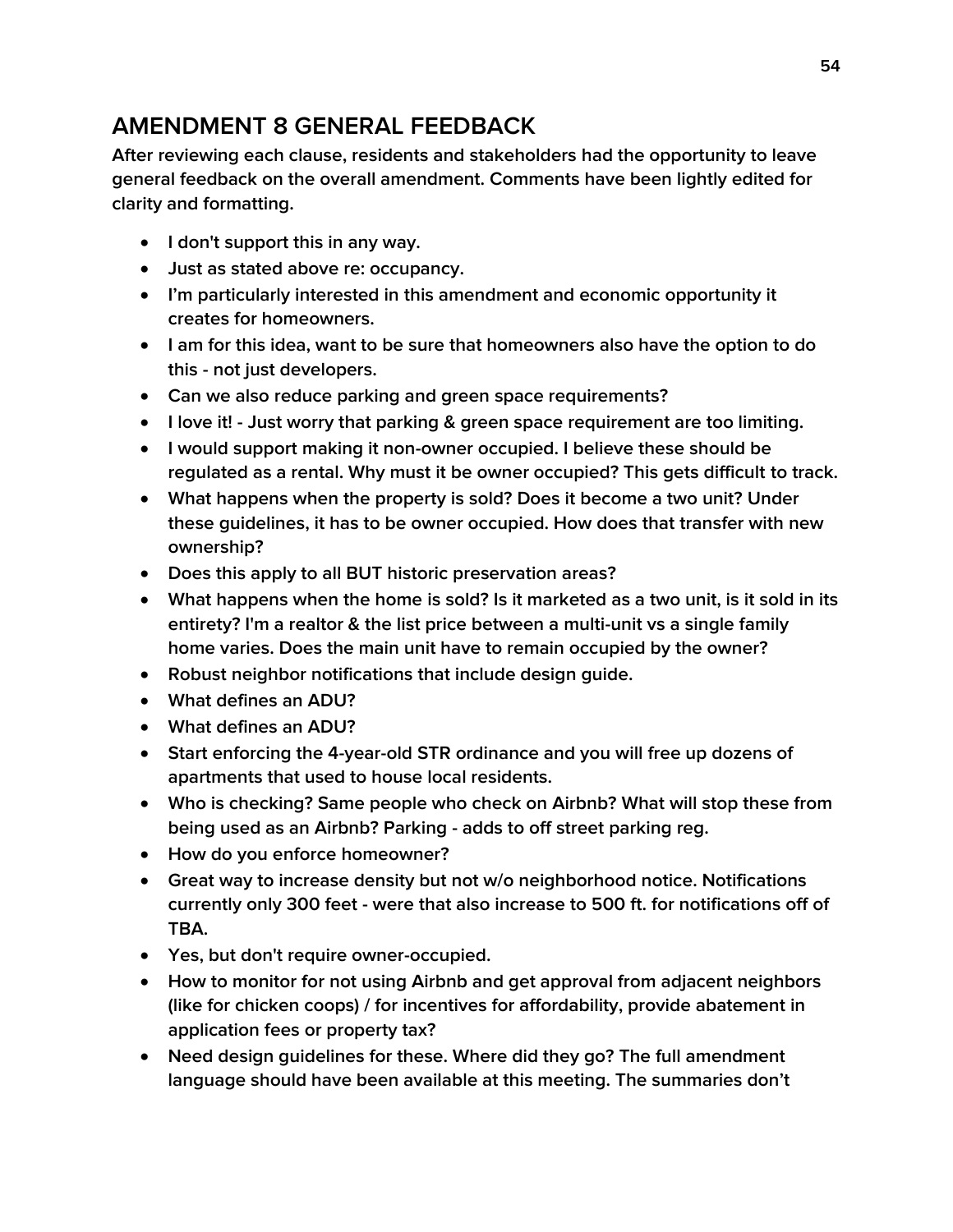## AMENDMENT 8 GENERAL FEEDBACK

**After reviewing each clause, residents and stakeholders had the opportunity to leave general feedback on the overall amendment. Comments have been lightly edited for clarity and formatting.**

- I don't support this in any way.
- Just as stated above re: occupancy.
- I'm particularly interested in this amendment and economic opportunity it creates for homeowners.
- I am for this idea, want to be sure that homeowners also have the option to do this - not just developers.
- Can we also reduce parking and green space requirements?
- I love it! - Just worry that parking & green space requirement are too limiting.
- I would support making it non-owner occupied. I believe these should be regulated as a rental. Why must it be owner occupied? This gets difficult to track.
- What happens when the property is sold? Does it become a two unit? Under these guidelines, it has to be owner occupied. How does that transfer with new ownership?
- Does this apply to all BUT historic preservation areas?
- What happens when the home is sold? Is it marketed as a two unit, is it sold in its entirety? I'm a realtor & the list price between a multi-unit vs a single family home varies. Does the main unit have to remain occupied by the owner?
- Robust neighbor notifications that include design guide.
- What defines an ADU?
- What defines an ADU?
- Start enforcing the 4-year-old STR ordinance and you will free up dozens of apartments that used to house local residents.
- Who is checking? Same people who check on Airbnb? What will stop these from being used as an Airbnb? Parking - adds to off street parking reg.
- How do you enforce homeowner?
- Great way to increase density but not w/o neighborhood notice. Notifications currently only 300 feet - were that also increase to 500 ft. for notifications off of TBA.
- Yes, but don't require owner-occupied.
- How to monitor for not using Airbnb and get approval from adjacent neighbors (like for chicken coops) / for incentives for affordability, provide abatement in application fees or property tax?
- Need design guidelines for these. Where did they go? The full amendment language should have been available at this meeting. The summaries don't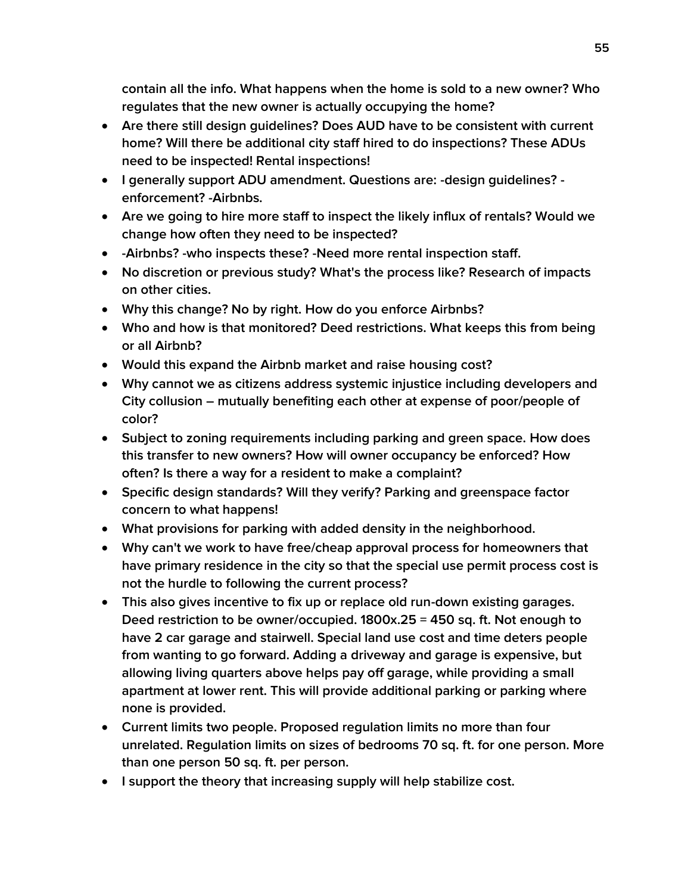contain all the info. What happens when the home is sold to a new owner? Who regulates that the new owner is actually occupying the home?

- Are there still design guidelines? Does AUD have to be consistent with current home? Will there be additional city staff hired to do inspections? These ADUs need to be inspected! Rental inspections!
- I generally support ADU amendment. Questions are: -design guidelines? -enforcement? -Airbnbs.
- Are we going to hire more staff to inspect the likely influx of rentals? Would we change how often they need to be inspected?
- -Airbnbs? -who inspects these? -Need more rental inspection staff.
- No discretion or previous study? What's the process like? Research of impacts on other cities.
- Why this change? No by right. How do you enforce Airbnbs?
- Who and how is that monitored? Deed restrictions. What keeps this from being or all Airbnb?
- Would this expand the Airbnb market and raise housing cost?
- Why cannot we as citizens address systemic injustice including developers and City collusion – mutually benefiting each other at expense of poor/people of color?
- Subject to zoning requirements including parking and green space. How does this transfer to new owners? How will owner occupancy be enforced? How often? Is there a way for a resident to make a complaint?
- Specific design standards? Will they verify? Parking and greenspace factor concern to what happens!
- What provisions for parking with added density in the neighborhood.
- Why can't we work to have free/cheap approval process for homeowners that have primary residence in the city so that the special use permit process cost is not the hurdle to following the current process?
- This also gives incentive to fix up or replace old run-down existing garages. Deed restriction to be owner/occupied. 1800x.25 = 450 sq. ft. Not enough to have 2 car garage and stairwell. Special land use cost and time deters people from wanting to go forward. Adding a driveway and garage is expensive, but allowing living quarters above helps pay off garage, while providing a small apartment at lower rent. This will provide additional parking or parking where none is provided.
- Current limits two people. Proposed regulation limits no more than four unrelated. Regulation limits on sizes of bedrooms 70 sq. ft. for one person. More than one person 50 sq. ft. per person.
- I support the theory that increasing supply will help stabilize cost.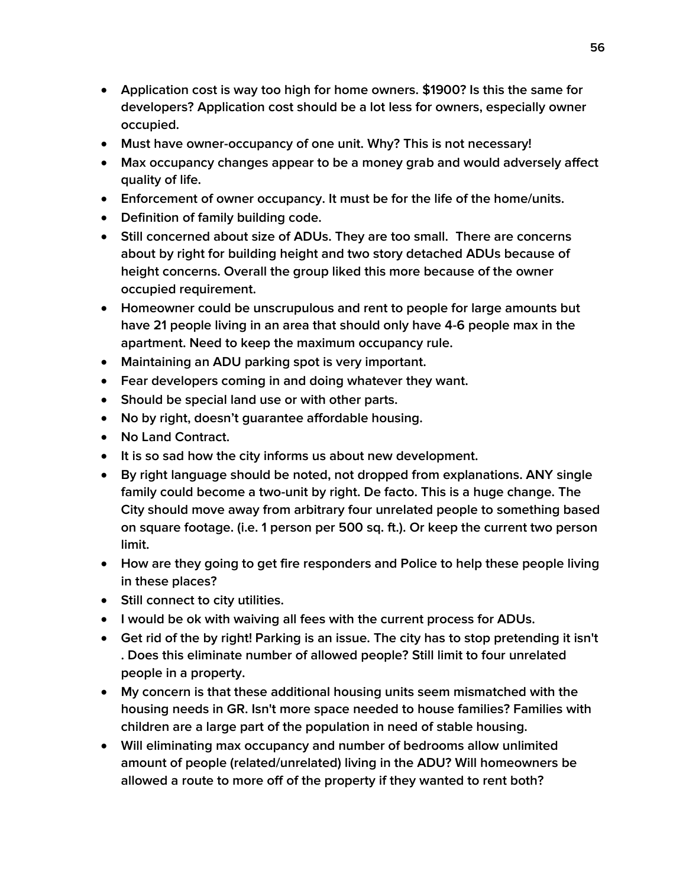- Application cost is way too high for home owners. $1900? Is this the same for developers? Application cost should be a lot less for owners, especially owner occupied.
- Must have owner-occupancy of one unit. Why? This is not necessary!
- Max occupancy changes appear to be a money grab and would adversely affect quality of life.
- Enforcement of owner occupancy. It must be for the life of the home/units.
- Definition of family building code.
- Still concerned about size of ADUs. They are too small.  There are concerns about by right for building height and two story detached ADUs because of height concerns. Overall the group liked this more because of the owner occupied requirement.
- Homeowner could be unscrupulous and rent to people for large amounts but have 21 people living in an area that should only have 4-6 people max in the apartment. Need to keep the maximum occupancy rule.
- Maintaining an ADU parking spot is very important.
- Fear developers coming in and doing whatever they want.
- Should be special land use or with other parts.
- No by right, doesn't guarantee affordable housing.
- No Land Contract.
- It is so sad how the city informs us about new development.
- By right language should be noted, not dropped from explanations. ANY single family could become a two-unit by right. De facto. This is a huge change. The City should move away from arbitrary four unrelated people to something based on square footage. (i.e. 1 person per 500 sq. ft.). Or keep the current two person limit.
- How are they going to get fire responders and Police to help these people living in these places?
- Still connect to city utilities.
- I would be ok with waiving all fees with the current process for ADUs.
- Get rid of the by right! Parking is an issue. The city has to stop pretending it isn't . Does this eliminate number of allowed people? Still limit to four unrelated people in a property.
- My concern is that these additional housing units seem mismatched with the housing needs in GR. Isn't more space needed to house families? Families with children are a large part of the population in need of stable housing.
- Will eliminating max occupancy and number of bedrooms allow unlimited amount of people (related/unrelated) living in the ADU? Will homeowners be allowed a route to more off of the property if they wanted to rent both?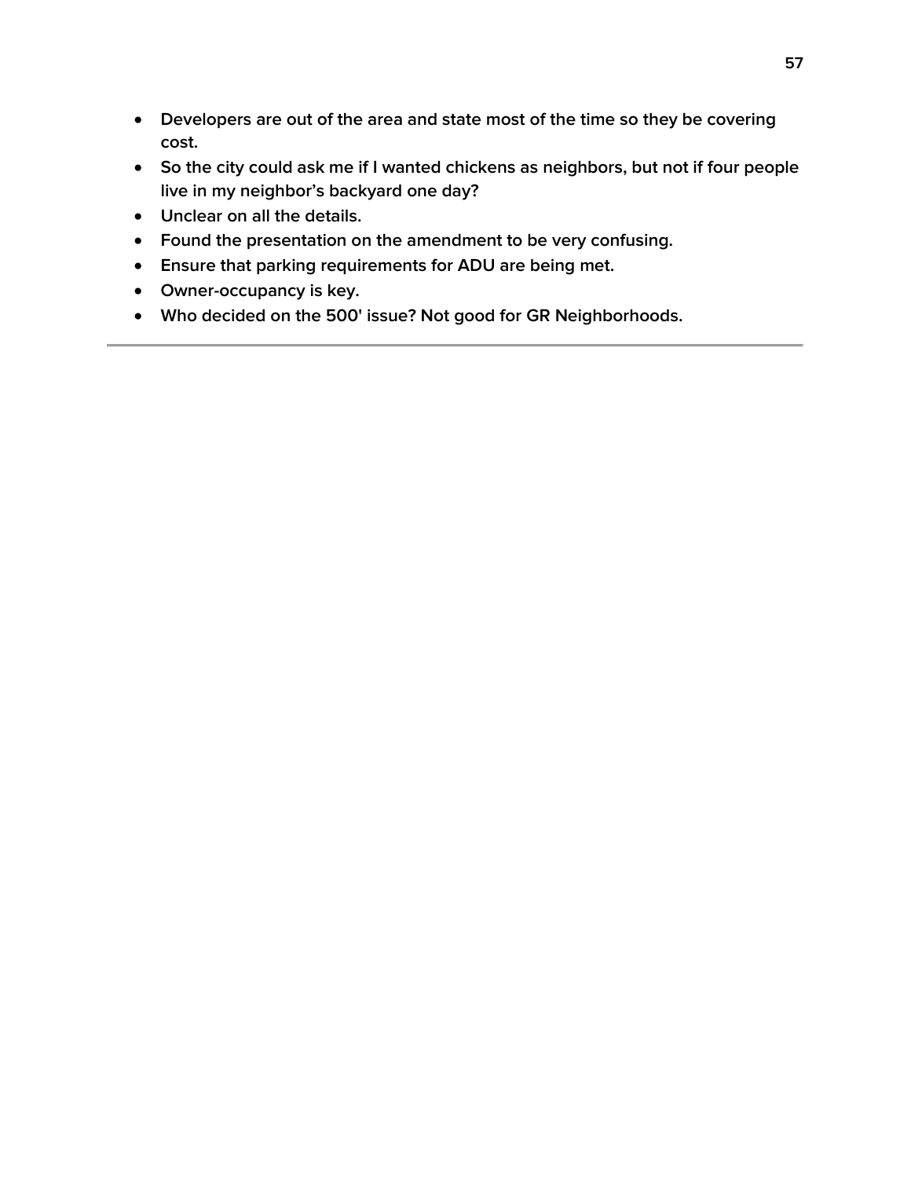- Developers are out of the area and state most of the time so they be covering cost.
- So the city could ask me if I wanted chickens as neighbors, but not if four people live in my neighbor's backyard one day?
- Unclear on all the details.
- Found the presentation on the amendment to be very confusing.
- Ensure that parking requirements for ADU are being met.
- Owner-occupancy is key.
- Who decided on the 500' issue? Not good for GR Neighborhoods.

---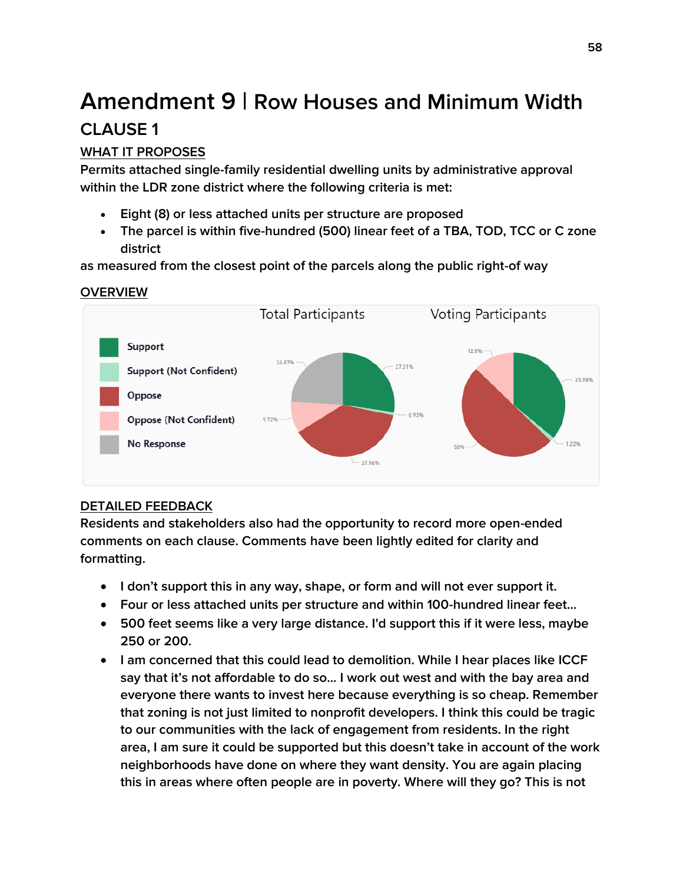# Amendment 9 | Row Houses and Minimum Width

## CLAUSE 1

**WHAT IT PROPOSES**

Permits attached single-family residential dwelling units by administrative approval within the LDR zone district where the following criteria is met:

- Eight (8) or less attached units per structure are proposed
- The parcel is within five-hundred (500) linear feet of a TBA, TOD, TCC or C zone district

as measured from the closest point of the parcels along the public right-of way

**OVERVIEW**

| | Total Participants | Voting Participants |
|---|---|---|
| Support | 27.31% | 35.98% |
| Support (Not Confident) | 0.93% | 1.22% |
| Oppose | 37.96% | 50% |
| Oppose (Not Confident) | 9.72% | 12.8% |
| No Response | 24.07% | |

**DETAILED FEEDBACK**

Residents and stakeholders also had the opportunity to record more open-ended comments on each clause. Comments have been lightly edited for clarity and formatting.

- I don't support this in any way, shape, or form and will not ever support it.
- Four or less attached units per structure and within 100-hundred linear feet...
- 500 feet seems like a very large distance. I'd support this if it were less, maybe 250 or 200.
- I am concerned that this could lead to demolition. While I hear places like ICCF say that it's not affordable to do so... I work out west and with the bay area and everyone there wants to invest here because everything is so cheap. Remember that zoning is not just limited to nonprofit developers. I think this could be tragic to our communities with the lack of engagement from residents. In the right area, I am sure it could be supported but this doesn't take in account of the work neighborhoods have done on where they want density. You are again placing this in areas where often people are in poverty. Where will they go? This is not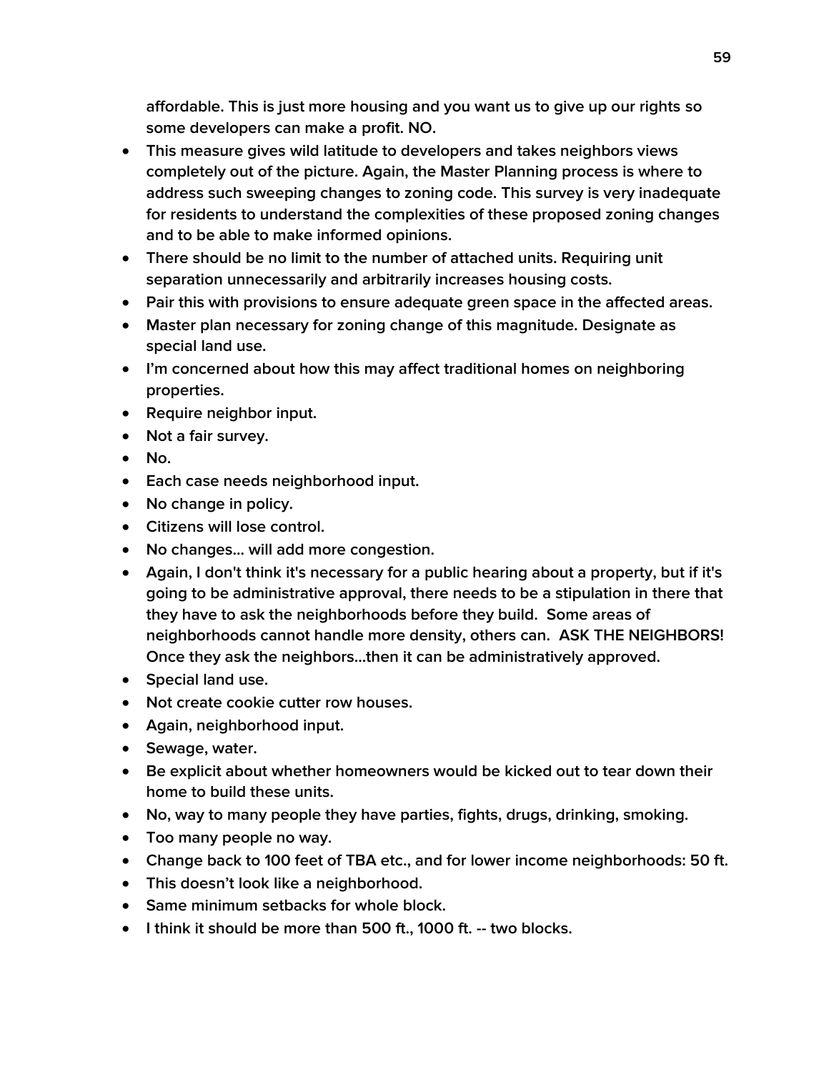affordable. This is just more housing and you want us to give up our rights so some developers can make a profit. NO.

- This measure gives wild latitude to developers and takes neighbors views completely out of the picture. Again, the Master Planning process is where to address such sweeping changes to zoning code. This survey is very inadequate for residents to understand the complexities of these proposed zoning changes and to be able to make informed opinions.
- There should be no limit to the number of attached units. Requiring unit separation unnecessarily and arbitrarily increases housing costs.
- Pair this with provisions to ensure adequate green space in the affected areas.
- Master plan necessary for zoning change of this magnitude. Designate as special land use.
- I'm concerned about how this may affect traditional homes on neighboring properties.
- Require neighbor input.
- Not a fair survey.
- No.
- Each case needs neighborhood input.
- No change in policy.
- Citizens will lose control.
- No changes… will add more congestion.
- Again, I don't think it's necessary for a public hearing about a property, but if it's going to be administrative approval, there needs to be a stipulation in there that they have to ask the neighborhoods before they build.  Some areas of neighborhoods cannot handle more density, others can.  ASK THE NEIGHBORS! Once they ask the neighbors…then it can be administratively approved.
- Special land use.
- Not create cookie cutter row houses.
- Again, neighborhood input.
- Sewage, water.
- Be explicit about whether homeowners would be kicked out to tear down their home to build these units.
- No, way to many people they have parties, fights, drugs, drinking, smoking.
- Too many people no way.
- Change back to 100 feet of TBA etc., and for lower income neighborhoods: 50 ft.
- This doesn't look like a neighborhood.
- Same minimum setbacks for whole block.
- I think it should be more than 500 ft., 1000 ft. -- two blocks.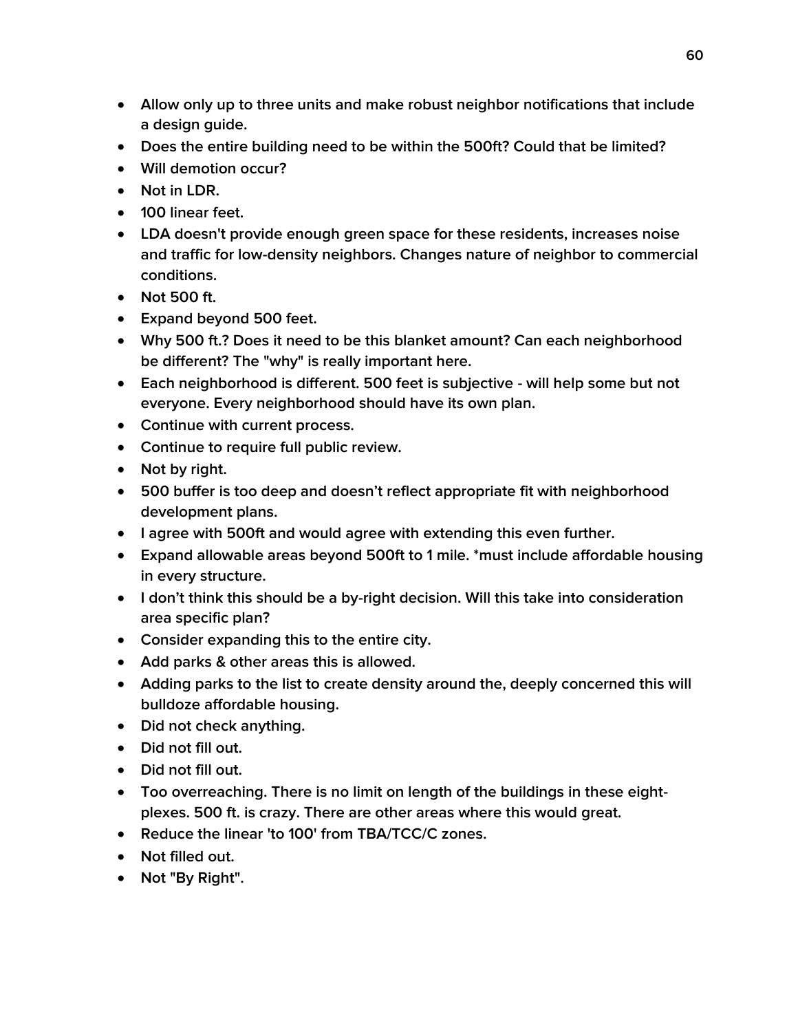- Allow only up to three units and make robust neighbor notifications that include a design guide.
- Does the entire building need to be within the 500ft? Could that be limited?
- Will demotion occur?
- Not in LDR.
- 100 linear feet.
- LDA doesn't provide enough green space for these residents, increases noise and traffic for low-density neighbors. Changes nature of neighbor to commercial conditions.
- Not 500 ft.
- Expand beyond 500 feet.
- Why 500 ft.? Does it need to be this blanket amount? Can each neighborhood be different? The "why" is really important here.
- Each neighborhood is different. 500 feet is subjective - will help some but not everyone. Every neighborhood should have its own plan.
- Continue with current process.
- Continue to require full public review.
- Not by right.
- 500 buffer is too deep and doesn't reflect appropriate fit with neighborhood development plans.
- I agree with 500ft and would agree with extending this even further.
- Expand allowable areas beyond 500ft to 1 mile. *must include affordable housing in every structure.
- I don't think this should be a by-right decision. Will this take into consideration area specific plan?
- Consider expanding this to the entire city.
- Add parks & other areas this is allowed.
- Adding parks to the list to create density around the, deeply concerned this will bulldoze affordable housing.
- Did not check anything.
- Did not fill out.
- Did not fill out.
- Too overreaching. There is no limit on length of the buildings in these eight-plexes. 500 ft. is crazy. There are other areas where this would great.
- Reduce the linear 'to 100' from TBA/TCC/C zones.
- Not filled out.
- Not "By Right".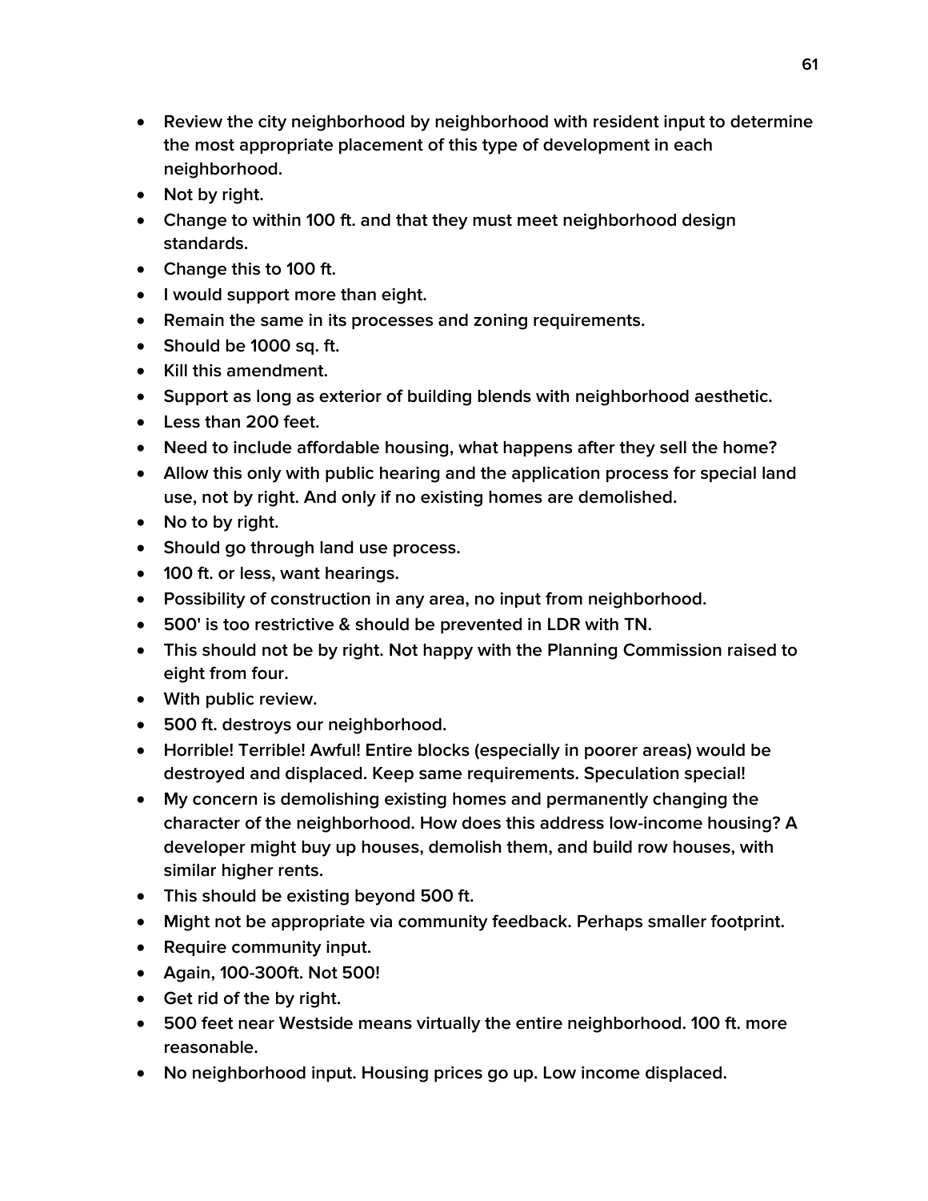- Review the city neighborhood by neighborhood with resident input to determine the most appropriate placement of this type of development in each neighborhood.
- Not by right.
- Change to within 100 ft. and that they must meet neighborhood design standards.
- Change this to 100 ft.
- I would support more than eight.
- Remain the same in its processes and zoning requirements.
- Should be 1000 sq. ft.
- Kill this amendment.
- Support as long as exterior of building blends with neighborhood aesthetic.
- Less than 200 feet.
- Need to include affordable housing, what happens after they sell the home?
- Allow this only with public hearing and the application process for special land use, not by right. And only if no existing homes are demolished.
- No to by right.
- Should go through land use process.
- 100 ft. or less, want hearings.
- Possibility of construction in any area, no input from neighborhood.
- 500' is too restrictive & should be prevented in LDR with TN.
- This should not be by right. Not happy with the Planning Commission raised to eight from four.
- With public review.
- 500 ft. destroys our neighborhood.
- Horrible! Terrible! Awful! Entire blocks (especially in poorer areas) would be destroyed and displaced. Keep same requirements. Speculation special!
- My concern is demolishing existing homes and permanently changing the character of the neighborhood. How does this address low-income housing? A developer might buy up houses, demolish them, and build row houses, with similar higher rents.
- This should be existing beyond 500 ft.
- Might not be appropriate via community feedback. Perhaps smaller footprint.
- Require community input.
- Again, 100-300ft. Not 500!
- Get rid of the by right.
- 500 feet near Westside means virtually the entire neighborhood. 100 ft. more reasonable.
- No neighborhood input. Housing prices go up. Low income displaced.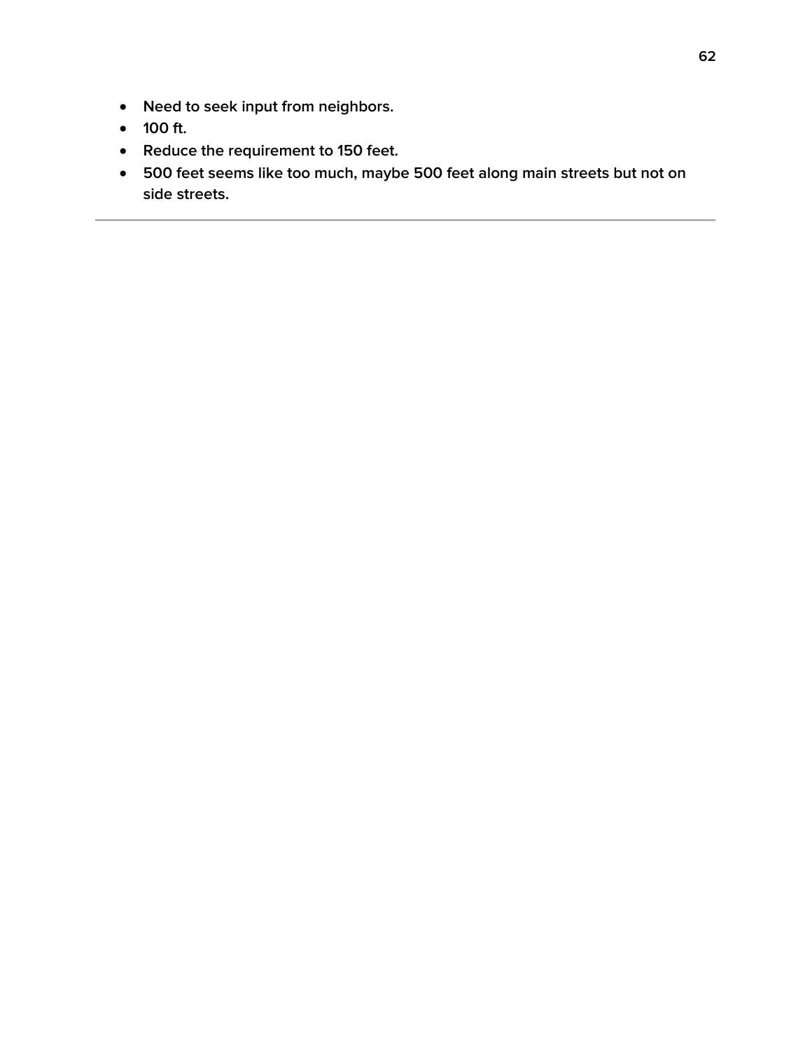- Need to seek input from neighbors.
- 100 ft.
- Reduce the requirement to 150 feet.
- 500 feet seems like too much, maybe 500 feet along main streets but not on side streets.

---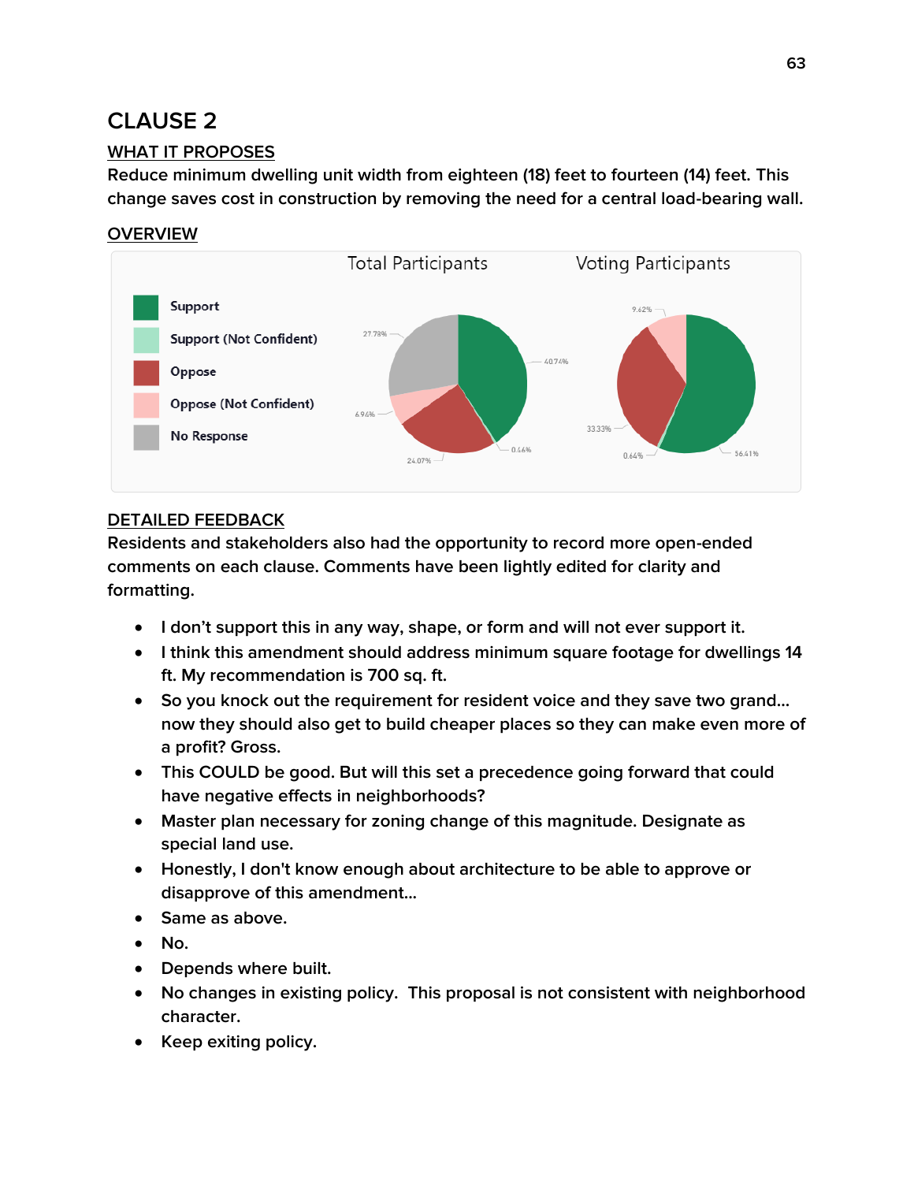# CLAUSE 2

## WHAT IT PROPOSES

Reduce minimum dwelling unit width from eighteen (18) feet to fourteen (14) feet. This change saves cost in construction by removing the need for a central load-bearing wall.

## OVERVIEW

Total Participants | Voting Participants

- Support
- Support (Not Confident)
- Oppose
- Oppose (Not Confident)
- No Response

Total Participants: 40.74%, 0.46%, 24.07%, 6.94%, 27.78%

Voting Participants: 56.41%, 0.64%, 33.33%, 9.62%

## DETAILED FEEDBACK

Residents and stakeholders also had the opportunity to record more open-ended comments on each clause. Comments have been lightly edited for clarity and formatting.

- I don't support this in any way, shape, or form and will not ever support it.
- I think this amendment should address minimum square footage for dwellings 14 ft. My recommendation is 700 sq. ft.
- So you knock out the requirement for resident voice and they save two grand... now they should also get to build cheaper places so they can make even more of a profit? Gross.
- This COULD be good. But will this set a precedence going forward that could have negative effects in neighborhoods?
- Master plan necessary for zoning change of this magnitude. Designate as special land use.
- Honestly, I don't know enough about architecture to be able to approve or disapprove of this amendment...
- Same as above.
- No.
- Depends where built.
- No changes in existing policy. This proposal is not consistent with neighborhood character.
- Keep exiting policy.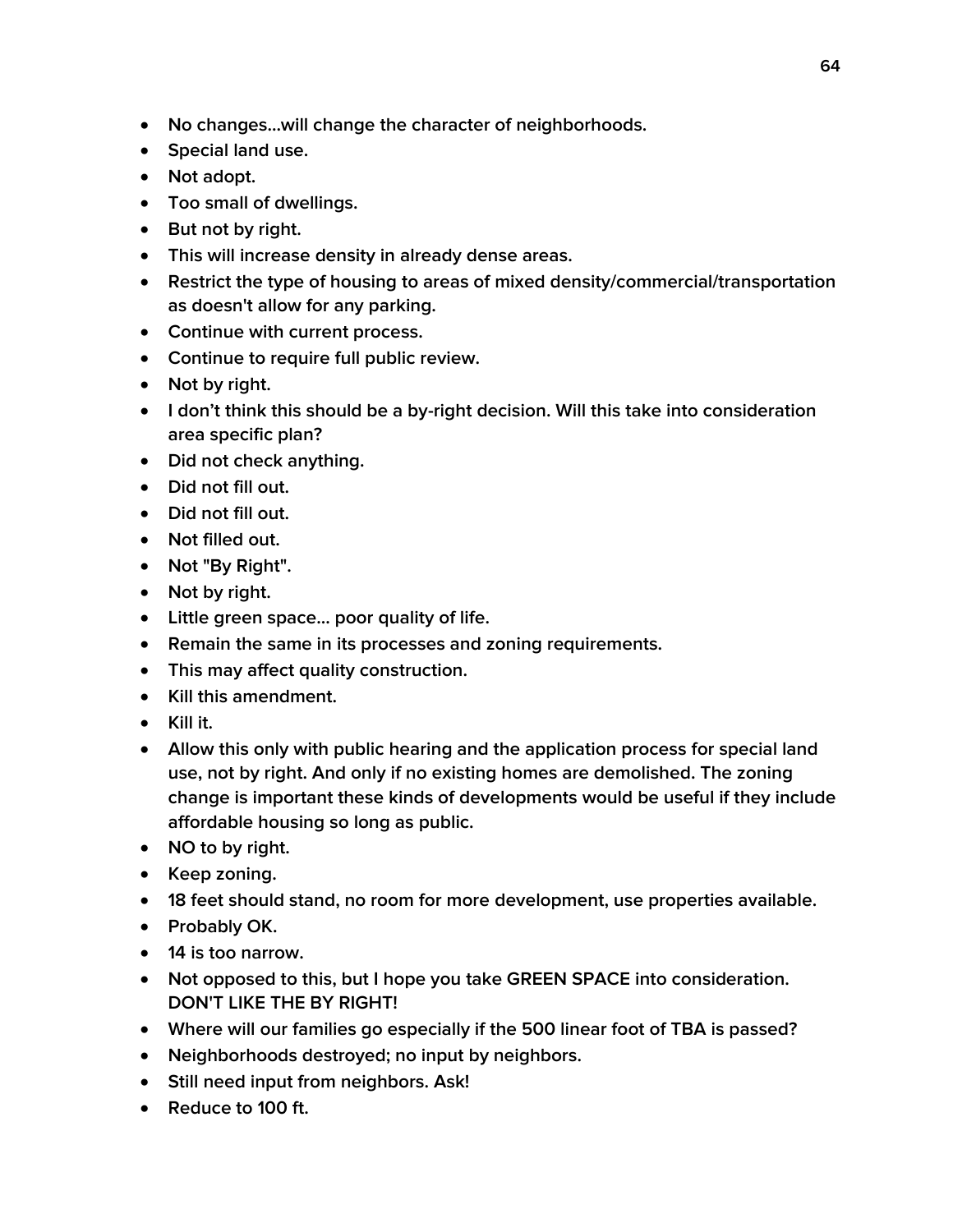- No changes…will change the character of neighborhoods.
- Special land use.
- Not adopt.
- Too small of dwellings.
- But not by right.
- This will increase density in already dense areas.
- Restrict the type of housing to areas of mixed density/commercial/transportation as doesn't allow for any parking.
- Continue with current process.
- Continue to require full public review.
- Not by right.
- I don't think this should be a by-right decision. Will this take into consideration area specific plan?
- Did not check anything.
- Did not fill out.
- Did not fill out.
- Not filled out.
- Not "By Right".
- Not by right.
- Little green space… poor quality of life.
- Remain the same in its processes and zoning requirements.
- This may affect quality construction.
- Kill this amendment.
- Kill it.
- Allow this only with public hearing and the application process for special land use, not by right. And only if no existing homes are demolished. The zoning change is important these kinds of developments would be useful if they include affordable housing so long as public.
- NO to by right.
- Keep zoning.
- 18 feet should stand, no room for more development, use properties available.
- Probably OK.
- 14 is too narrow.
- Not opposed to this, but I hope you take GREEN SPACE into consideration. DON'T LIKE THE BY RIGHT!
- Where will our families go especially if the 500 linear foot of TBA is passed?
- Neighborhoods destroyed; no input by neighbors.
- Still need input from neighbors. Ask!
- Reduce to 100 ft.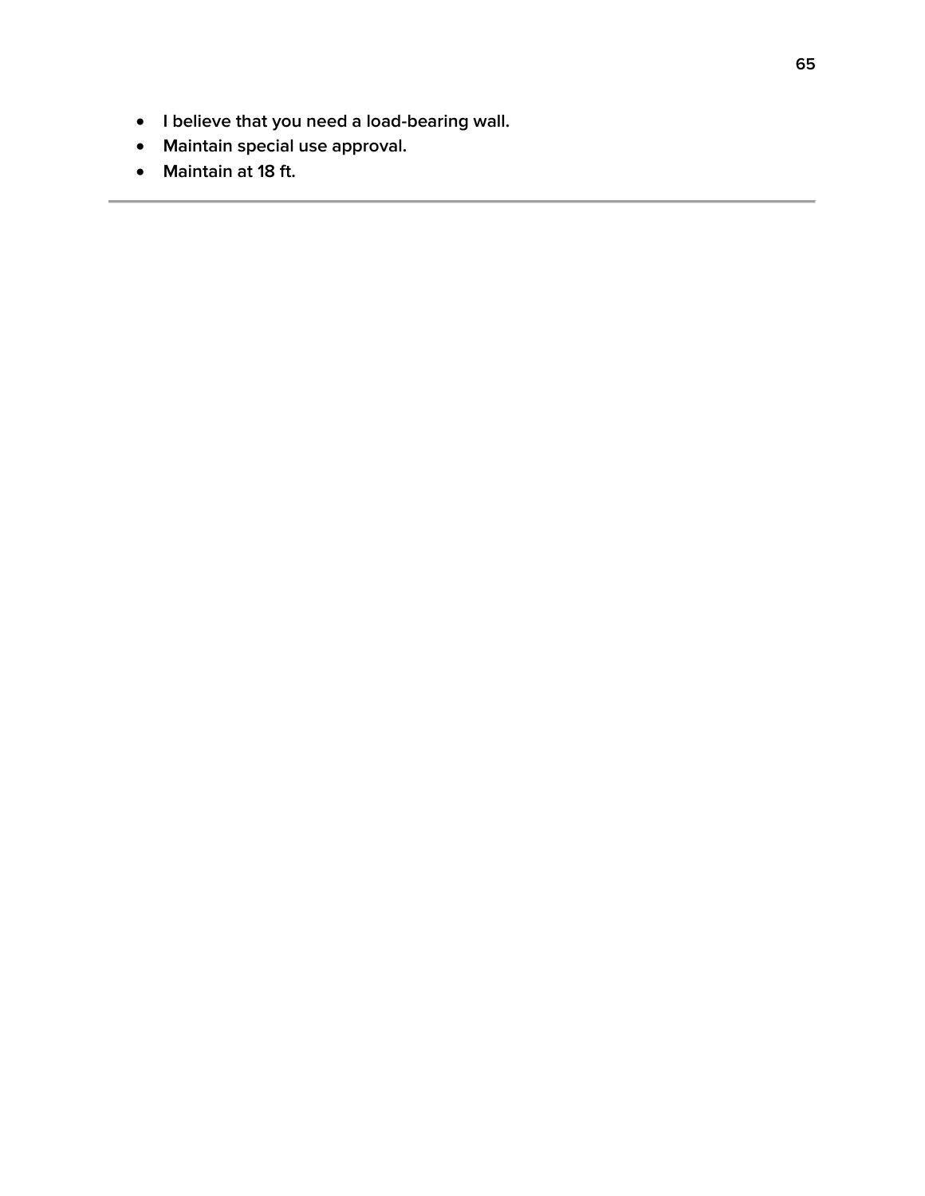- I believe that you need a load-bearing wall.
- Maintain special use approval.
- Maintain at 18 ft.

---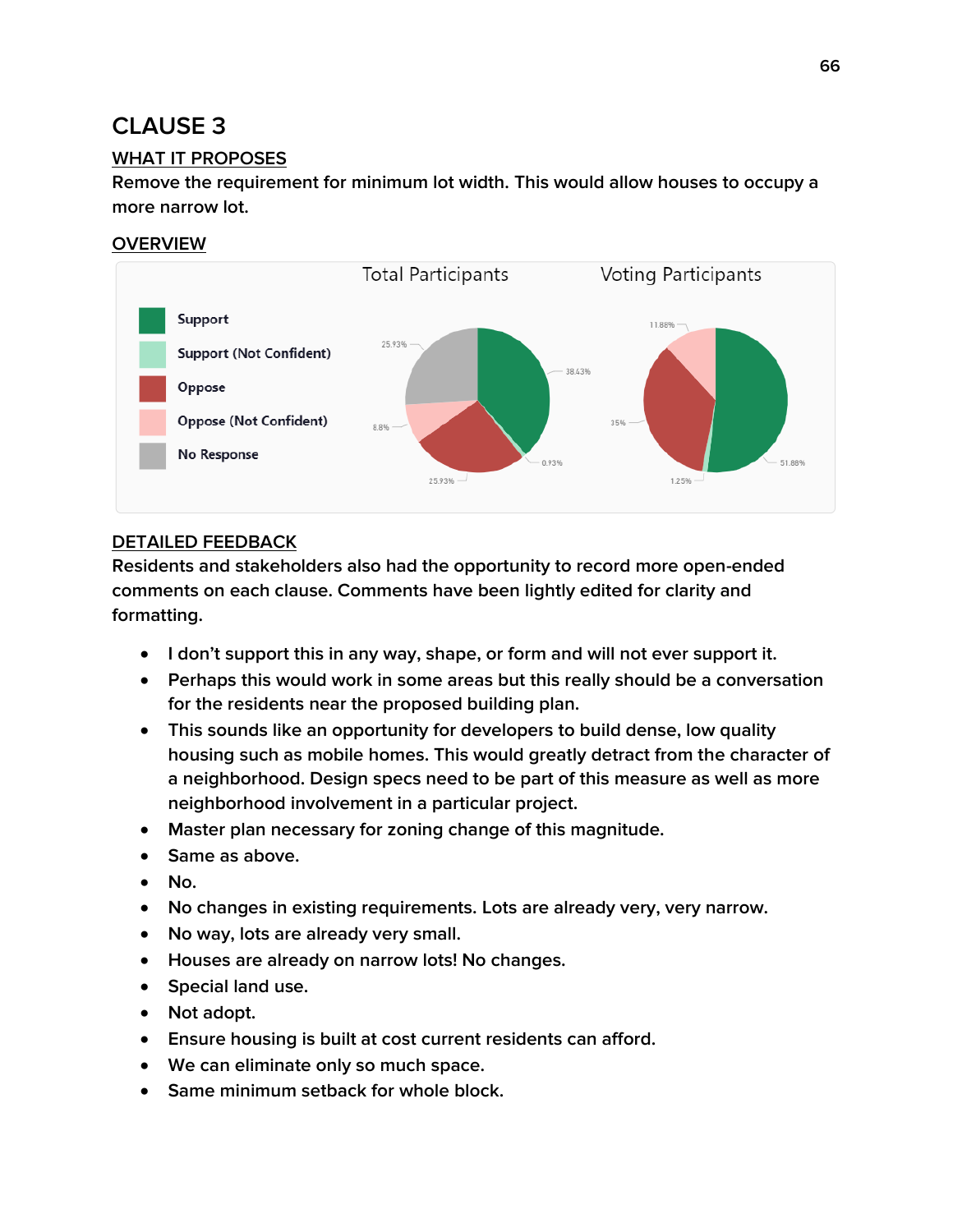# CLAUSE 3

## WHAT IT PROPOSES

Remove the requirement for minimum lot width. This would allow houses to occupy a more narrow lot.

## OVERVIEW

Total Participants | Voting Participants

- Support
- Support (Not Confident)
- Oppose
- Oppose (Not Confident)
- No Response

| Response | Total Participants | Voting Participants |
|---|---|---|
| Support | 38.43% | 51.88% |
| Support (Not Confident) | 0.93% | 1.25% |
| Oppose | 25.93% | 35% |
| Oppose (Not Confident) | 8.8% | 11.88% |
| No Response | 25.93% | |

## DETAILED FEEDBACK

Residents and stakeholders also had the opportunity to record more open-ended comments on each clause. Comments have been lightly edited for clarity and formatting.

- I don't support this in any way, shape, or form and will not ever support it.
- Perhaps this would work in some areas but this really should be a conversation for the residents near the proposed building plan.
- This sounds like an opportunity for developers to build dense, low quality housing such as mobile homes. This would greatly detract from the character of a neighborhood. Design specs need to be part of this measure as well as more neighborhood involvement in a particular project.
- Master plan necessary for zoning change of this magnitude.
- Same as above.
- No.
- No changes in existing requirements. Lots are already very, very narrow.
- No way, lots are already very small.
- Houses are already on narrow lots! No changes.
- Special land use.
- Not adopt.
- Ensure housing is built at cost current residents can afford.
- We can eliminate only so much space.
- Same minimum setback for whole block.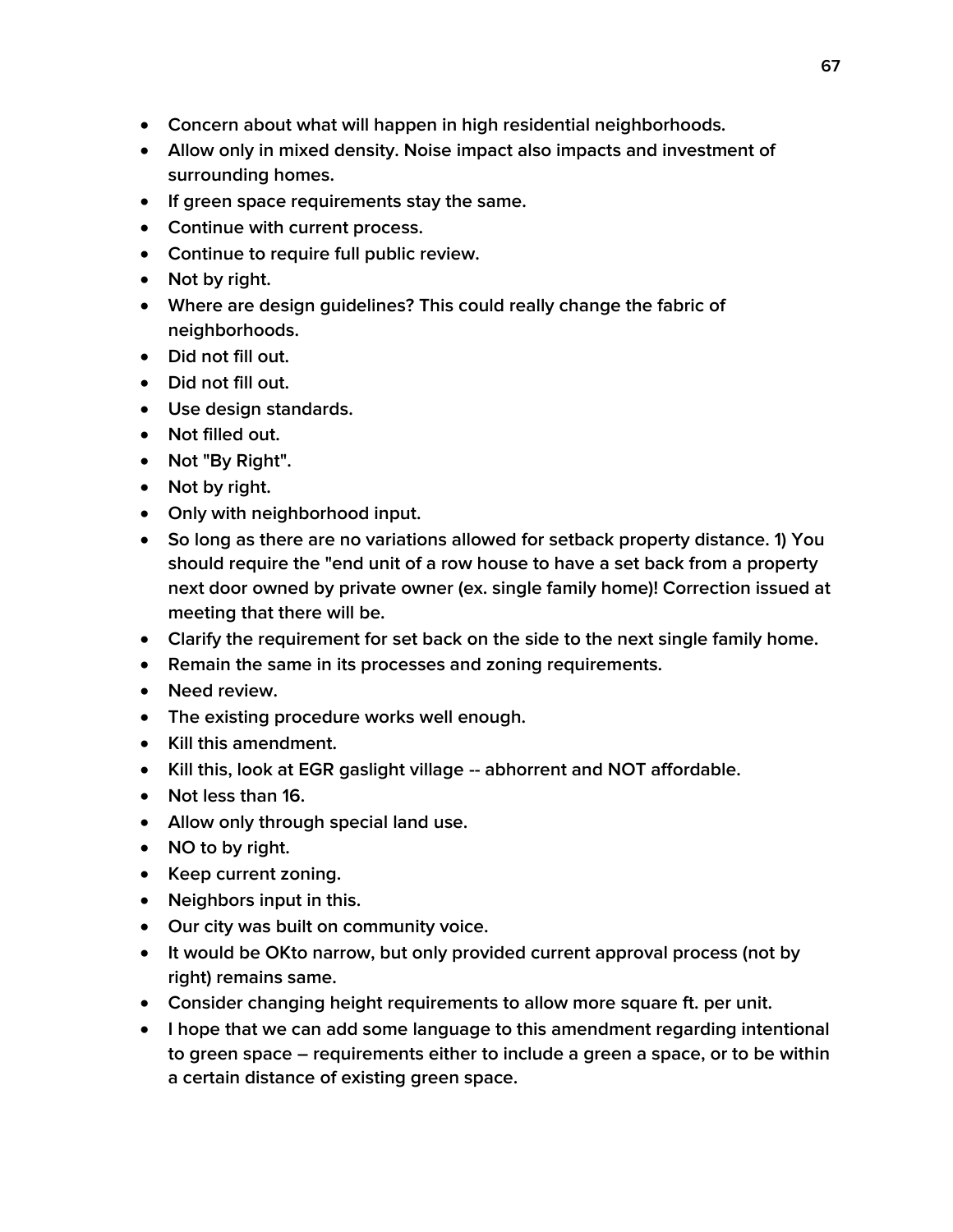- Concern about what will happen in high residential neighborhoods.
- Allow only in mixed density. Noise impact also impacts and investment of surrounding homes.
- If green space requirements stay the same.
- Continue with current process.
- Continue to require full public review.
- Not by right.
- Where are design guidelines? This could really change the fabric of neighborhoods.
- Did not fill out.
- Did not fill out.
- Use design standards.
- Not filled out.
- Not "By Right".
- Not by right.
- Only with neighborhood input.
- So long as there are no variations allowed for setback property distance. 1) You should require the "end unit of a row house to have a set back from a property next door owned by private owner (ex. single family home)! Correction issued at meeting that there will be.
- Clarify the requirement for set back on the side to the next single family home.
- Remain the same in its processes and zoning requirements.
- Need review.
- The existing procedure works well enough.
- Kill this amendment.
- Kill this, look at EGR gaslight village -- abhorrent and NOT affordable.
- Not less than 16.
- Allow only through special land use.
- NO to by right.
- Keep current zoning.
- Neighbors input in this.
- Our city was built on community voice.
- It would be OKto narrow, but only provided current approval process (not by right) remains same.
- Consider changing height requirements to allow more square ft. per unit.
- I hope that we can add some language to this amendment regarding intentional to green space – requirements either to include a green a space, or to be within a certain distance of existing green space.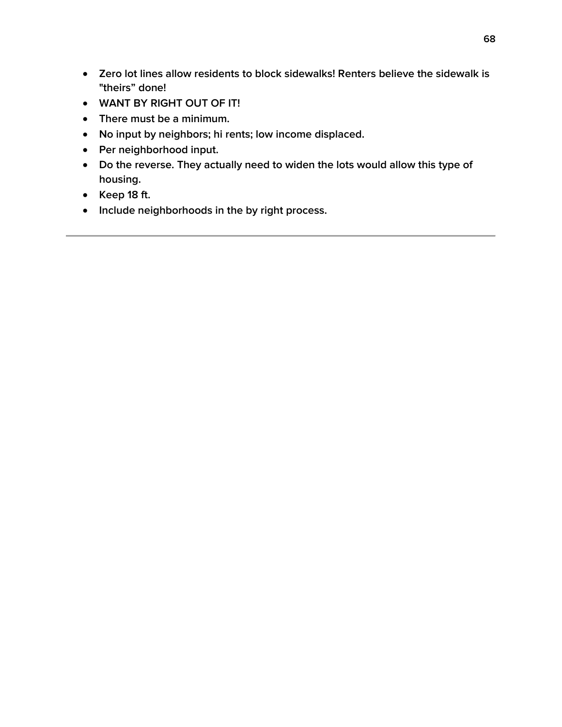- Zero lot lines allow residents to block sidewalks! Renters believe the sidewalk is "theirs" done!
- WANT BY RIGHT OUT OF IT!
- There must be a minimum.
- No input by neighbors; hi rents; low income displaced.
- Per neighborhood input.
- Do the reverse. They actually need to widen the lots would allow this type of housing.
- Keep 18 ft.
- Include neighborhoods in the by right process.

---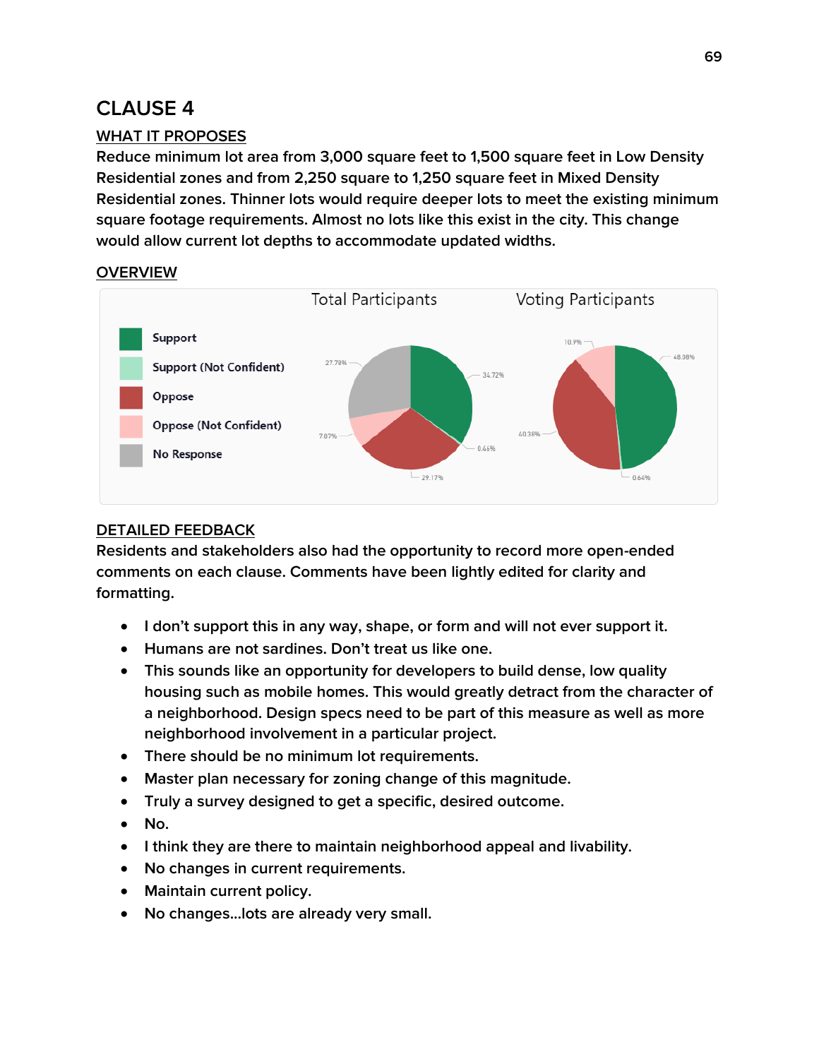# CLAUSE 4

## WHAT IT PROPOSES

Reduce minimum lot area from 3,000 square feet to 1,500 square feet in Low Density Residential zones and from 2,250 square to 1,250 square feet in Mixed Density Residential zones. Thinner lots would require deeper lots to meet the existing minimum square footage requirements. Almost no lots like this exist in the city. This change would allow current lot depths to accommodate updated widths.

## OVERVIEW

Total Participants | Voting Participants

- Support
- Support (Not Confident)
- Oppose
- Oppose (Not Confident)
- No Response

Total Participants: 34.72%, 0.46%, 29.17%, 7.87%, 27.78%

Voting Participants: 48.08%, 0.64%, 40.38%, 10.9%

## DETAILED FEEDBACK

Residents and stakeholders also had the opportunity to record more open-ended comments on each clause. Comments have been lightly edited for clarity and formatting.

- I don't support this in any way, shape, or form and will not ever support it.
- Humans are not sardines. Don't treat us like one.
- This sounds like an opportunity for developers to build dense, low quality housing such as mobile homes. This would greatly detract from the character of a neighborhood. Design specs need to be part of this measure as well as more neighborhood involvement in a particular project.
- There should be no minimum lot requirements.
- Master plan necessary for zoning change of this magnitude.
- Truly a survey designed to get a specific, desired outcome.
- No.
- I think they are there to maintain neighborhood appeal and livability.
- No changes in current requirements.
- Maintain current policy.
- No changes...lots are already very small.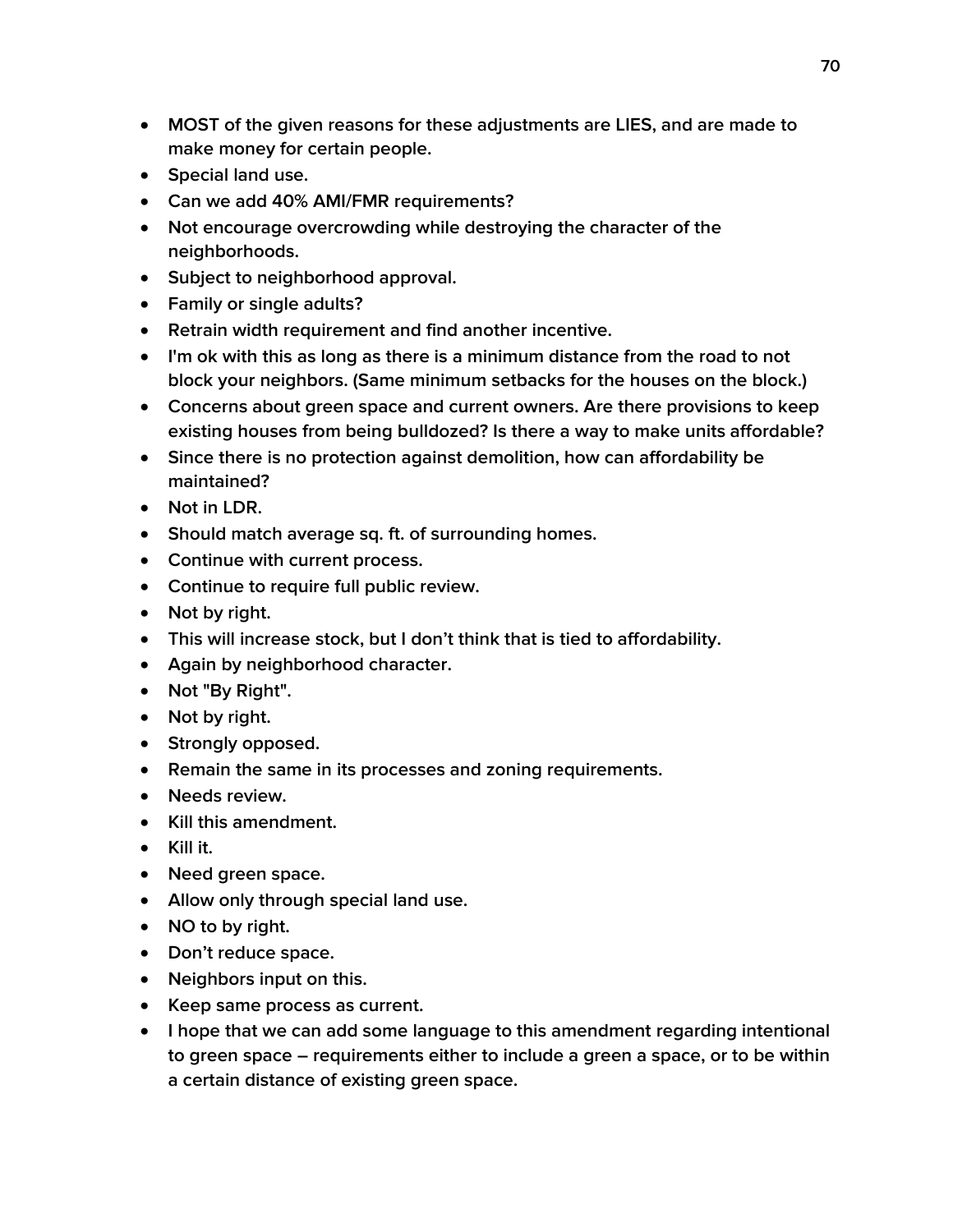- MOST of the given reasons for these adjustments are LIES, and are made to make money for certain people.
- Special land use.
- Can we add 40% AMI/FMR requirements?
- Not encourage overcrowding while destroying the character of the neighborhoods.
- Subject to neighborhood approval.
- Family or single adults?
- Retrain width requirement and find another incentive.
- I'm ok with this as long as there is a minimum distance from the road to not block your neighbors. (Same minimum setbacks for the houses on the block.)
- Concerns about green space and current owners. Are there provisions to keep existing houses from being bulldozed? Is there a way to make units affordable?
- Since there is no protection against demolition, how can affordability be maintained?
- Not in LDR.
- Should match average sq. ft. of surrounding homes.
- Continue with current process.
- Continue to require full public review.
- Not by right.
- This will increase stock, but I don't think that is tied to affordability.
- Again by neighborhood character.
- Not "By Right".
- Not by right.
- Strongly opposed.
- Remain the same in its processes and zoning requirements.
- Needs review.
- Kill this amendment.
- Kill it.
- Need green space.
- Allow only through special land use.
- NO to by right.
- Don't reduce space.
- Neighbors input on this.
- Keep same process as current.
- I hope that we can add some language to this amendment regarding intentional to green space – requirements either to include a green a space, or to be within a certain distance of existing green space.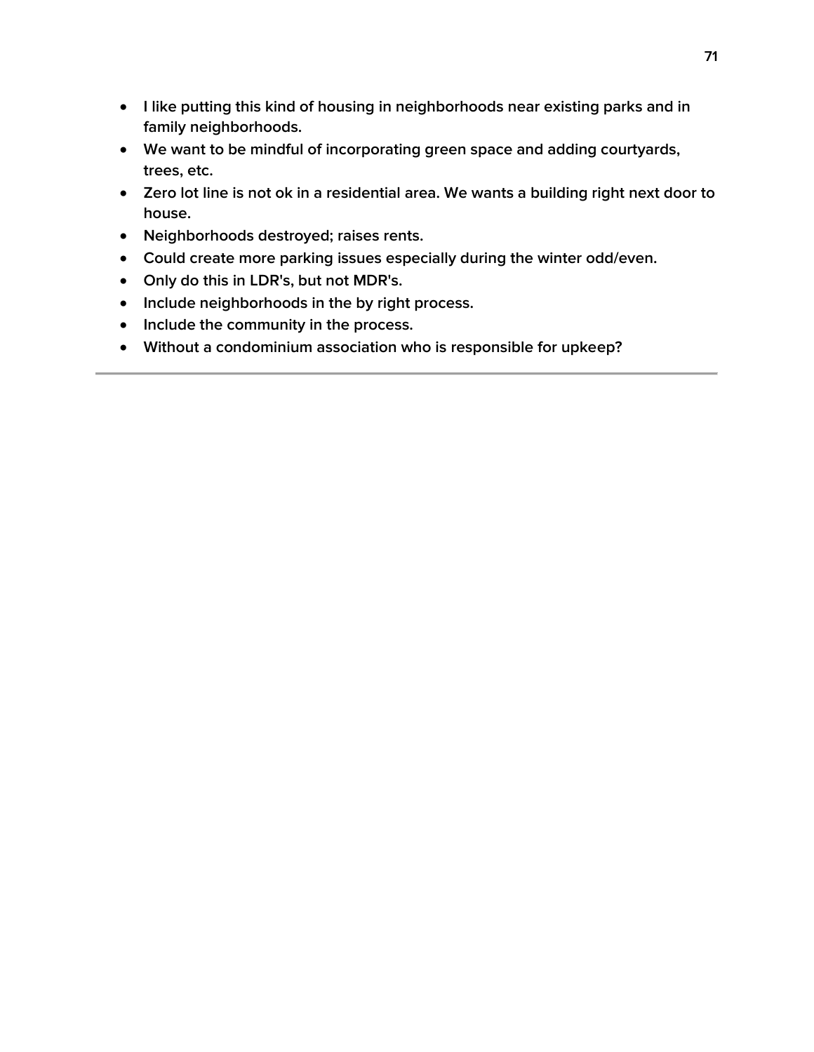- I like putting this kind of housing in neighborhoods near existing parks and in family neighborhoods.
- We want to be mindful of incorporating green space and adding courtyards, trees, etc.
- Zero lot line is not ok in a residential area. We wants a building right next door to house.
- Neighborhoods destroyed; raises rents.
- Could create more parking issues especially during the winter odd/even.
- Only do this in LDR's, but not MDR's.
- Include neighborhoods in the by right process.
- Include the community in the process.
- Without a condominium association who is responsible for upkeep?

---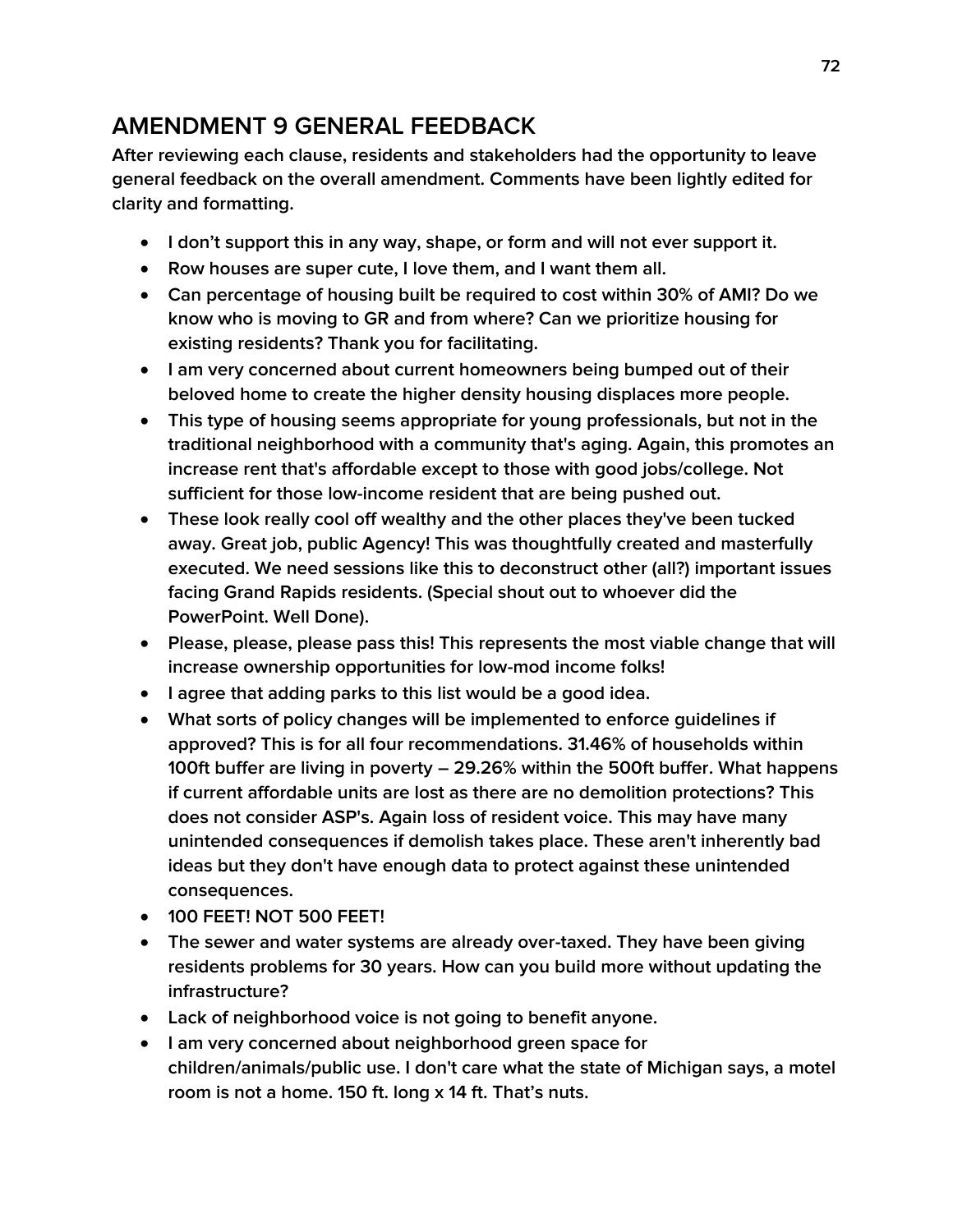## AMENDMENT 9 GENERAL FEEDBACK

After reviewing each clause, residents and stakeholders had the opportunity to leave general feedback on the overall amendment. Comments have been lightly edited for clarity and formatting.

- I don't support this in any way, shape, or form and will not ever support it.
- Row houses are super cute, I love them, and I want them all.
- Can percentage of housing built be required to cost within 30% of AMI? Do we know who is moving to GR and from where? Can we prioritize housing for existing residents? Thank you for facilitating.
- I am very concerned about current homeowners being bumped out of their beloved home to create the higher density housing displaces more people.
- This type of housing seems appropriate for young professionals, but not in the traditional neighborhood with a community that's aging. Again, this promotes an increase rent that's affordable except to those with good jobs/college. Not sufficient for those low-income resident that are being pushed out.
- These look really cool off wealthy and the other places they've been tucked away. Great job, public Agency! This was thoughtfully created and masterfully executed. We need sessions like this to deconstruct other (all?) important issues facing Grand Rapids residents. (Special shout out to whoever did the PowerPoint. Well Done).
- Please, please, please pass this! This represents the most viable change that will increase ownership opportunities for low-mod income folks!
- I agree that adding parks to this list would be a good idea.
- What sorts of policy changes will be implemented to enforce guidelines if approved? This is for all four recommendations. 31.46% of households within 100ft buffer are living in poverty – 29.26% within the 500ft buffer. What happens if current affordable units are lost as there are no demolition protections? This does not consider ASP's. Again loss of resident voice. This may have many unintended consequences if demolish takes place. These aren't inherently bad ideas but they don't have enough data to protect against these unintended consequences.
- 100 FEET! NOT 500 FEET!
- The sewer and water systems are already over-taxed. They have been giving residents problems for 30 years. How can you build more without updating the infrastructure?
- Lack of neighborhood voice is not going to benefit anyone.
- I am very concerned about neighborhood green space for children/animals/public use. I don't care what the state of Michigan says, a motel room is not a home. 150 ft. long x 14 ft. That's nuts.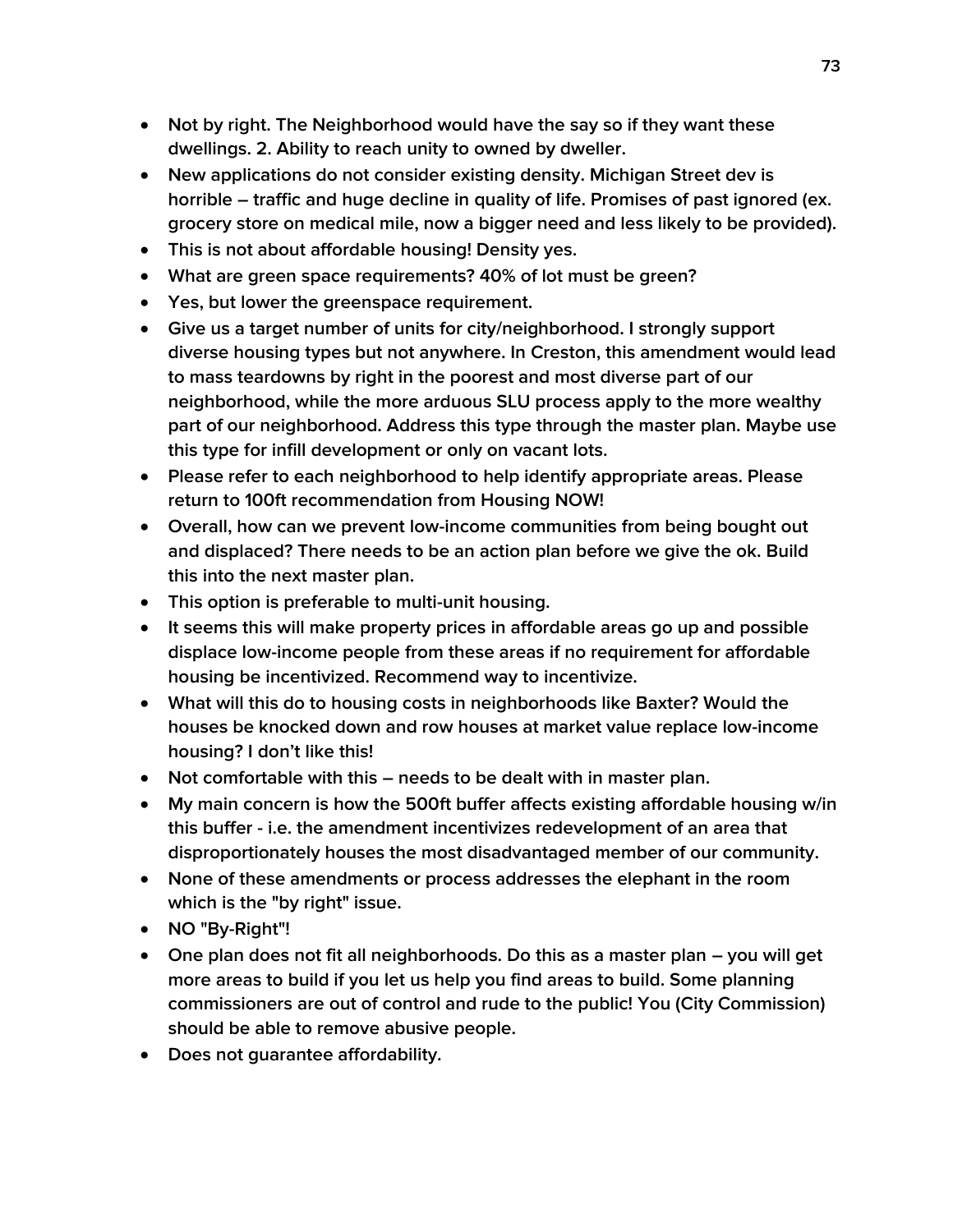- Not by right. The Neighborhood would have the say so if they want these dwellings. 2. Ability to reach unity to owned by dweller.
- New applications do not consider existing density. Michigan Street dev is horrible – traffic and huge decline in quality of life. Promises of past ignored (ex. grocery store on medical mile, now a bigger need and less likely to be provided).
- This is not about affordable housing! Density yes.
- What are green space requirements? 40% of lot must be green?
- Yes, but lower the greenspace requirement.
- Give us a target number of units for city/neighborhood. I strongly support diverse housing types but not anywhere. In Creston, this amendment would lead to mass teardowns by right in the poorest and most diverse part of our neighborhood, while the more arduous SLU process apply to the more wealthy part of our neighborhood. Address this type through the master plan. Maybe use this type for infill development or only on vacant lots.
- Please refer to each neighborhood to help identify appropriate areas. Please return to 100ft recommendation from Housing NOW!
- Overall, how can we prevent low-income communities from being bought out and displaced? There needs to be an action plan before we give the ok. Build this into the next master plan.
- This option is preferable to multi-unit housing.
- It seems this will make property prices in affordable areas go up and possible displace low-income people from these areas if no requirement for affordable housing be incentivized. Recommend way to incentivize.
- What will this do to housing costs in neighborhoods like Baxter? Would the houses be knocked down and row houses at market value replace low-income housing? I don't like this!
- Not comfortable with this – needs to be dealt with in master plan.
- My main concern is how the 500ft buffer affects existing affordable housing w/in this buffer - i.e. the amendment incentivizes redevelopment of an area that disproportionately houses the most disadvantaged member of our community.
- None of these amendments or process addresses the elephant in the room which is the "by right" issue.
- NO "By-Right"!
- One plan does not fit all neighborhoods. Do this as a master plan – you will get more areas to build if you let us help you find areas to build. Some planning commissioners are out of control and rude to the public! You (City Commission) should be able to remove abusive people.
- Does not guarantee affordability.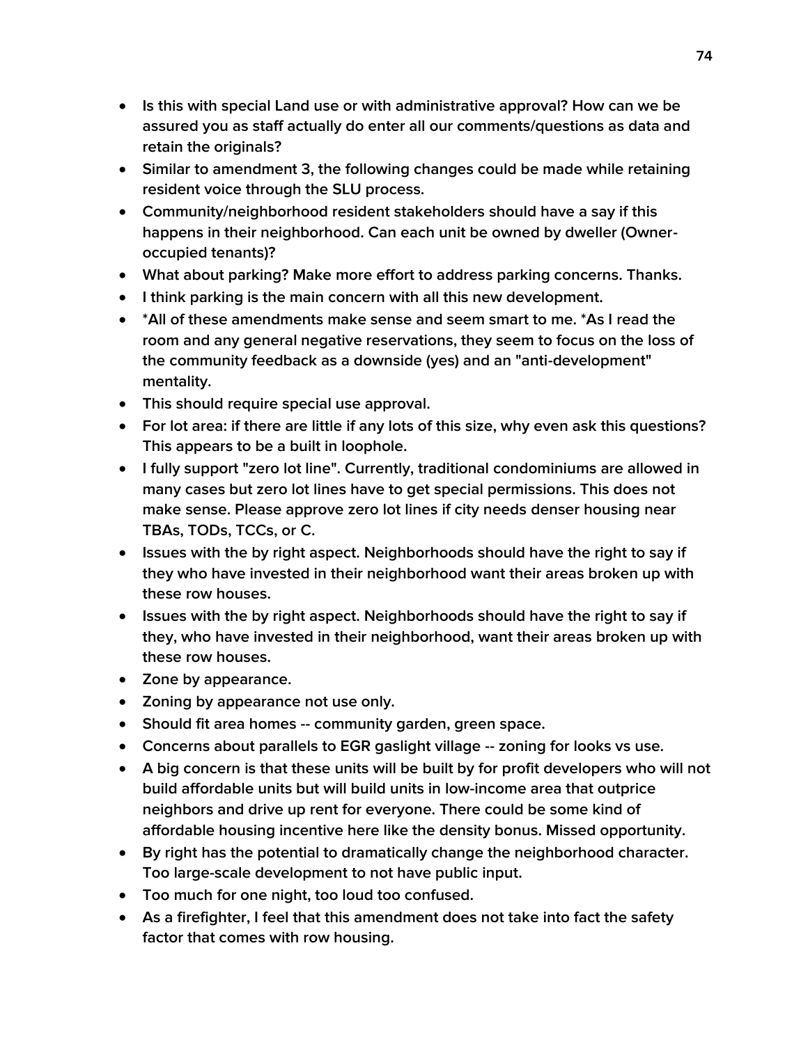- Is this with special Land use or with administrative approval? How can we be assured you as staff actually do enter all our comments/questions as data and retain the originals?
- Similar to amendment 3, the following changes could be made while retaining resident voice through the SLU process.
- Community/neighborhood resident stakeholders should have a say if this happens in their neighborhood. Can each unit be owned by dweller (Owner-occupied tenants)?
- What about parking? Make more effort to address parking concerns. Thanks.
- I think parking is the main concern with all this new development.
- *All of these amendments make sense and seem smart to me. *As I read the room and any general negative reservations, they seem to focus on the loss of the community feedback as a downside (yes) and an "anti-development" mentality.
- This should require special use approval.
- For lot area: if there are little if any lots of this size, why even ask this questions? This appears to be a built in loophole.
- I fully support "zero lot line". Currently, traditional condominiums are allowed in many cases but zero lot lines have to get special permissions. This does not make sense. Please approve zero lot lines if city needs denser housing near TBAs, TODs, TCCs, or C.
- Issues with the by right aspect. Neighborhoods should have the right to say if they who have invested in their neighborhood want their areas broken up with these row houses.
- Issues with the by right aspect. Neighborhoods should have the right to say if they, who have invested in their neighborhood, want their areas broken up with these row houses.
- Zone by appearance.
- Zoning by appearance not use only.
- Should fit area homes -- community garden, green space.
- Concerns about parallels to EGR gaslight village -- zoning for looks vs use.
- A big concern is that these units will be built by for profit developers who will not build affordable units but will build units in low-income area that outprice neighbors and drive up rent for everyone. There could be some kind of affordable housing incentive here like the density bonus. Missed opportunity.
- By right has the potential to dramatically change the neighborhood character. Too large-scale development to not have public input.
- Too much for one night, too loud too confused.
- As a firefighter, I feel that this amendment does not take into fact the safety factor that comes with row housing.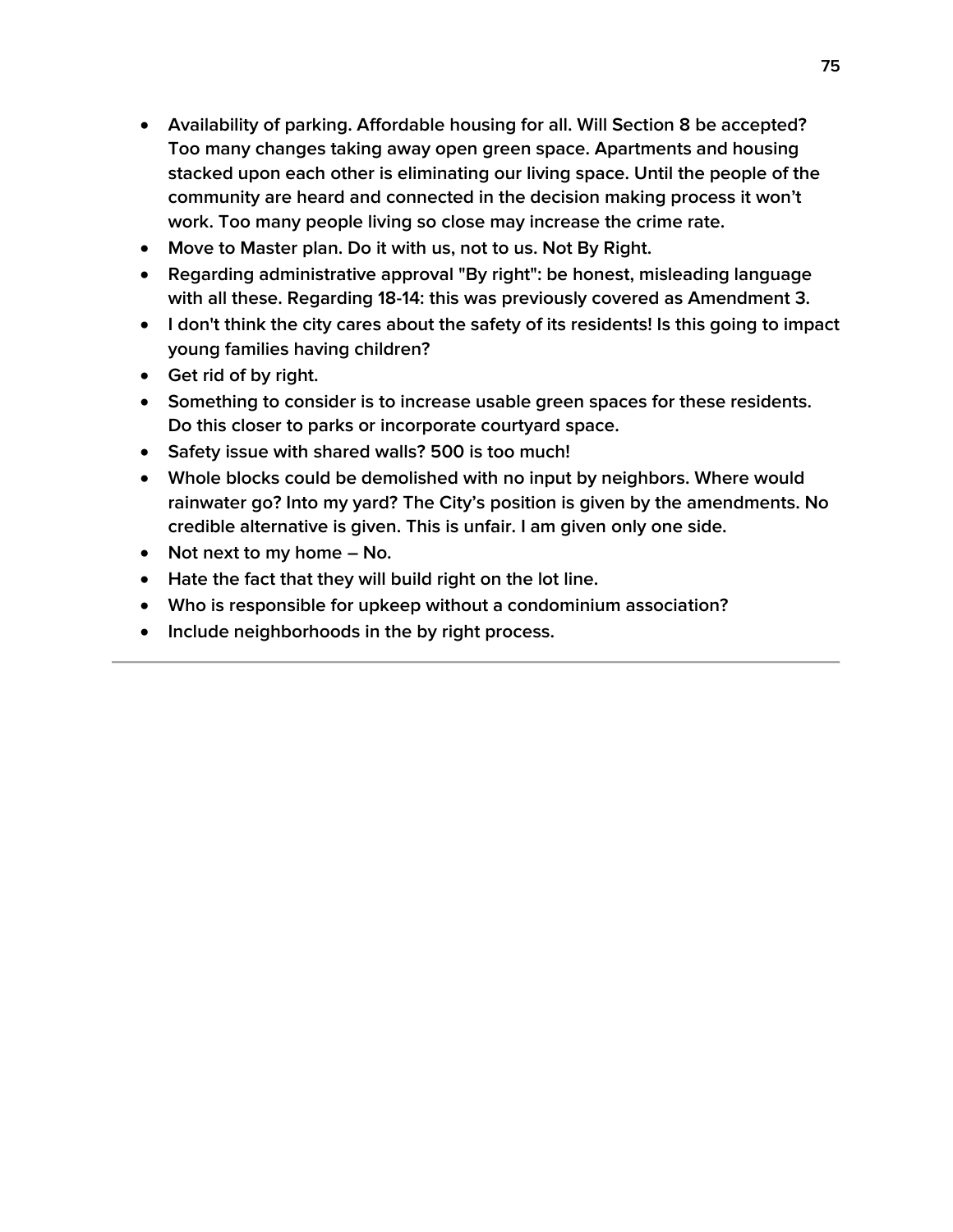- Availability of parking. Affordable housing for all. Will Section 8 be accepted? Too many changes taking away open green space. Apartments and housing stacked upon each other is eliminating our living space. Until the people of the community are heard and connected in the decision making process it won't work. Too many people living so close may increase the crime rate.
- Move to Master plan. Do it with us, not to us. Not By Right.
- Regarding administrative approval "By right": be honest, misleading language with all these. Regarding 18-14: this was previously covered as Amendment 3.
- I don't think the city cares about the safety of its residents! Is this going to impact young families having children?
- Get rid of by right.
- Something to consider is to increase usable green spaces for these residents. Do this closer to parks or incorporate courtyard space.
- Safety issue with shared walls? 500 is too much!
- Whole blocks could be demolished with no input by neighbors. Where would rainwater go? Into my yard? The City's position is given by the amendments. No credible alternative is given. This is unfair. I am given only one side.
- Not next to my home – No.
- Hate the fact that they will build right on the lot line.
- Who is responsible for upkeep without a condominium association?
- Include neighborhoods in the by right process.